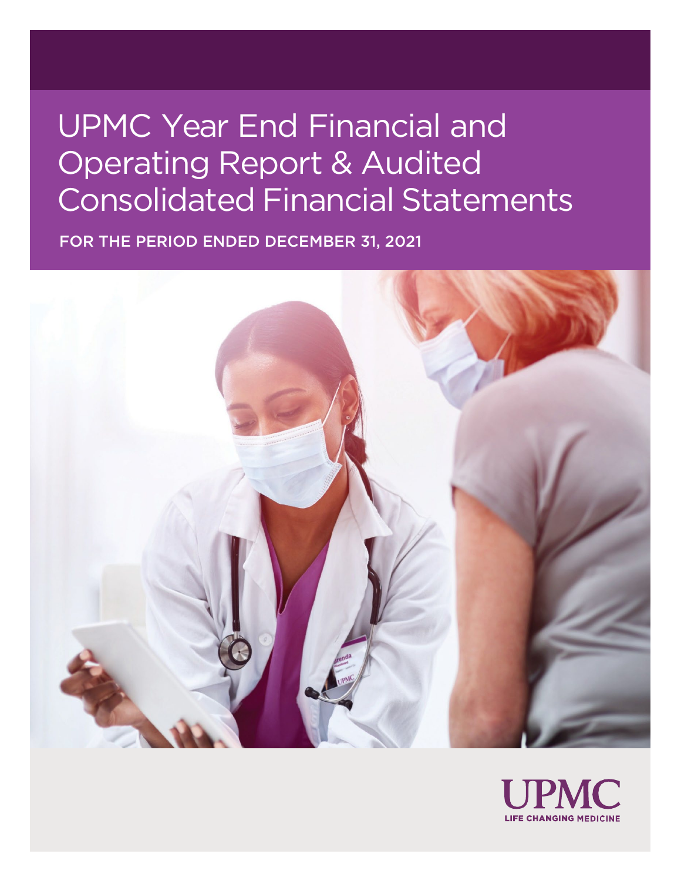# UPMC Year End Financial and Operating Report & Audited Consolidated Financial Statements

FOR THE PERIOD ENDED DECEMBER 31, 2021

UPMC

LIFE CHANGING MEDICINE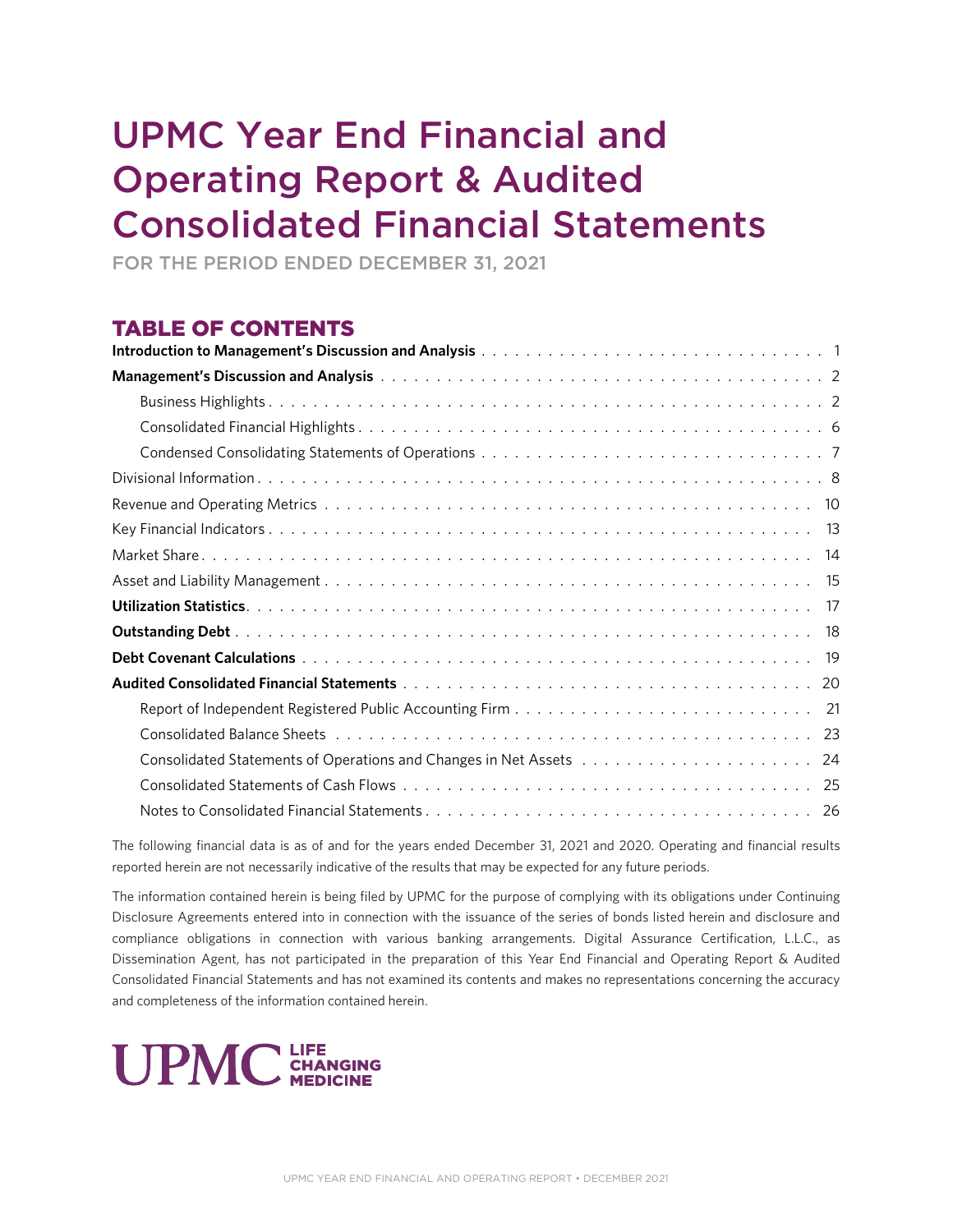# UPMC Year End Financial and Operating Report & Audited Consolidated Financial Statements

FOR THE PERIOD ENDED DECEMBER 31, 2021

## TABLE OF CONTENTS

| | |
|---|---|
| **Introduction to Management's Discussion and Analysis** | 1 |
| **Management's Discussion and Analysis** | 2 |
| Business Highlights | 2 |
| Consolidated Financial Highlights | 6 |
| Condensed Consolidating Statements of Operations | 7 |
| Divisional Information | 8 |
| Revenue and Operating Metrics | 10 |
| Key Financial Indicators | 13 |
| Market Share | 14 |
| Asset and Liability Management | 15 |
| **Utilization Statistics** | 17 |
| **Outstanding Debt** | 18 |
| **Debt Covenant Calculations** | 19 |
| **Audited Consolidated Financial Statements** | 20 |
| Report of Independent Registered Public Accounting Firm | 21 |
| Consolidated Balance Sheets | 23 |
| Consolidated Statements of Operations and Changes in Net Assets | 24 |
| Consolidated Statements of Cash Flows | 25 |
| Notes to Consolidated Financial Statements | 26 |

The following financial data is as of and for the years ended December 31, 2021 and 2020. Operating and financial results reported herein are not necessarily indicative of the results that may be expected for any future periods.

The information contained herein is being filed by UPMC for the purpose of complying with its obligations under Continuing Disclosure Agreements entered into in connection with the issuance of the series of bonds listed herein and disclosure and compliance obligations in connection with various banking arrangements. Digital Assurance Certification, L.L.C., as Dissemination Agent, has not participated in the preparation of this Year End Financial and Operating Report & Audited Consolidated Financial Statements and has not examined its contents and makes no representations concerning the accuracy and completeness of the information contained herein.

UPMC LIFE CHANGING MEDICINE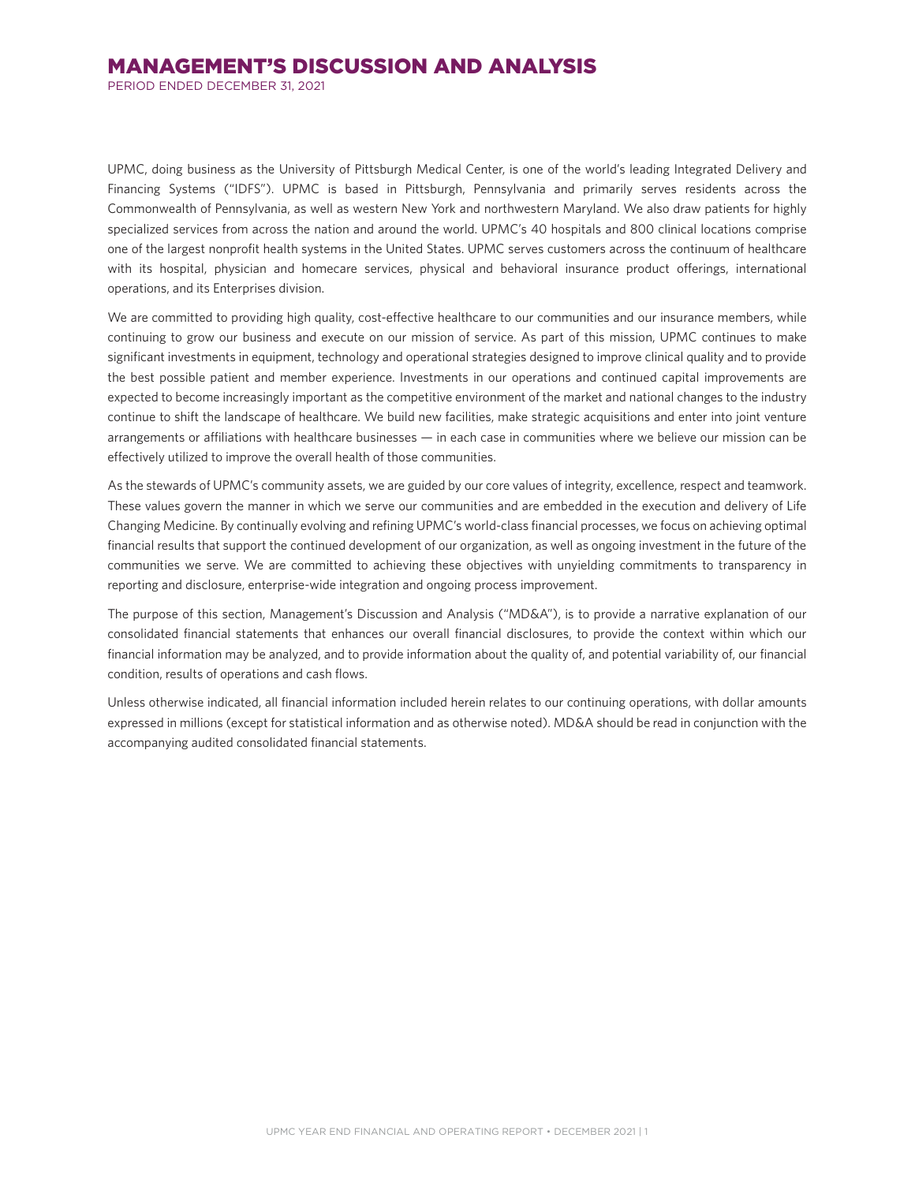# MANAGEMENT'S DISCUSSION AND ANALYSIS

PERIOD ENDED DECEMBER 31, 2021

UPMC, doing business as the University of Pittsburgh Medical Center, is one of the world's leading Integrated Delivery and Financing Systems ("IDFS"). UPMC is based in Pittsburgh, Pennsylvania and primarily serves residents across the Commonwealth of Pennsylvania, as well as western New York and northwestern Maryland. We also draw patients for highly specialized services from across the nation and around the world. UPMC's 40 hospitals and 800 clinical locations comprise one of the largest nonprofit health systems in the United States. UPMC serves customers across the continuum of healthcare with its hospital, physician and homecare services, physical and behavioral insurance product offerings, international operations, and its Enterprises division.

We are committed to providing high quality, cost-effective healthcare to our communities and our insurance members, while continuing to grow our business and execute on our mission of service. As part of this mission, UPMC continues to make significant investments in equipment, technology and operational strategies designed to improve clinical quality and to provide the best possible patient and member experience. Investments in our operations and continued capital improvements are expected to become increasingly important as the competitive environment of the market and national changes to the industry continue to shift the landscape of healthcare. We build new facilities, make strategic acquisitions and enter into joint venture arrangements or affiliations with healthcare businesses — in each case in communities where we believe our mission can be effectively utilized to improve the overall health of those communities.

As the stewards of UPMC's community assets, we are guided by our core values of integrity, excellence, respect and teamwork. These values govern the manner in which we serve our communities and are embedded in the execution and delivery of Life Changing Medicine. By continually evolving and refining UPMC's world-class financial processes, we focus on achieving optimal financial results that support the continued development of our organization, as well as ongoing investment in the future of the communities we serve. We are committed to achieving these objectives with unyielding commitments to transparency in reporting and disclosure, enterprise-wide integration and ongoing process improvement.

The purpose of this section, Management's Discussion and Analysis ("MD&A"), is to provide a narrative explanation of our consolidated financial statements that enhances our overall financial disclosures, to provide the context within which our financial information may be analyzed, and to provide information about the quality of, and potential variability of, our financial condition, results of operations and cash flows.

Unless otherwise indicated, all financial information included herein relates to our continuing operations, with dollar amounts expressed in millions (except for statistical information and as otherwise noted). MD&A should be read in conjunction with the accompanying audited consolidated financial statements.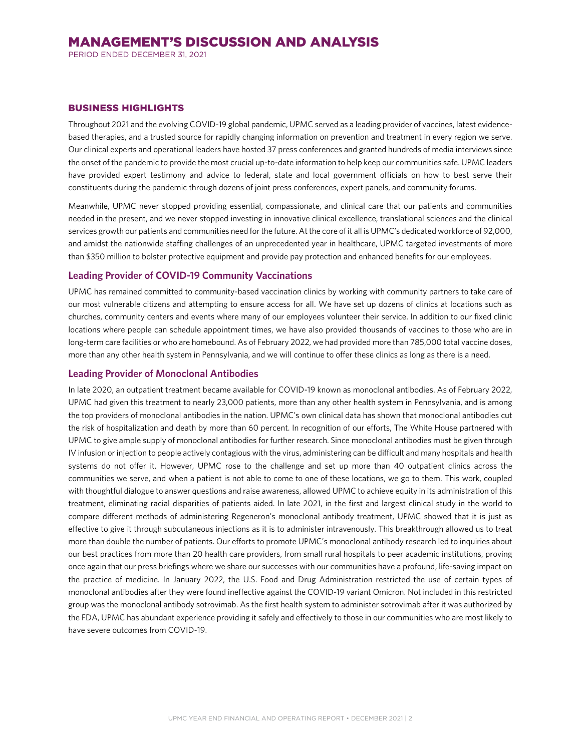# MANAGEMENT'S DISCUSSION AND ANALYSIS

PERIOD ENDED DECEMBER 31, 2021

## BUSINESS HIGHLIGHTS

Throughout 2021 and the evolving COVID-19 global pandemic, UPMC served as a leading provider of vaccines, latest evidence-based therapies, and a trusted source for rapidly changing information on prevention and treatment in every region we serve. Our clinical experts and operational leaders have hosted 37 press conferences and granted hundreds of media interviews since the onset of the pandemic to provide the most crucial up-to-date information to help keep our communities safe. UPMC leaders have provided expert testimony and advice to federal, state and local government officials on how to best serve their constituents during the pandemic through dozens of joint press conferences, expert panels, and community forums.

Meanwhile, UPMC never stopped providing essential, compassionate, and clinical care that our patients and communities needed in the present, and we never stopped investing in innovative clinical excellence, translational sciences and the clinical services growth our patients and communities need for the future. At the core of it all is UPMC's dedicated workforce of 92,000, and amidst the nationwide staffing challenges of an unprecedented year in healthcare, UPMC targeted investments of more than $350 million to bolster protective equipment and provide pay protection and enhanced benefits for our employees.

### Leading Provider of COVID-19 Community Vaccinations

UPMC has remained committed to community-based vaccination clinics by working with community partners to take care of our most vulnerable citizens and attempting to ensure access for all. We have set up dozens of clinics at locations such as churches, community centers and events where many of our employees volunteer their service. In addition to our fixed clinic locations where people can schedule appointment times, we have also provided thousands of vaccines to those who are in long-term care facilities or who are homebound. As of February 2022, we had provided more than 785,000 total vaccine doses, more than any other health system in Pennsylvania, and we will continue to offer these clinics as long as there is a need.

### Leading Provider of Monoclonal Antibodies

In late 2020, an outpatient treatment became available for COVID-19 known as monoclonal antibodies. As of February 2022, UPMC had given this treatment to nearly 23,000 patients, more than any other health system in Pennsylvania, and is among the top providers of monoclonal antibodies in the nation. UPMC's own clinical data has shown that monoclonal antibodies cut the risk of hospitalization and death by more than 60 percent. In recognition of our efforts, The White House partnered with UPMC to give ample supply of monoclonal antibodies for further research. Since monoclonal antibodies must be given through IV infusion or injection to people actively contagious with the virus, administering can be difficult and many hospitals and health systems do not offer it. However, UPMC rose to the challenge and set up more than 40 outpatient clinics across the communities we serve, and when a patient is not able to come to one of these locations, we go to them. This work, coupled with thoughtful dialogue to answer questions and raise awareness, allowed UPMC to achieve equity in its administration of this treatment, eliminating racial disparities of patients aided. In late 2021, in the first and largest clinical study in the world to compare different methods of administering Regeneron's monoclonal antibody treatment, UPMC showed that it is just as effective to give it through subcutaneous injections as it is to administer intravenously. This breakthrough allowed us to treat more than double the number of patients. Our efforts to promote UPMC's monoclonal antibody research led to inquiries about our best practices from more than 20 health care providers, from small rural hospitals to peer academic institutions, proving once again that our press briefings where we share our successes with our communities have a profound, life-saving impact on the practice of medicine. In January 2022, the U.S. Food and Drug Administration restricted the use of certain types of monoclonal antibodies after they were found ineffective against the COVID-19 variant Omicron. Not included in this restricted group was the monoclonal antibody sotrovimab. As the first health system to administer sotrovimab after it was authorized by the FDA, UPMC has abundant experience providing it safely and effectively to those in our communities who are most likely to have severe outcomes from COVID-19.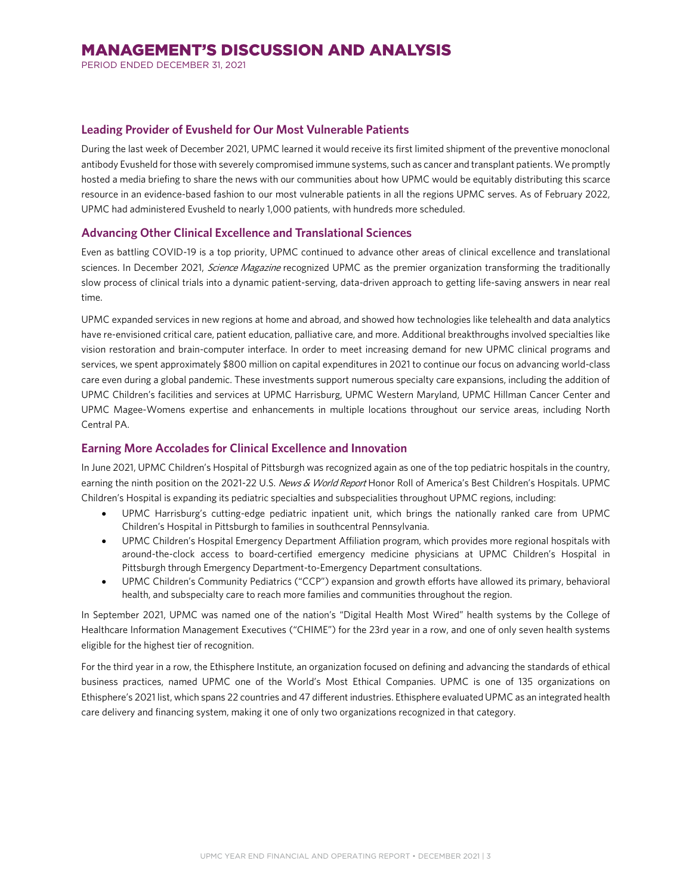## Leading Provider of Evusheld for Our Most Vulnerable Patients

During the last week of December 2021, UPMC learned it would receive its first limited shipment of the preventive monoclonal antibody Evusheld for those with severely compromised immune systems, such as cancer and transplant patients. We promptly hosted a media briefing to share the news with our communities about how UPMC would be equitably distributing this scarce resource in an evidence-based fashion to our most vulnerable patients in all the regions UPMC serves. As of February 2022, UPMC had administered Evusheld to nearly 1,000 patients, with hundreds more scheduled.

## Advancing Other Clinical Excellence and Translational Sciences

Even as battling COVID-19 is a top priority, UPMC continued to advance other areas of clinical excellence and translational sciences. In December 2021, *Science Magazine* recognized UPMC as the premier organization transforming the traditionally slow process of clinical trials into a dynamic patient-serving, data-driven approach to getting life-saving answers in near real time.

UPMC expanded services in new regions at home and abroad, and showed how technologies like telehealth and data analytics have re-envisioned critical care, patient education, palliative care, and more. Additional breakthroughs involved specialties like vision restoration and brain-computer interface. In order to meet increasing demand for new UPMC clinical programs and services, we spent approximately $800 million on capital expenditures in 2021 to continue our focus on advancing world-class care even during a global pandemic. These investments support numerous specialty care expansions, including the addition of UPMC Children's facilities and services at UPMC Harrisburg, UPMC Western Maryland, UPMC Hillman Cancer Center and UPMC Magee-Womens expertise and enhancements in multiple locations throughout our service areas, including North Central PA.

## Earning More Accolades for Clinical Excellence and Innovation

In June 2021, UPMC Children's Hospital of Pittsburgh was recognized again as one of the top pediatric hospitals in the country, earning the ninth position on the 2021-22 U.S. *News & World Report* Honor Roll of America's Best Children's Hospitals. UPMC Children's Hospital is expanding its pediatric specialties and subspecialities throughout UPMC regions, including:

- UPMC Harrisburg's cutting-edge pediatric inpatient unit, which brings the nationally ranked care from UPMC Children's Hospital in Pittsburgh to families in southcentral Pennsylvania.
- UPMC Children's Hospital Emergency Department Affiliation program, which provides more regional hospitals with around-the-clock access to board-certified emergency medicine physicians at UPMC Children's Hospital in Pittsburgh through Emergency Department-to-Emergency Department consultations.
- UPMC Children's Community Pediatrics ("CCP") expansion and growth efforts have allowed its primary, behavioral health, and subspecialty care to reach more families and communities throughout the region.

In September 2021, UPMC was named one of the nation's "Digital Health Most Wired" health systems by the College of Healthcare Information Management Executives ("CHIME") for the 23rd year in a row, and one of only seven health systems eligible for the highest tier of recognition.

For the third year in a row, the Ethisphere Institute, an organization focused on defining and advancing the standards of ethical business practices, named UPMC one of the World's Most Ethical Companies. UPMC is one of 135 organizations on Ethisphere's 2021 list, which spans 22 countries and 47 different industries. Ethisphere evaluated UPMC as an integrated health care delivery and financing system, making it one of only two organizations recognized in that category.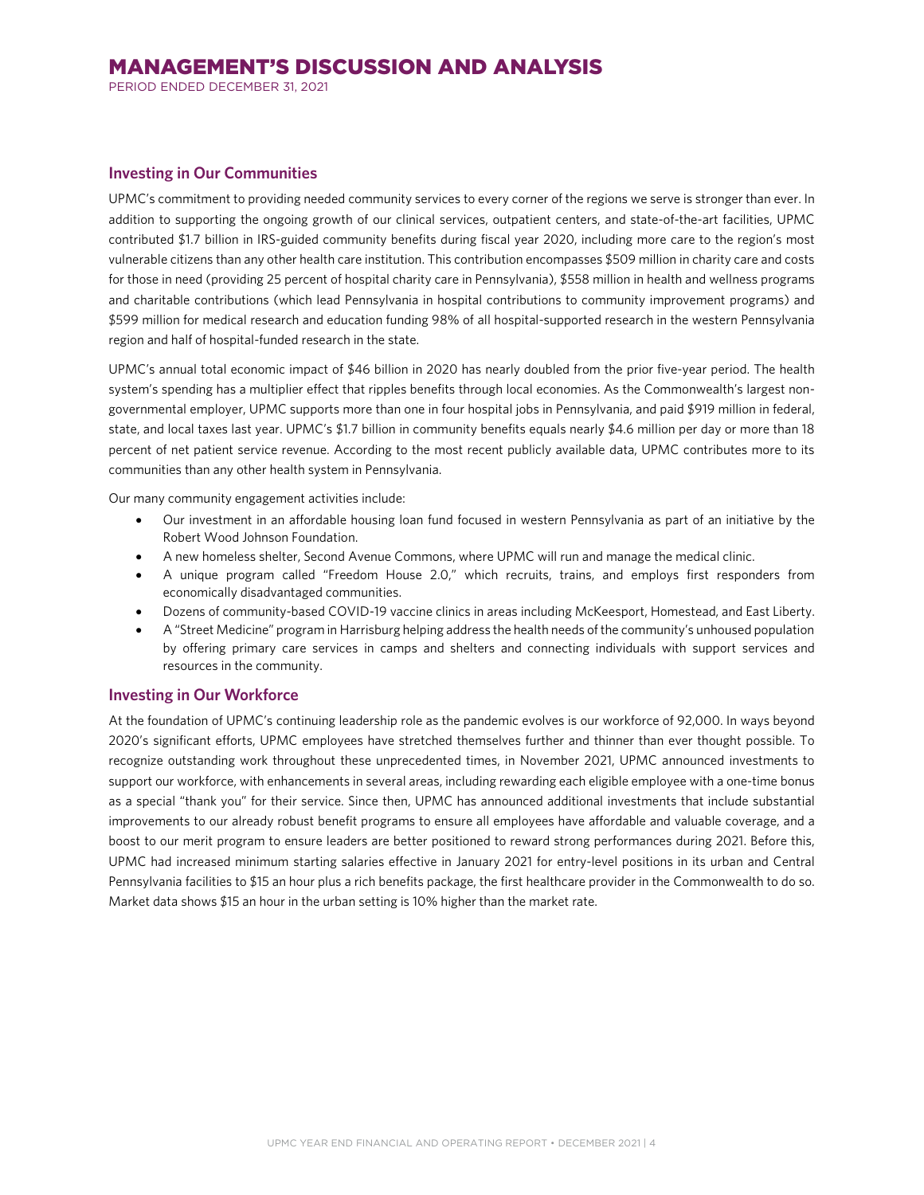## Investing in Our Communities

UPMC's commitment to providing needed community services to every corner of the regions we serve is stronger than ever. In addition to supporting the ongoing growth of our clinical services, outpatient centers, and state-of-the-art facilities, UPMC contributed $1.7 billion in IRS-guided community benefits during fiscal year 2020, including more care to the region's most vulnerable citizens than any other health care institution. This contribution encompasses $509 million in charity care and costs for those in need (providing 25 percent of hospital charity care in Pennsylvania), $558 million in health and wellness programs and charitable contributions (which lead Pennsylvania in hospital contributions to community improvement programs) and $599 million for medical research and education funding 98% of all hospital-supported research in the western Pennsylvania region and half of hospital-funded research in the state.

UPMC's annual total economic impact of $46 billion in 2020 has nearly doubled from the prior five-year period. The health system's spending has a multiplier effect that ripples benefits through local economies. As the Commonwealth's largest non-governmental employer, UPMC supports more than one in four hospital jobs in Pennsylvania, and paid $919 million in federal, state, and local taxes last year. UPMC's $1.7 billion in community benefits equals nearly $4.6 million per day or more than 18 percent of net patient service revenue. According to the most recent publicly available data, UPMC contributes more to its communities than any other health system in Pennsylvania.

Our many community engagement activities include:

- Our investment in an affordable housing loan fund focused in western Pennsylvania as part of an initiative by the Robert Wood Johnson Foundation.
- A new homeless shelter, Second Avenue Commons, where UPMC will run and manage the medical clinic.
- A unique program called "Freedom House 2.0," which recruits, trains, and employs first responders from economically disadvantaged communities.
- Dozens of community-based COVID-19 vaccine clinics in areas including McKeesport, Homestead, and East Liberty.
- A "Street Medicine" program in Harrisburg helping address the health needs of the community's unhoused population by offering primary care services in camps and shelters and connecting individuals with support services and resources in the community.

## Investing in Our Workforce

At the foundation of UPMC's continuing leadership role as the pandemic evolves is our workforce of 92,000. In ways beyond 2020's significant efforts, UPMC employees have stretched themselves further and thinner than ever thought possible. To recognize outstanding work throughout these unprecedented times, in November 2021, UPMC announced investments to support our workforce, with enhancements in several areas, including rewarding each eligible employee with a one-time bonus as a special "thank you" for their service. Since then, UPMC has announced additional investments that include substantial improvements to our already robust benefit programs to ensure all employees have affordable and valuable coverage, and a boost to our merit program to ensure leaders are better positioned to reward strong performances during 2021. Before this, UPMC had increased minimum starting salaries effective in January 2021 for entry-level positions in its urban and Central Pennsylvania facilities to $15 an hour plus a rich benefits package, the first healthcare provider in the Commonwealth to do so. Market data shows $15 an hour in the urban setting is 10% higher than the market rate.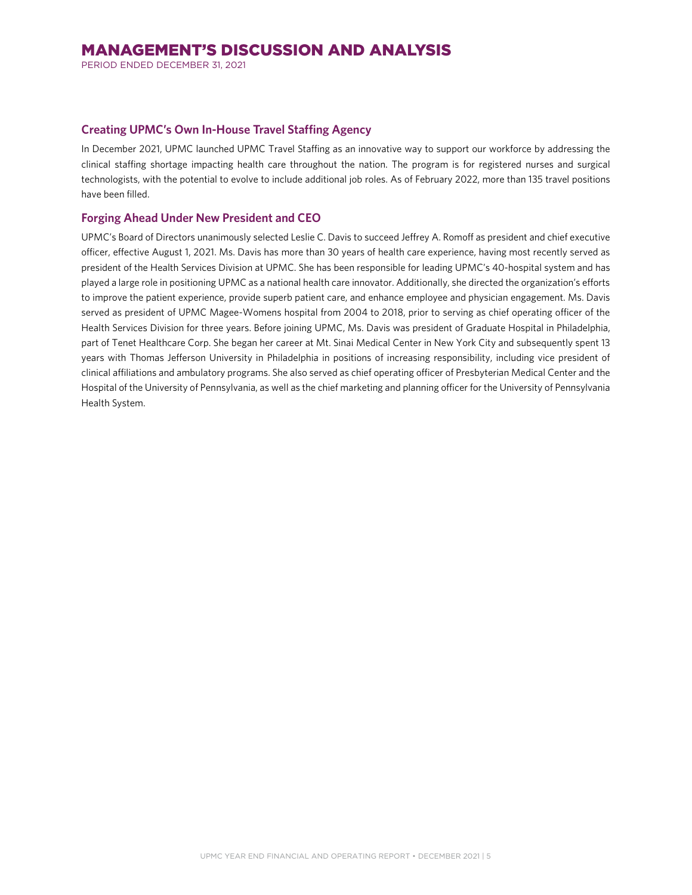### Creating UPMC's Own In-House Travel Staffing Agency

In December 2021, UPMC launched UPMC Travel Staffing as an innovative way to support our workforce by addressing the clinical staffing shortage impacting health care throughout the nation. The program is for registered nurses and surgical technologists, with the potential to evolve to include additional job roles. As of February 2022, more than 135 travel positions have been filled.

### Forging Ahead Under New President and CEO

UPMC's Board of Directors unanimously selected Leslie C. Davis to succeed Jeffrey A. Romoff as president and chief executive officer, effective August 1, 2021. Ms. Davis has more than 30 years of health care experience, having most recently served as president of the Health Services Division at UPMC. She has been responsible for leading UPMC's 40-hospital system and has played a large role in positioning UPMC as a national health care innovator. Additionally, she directed the organization's efforts to improve the patient experience, provide superb patient care, and enhance employee and physician engagement. Ms. Davis served as president of UPMC Magee-Womens hospital from 2004 to 2018, prior to serving as chief operating officer of the Health Services Division for three years. Before joining UPMC, Ms. Davis was president of Graduate Hospital in Philadelphia, part of Tenet Healthcare Corp. She began her career at Mt. Sinai Medical Center in New York City and subsequently spent 13 years with Thomas Jefferson University in Philadelphia in positions of increasing responsibility, including vice president of clinical affiliations and ambulatory programs. She also served as chief operating officer of Presbyterian Medical Center and the Hospital of the University of Pennsylvania, as well as the chief marketing and planning officer for the University of Pennsylvania Health System.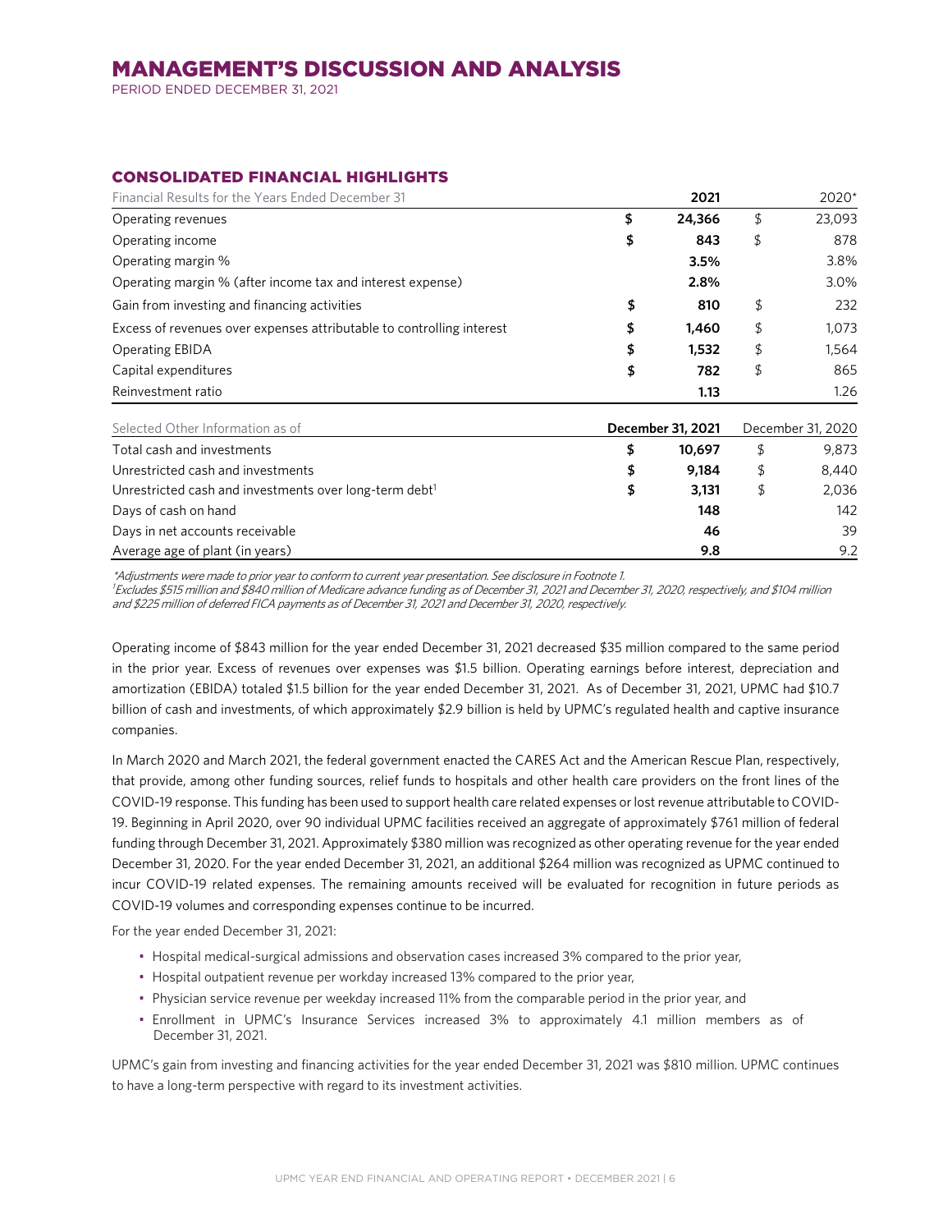# MANAGEMENT'S DISCUSSION AND ANALYSIS

PERIOD ENDED DECEMBER 31, 2021

## CONSOLIDATED FINANCIAL HIGHLIGHTS

| Financial Results for the Years Ended December 31 | | 2021 | | 2020* |
|---|---|---|---|---|
| Operating revenues | $ | 24,366 | $ | 23,093 |
| Operating income | $ | 843 | $ | 878 |
| Operating margin % | | 3.5% | | 3.8% |
| Operating margin % (after income tax and interest expense) | | 2.8% | | 3.0% |
| Gain from investing and financing activities | $ | 810 | $ | 232 |
| Excess of revenues over expenses attributable to controlling interest | $ | 1,460 | $ | 1,073 |
| Operating EBIDA | $ | 1,532 | $ | 1,564 |
| Capital expenditures | $ | 782 | $ | 865 |
| Reinvestment ratio | | 1.13 | | 1.26 |

| Selected Other Information as of | | December 31, 2021 | | December 31, 2020 |
|---|---|---|---|---|
| Total cash and investments | $ | 10,697 | $ | 9,873 |
| Unrestricted cash and investments | $ | 9,184 | $ | 8,440 |
| Unrestricted cash and investments over long-term debt[1] | $ | 3,131 | $ | 2,036 |
| Days of cash on hand | | 148 | | 142 |
| Days in net accounts receivable | | 46 | | 39 |
| Average age of plant (in years) | | 9.8 | | 9.2 |

*\*Adjustments were made to prior year to conform to current year presentation. See disclosure in Footnote 1.*

*[1]Excludes $515 million and $840 million of Medicare advance funding as of December 31, 2021 and December 31, 2020, respectively, and $104 million and $225 million of deferred FICA payments as of December 31, 2021 and December 31, 2020, respectively.*

Operating income of $843 million for the year ended December 31, 2021 decreased $35 million compared to the same period in the prior year. Excess of revenues over expenses was $1.5 billion. Operating earnings before interest, depreciation and amortization (EBIDA) totaled $1.5 billion for the year ended December 31, 2021. As of December 31, 2021, UPMC had $10.7 billion of cash and investments, of which approximately $2.9 billion is held by UPMC's regulated health and captive insurance companies.

In March 2020 and March 2021, the federal government enacted the CARES Act and the American Rescue Plan, respectively, that provide, among other funding sources, relief funds to hospitals and other health care providers on the front lines of the COVID-19 response. This funding has been used to support health care related expenses or lost revenue attributable to COVID-19. Beginning in April 2020, over 90 individual UPMC facilities received an aggregate of approximately $761 million of federal funding through December 31, 2021. Approximately $380 million was recognized as other operating revenue for the year ended December 31, 2020. For the year ended December 31, 2021, an additional $264 million was recognized as UPMC continued to incur COVID-19 related expenses. The remaining amounts received will be evaluated for recognition in future periods as COVID-19 volumes and corresponding expenses continue to be incurred.

For the year ended December 31, 2021:

- Hospital medical-surgical admissions and observation cases increased 3% compared to the prior year,
- Hospital outpatient revenue per workday increased 13% compared to the prior year,
- Physician service revenue per weekday increased 11% from the comparable period in the prior year, and
- Enrollment in UPMC's Insurance Services increased 3% to approximately 4.1 million members as of December 31, 2021.

UPMC's gain from investing and financing activities for the year ended December 31, 2021 was $810 million. UPMC continues to have a long-term perspective with regard to its investment activities.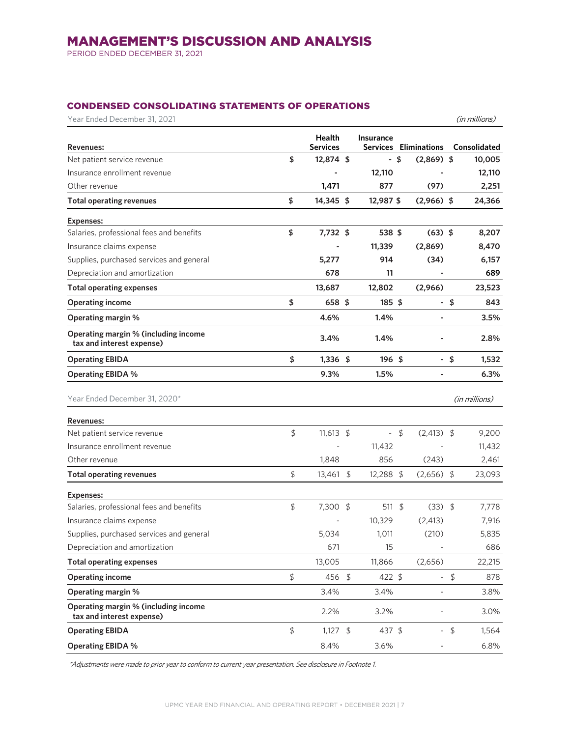# MANAGEMENT'S DISCUSSION AND ANALYSIS

PERIOD ENDED DECEMBER 31, 2021

## CONDENSED CONSOLIDATING STATEMENTS OF OPERATIONS

Year Ended December 31, 2021 *(in millions)*

| Revenues: | Health Services | Insurance Services | Eliminations | Consolidated |
|---|---|---|---|---|
| Net patient service revenue | **$ 12,874** | **$ -** | **$ (2,869)** | **$ 10,005** |
| Insurance enrollment revenue | **-** | **12,110** | **-** | **12,110** |
| Other revenue | **1,471** | **877** | **(97)** | **2,251** |
| **Total operating revenues** | **$ 14,345** | **$ 12,987** | **$ (2,966)** | **$ 24,366** |
| **Expenses:** | | | | |
| Salaries, professional fees and benefits | **$ 7,732** | **$ 538** | **$ (63)** | **$ 8,207** |
| Insurance claims expense | **-** | **11,339** | **(2,869)** | **8,470** |
| Supplies, purchased services and general | **5,277** | **914** | **(34)** | **6,157** |
| Depreciation and amortization | **678** | **11** | **-** | **689** |
| **Total operating expenses** | **13,687** | **12,802** | **(2,966)** | **23,523** |
| **Operating income** | **$ 658** | **$ 185** | **$ -** | **$ 843** |
| **Operating margin %** | **4.6%** | **1.4%** | **-** | **3.5%** |
| **Operating margin % (including income tax and interest expense)** | **3.4%** | **1.4%** | **-** | **2.8%** |
| **Operating EBIDA** | **$ 1,336** | **$ 196** | **$ -** | **$ 1,532** |
| **Operating EBIDA %** | **9.3%** | **1.5%** | **-** | **6.3%** |

Year Ended December 31, 2020* *(in millions)*

| Revenues: | Health Services | Insurance Services | Eliminations | Consolidated |
|---|---|---|---|---|
| Net patient service revenue | $ 11,613 | $ - | $ (2,413) | $ 9,200 |
| Insurance enrollment revenue | - | 11,432 | - | 11,432 |
| Other revenue | 1,848 | 856 | (243) | 2,461 |
| **Total operating revenues** | $ 13,461 | $ 12,288 | $ (2,656) | $ 23,093 |
| **Expenses:** | | | | |
| Salaries, professional fees and benefits | $ 7,300 | $ 511 | $ (33) | $ 7,778 |
| Insurance claims expense | - | 10,329 | (2,413) | 7,916 |
| Supplies, purchased services and general | 5,034 | 1,011 | (210) | 5,835 |
| Depreciation and amortization | 671 | 15 | - | 686 |
| **Total operating expenses** | 13,005 | 11,866 | (2,656) | 22,215 |
| **Operating income** | $ 456 | $ 422 | $ - | $ 878 |
| **Operating margin %** | 3.4% | 3.4% | - | 3.8% |
| **Operating margin % (including income tax and interest expense)** | 2.2% | 3.2% | - | 3.0% |
| **Operating EBIDA** | $ 1,127 | $ 437 | $ - | $ 1,564 |
| **Operating EBIDA %** | 8.4% | 3.6% | - | 6.8% |

*\*Adjustments were made to prior year to conform to current year presentation. See disclosure in Footnote 1.*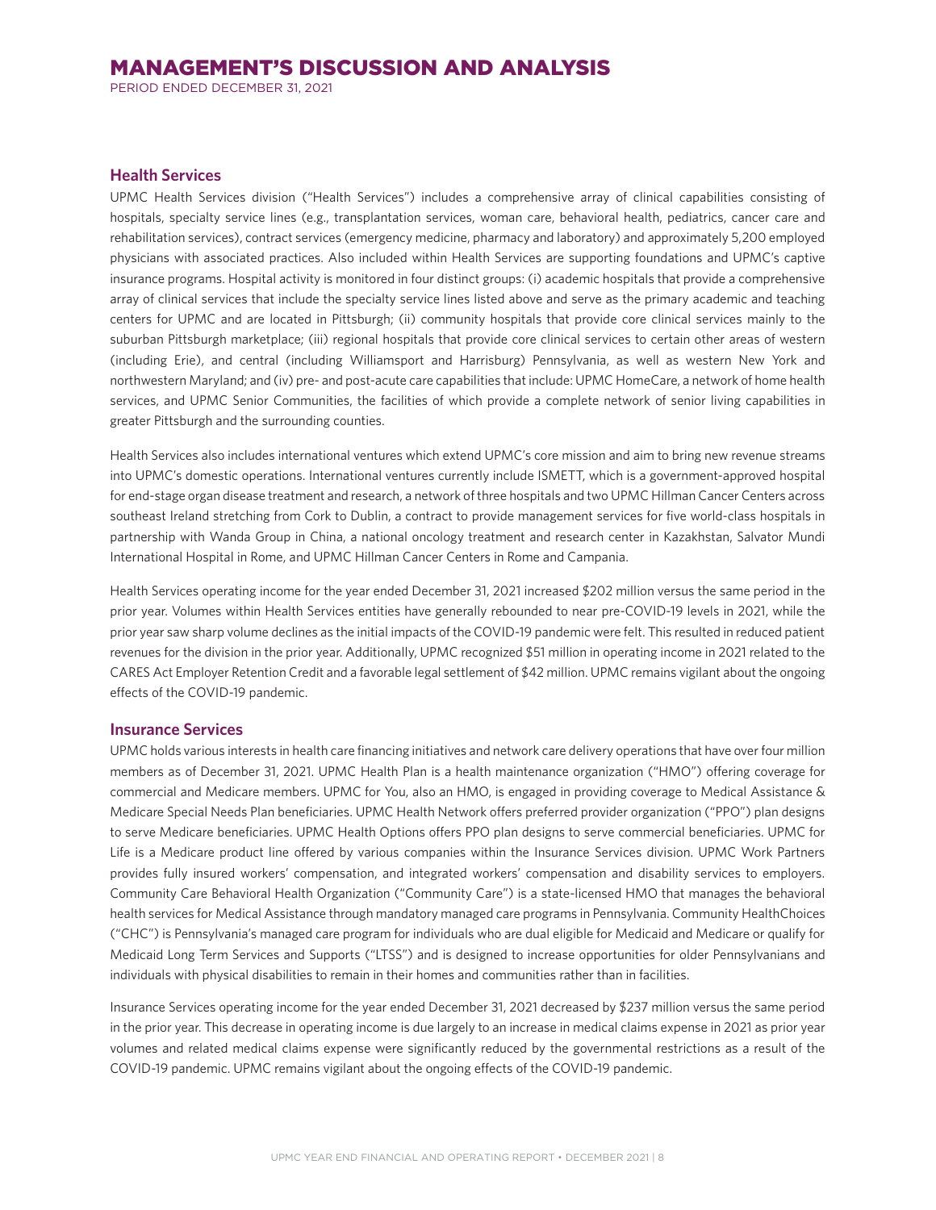# MANAGEMENT'S DISCUSSION AND ANALYSIS

PERIOD ENDED DECEMBER 31, 2021

## Health Services

UPMC Health Services division ("Health Services") includes a comprehensive array of clinical capabilities consisting of hospitals, specialty service lines (e.g., transplantation services, woman care, behavioral health, pediatrics, cancer care and rehabilitation services), contract services (emergency medicine, pharmacy and laboratory) and approximately 5,200 employed physicians with associated practices. Also included within Health Services are supporting foundations and UPMC's captive insurance programs. Hospital activity is monitored in four distinct groups: (i) academic hospitals that provide a comprehensive array of clinical services that include the specialty service lines listed above and serve as the primary academic and teaching centers for UPMC and are located in Pittsburgh; (ii) community hospitals that provide core clinical services mainly to the suburban Pittsburgh marketplace; (iii) regional hospitals that provide core clinical services to certain other areas of western (including Erie), and central (including Williamsport and Harrisburg) Pennsylvania, as well as western New York and northwestern Maryland; and (iv) pre- and post-acute care capabilities that include: UPMC HomeCare, a network of home health services, and UPMC Senior Communities, the facilities of which provide a complete network of senior living capabilities in greater Pittsburgh and the surrounding counties.

Health Services also includes international ventures which extend UPMC's core mission and aim to bring new revenue streams into UPMC's domestic operations. International ventures currently include ISMETT, which is a government-approved hospital for end-stage organ disease treatment and research, a network of three hospitals and two UPMC Hillman Cancer Centers across southeast Ireland stretching from Cork to Dublin, a contract to provide management services for five world-class hospitals in partnership with Wanda Group in China, a national oncology treatment and research center in Kazakhstan, Salvator Mundi International Hospital in Rome, and UPMC Hillman Cancer Centers in Rome and Campania.

Health Services operating income for the year ended December 31, 2021 increased $202 million versus the same period in the prior year. Volumes within Health Services entities have generally rebounded to near pre-COVID-19 levels in 2021, while the prior year saw sharp volume declines as the initial impacts of the COVID-19 pandemic were felt. This resulted in reduced patient revenues for the division in the prior year. Additionally, UPMC recognized $51 million in operating income in 2021 related to the CARES Act Employer Retention Credit and a favorable legal settlement of $42 million. UPMC remains vigilant about the ongoing effects of the COVID-19 pandemic.

## Insurance Services

UPMC holds various interests in health care financing initiatives and network care delivery operations that have over four million members as of December 31, 2021. UPMC Health Plan is a health maintenance organization ("HMO") offering coverage for commercial and Medicare members. UPMC for You, also an HMO, is engaged in providing coverage to Medical Assistance & Medicare Special Needs Plan beneficiaries. UPMC Health Network offers preferred provider organization ("PPO") plan designs to serve Medicare beneficiaries. UPMC Health Options offers PPO plan designs to serve commercial beneficiaries. UPMC for Life is a Medicare product line offered by various companies within the Insurance Services division. UPMC Work Partners provides fully insured workers' compensation, and integrated workers' compensation and disability services to employers. Community Care Behavioral Health Organization ("Community Care") is a state-licensed HMO that manages the behavioral health services for Medical Assistance through mandatory managed care programs in Pennsylvania. Community HealthChoices ("CHC") is Pennsylvania's managed care program for individuals who are dual eligible for Medicaid and Medicare or qualify for Medicaid Long Term Services and Supports ("LTSS") and is designed to increase opportunities for older Pennsylvanians and individuals with physical disabilities to remain in their homes and communities rather than in facilities.

Insurance Services operating income for the year ended December 31, 2021 decreased by $237 million versus the same period in the prior year. This decrease in operating income is due largely to an increase in medical claims expense in 2021 as prior year volumes and related medical claims expense were significantly reduced by the governmental restrictions as a result of the COVID-19 pandemic. UPMC remains vigilant about the ongoing effects of the COVID-19 pandemic.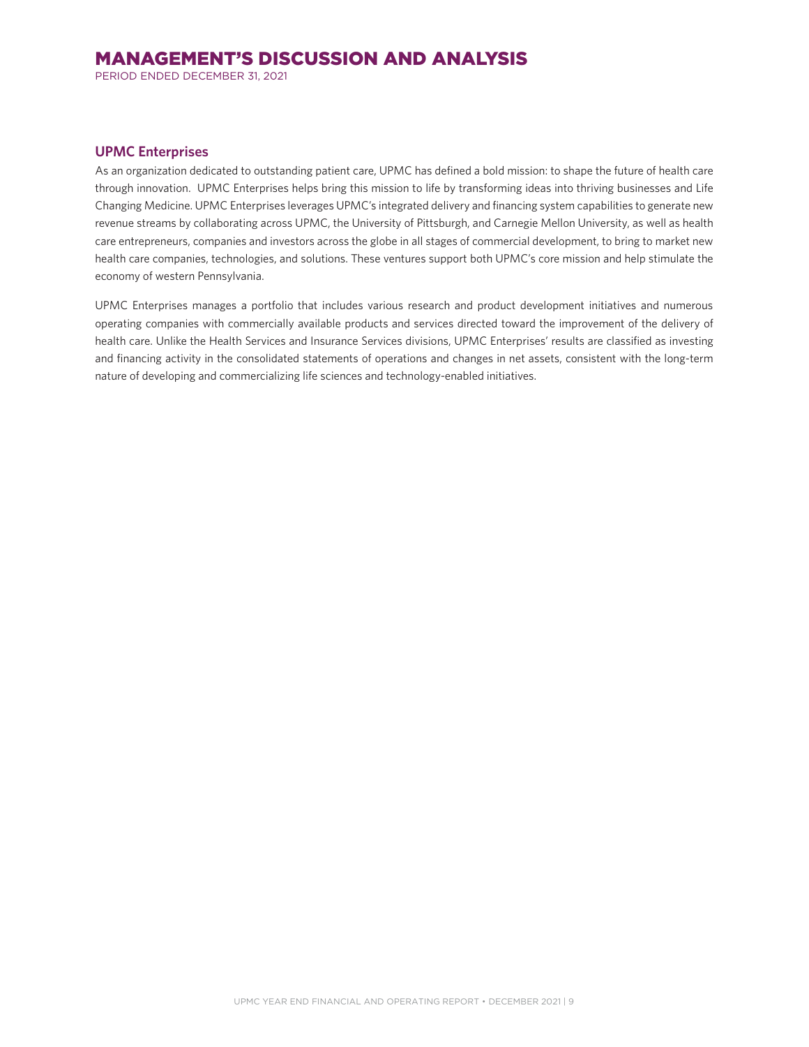## UPMC Enterprises

As an organization dedicated to outstanding patient care, UPMC has defined a bold mission: to shape the future of health care through innovation. UPMC Enterprises helps bring this mission to life by transforming ideas into thriving businesses and Life Changing Medicine. UPMC Enterprises leverages UPMC's integrated delivery and financing system capabilities to generate new revenue streams by collaborating across UPMC, the University of Pittsburgh, and Carnegie Mellon University, as well as health care entrepreneurs, companies and investors across the globe in all stages of commercial development, to bring to market new health care companies, technologies, and solutions. These ventures support both UPMC's core mission and help stimulate the economy of western Pennsylvania.

UPMC Enterprises manages a portfolio that includes various research and product development initiatives and numerous operating companies with commercially available products and services directed toward the improvement of the delivery of health care. Unlike the Health Services and Insurance Services divisions, UPMC Enterprises' results are classified as investing and financing activity in the consolidated statements of operations and changes in net assets, consistent with the long-term nature of developing and commercializing life sciences and technology-enabled initiatives.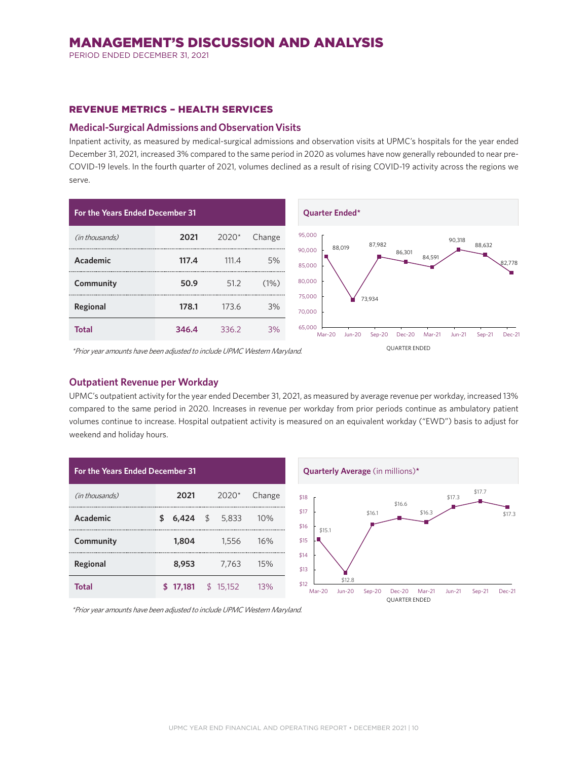# MANAGEMENT'S DISCUSSION AND ANALYSIS

PERIOD ENDED DECEMBER 31, 2021

## REVENUE METRICS – HEALTH SERVICES

### Medical-Surgical Admissions and Observation Visits

Inpatient activity, as measured by medical-surgical admissions and observation visits at UPMC's hospitals for the year ended December 31, 2021, increased 3% compared to the same period in 2020 as volumes have now generally rebounded to near pre-COVID-19 levels. In the fourth quarter of 2021, volumes declined as a result of rising COVID-19 activity across the regions we serve.

| For the Years Ended December 31 | | | |
|---|---|---|---|
| *(in thousands)* | **2021** | 2020* | Change |
| **Academic** | **117.4** | 111.4 | 5% |
| **Community** | **50.9** | 51.2 | (1%) |
| **Regional** | **178.1** | 173.6 | 3% |
| **Total** | **346.4** | 336.2 | 3% |

*Prior year amounts have been adjusted to include UPMC Western Maryland.*

**Quarter Ended***

| Quarter Ended | Mar-20 | Jun-20 | Sep-20 | Dec-20 | Mar-21 | Jun-21 | Sep-21 | Dec-21 |
|---|---|---|---|---|---|---|---|---|
| Admissions and Observation Visits | 88,019 | 73,934 | 87,982 | 86,301 | 84,591 | 90,318 | 88,632 | 82,778 |

### Outpatient Revenue per Workday

UPMC's outpatient activity for the year ended December 31, 2021, as measured by average revenue per workday, increased 13% compared to the same period in 2020. Increases in revenue per workday from prior periods continue as ambulatory patient volumes continue to increase. Hospital outpatient activity is measured on an equivalent workday ("EWD") basis to adjust for weekend and holiday hours.

| For the Years Ended December 31 | | | |
|---|---|---|---|
| *(in thousands)* | **2021** | 2020* | Change |
| **Academic** | **$ 6,424** | $ 5,833 | 10% |
| **Community** | **1,804** | 1,556 | 16% |
| **Regional** | **8,953** | 7,763 | 15% |
| **Total** | **$ 17,181** | $ 15,152 | 13% |

*Prior year amounts have been adjusted to include UPMC Western Maryland.*

**Quarterly Average** (in millions)*

| Quarter Ended | Mar-20 | Jun-20 | Sep-20 | Dec-20 | Mar-21 | Jun-21 | Sep-21 | Dec-21 |
|---|---|---|---|---|---|---|---|---|
| Outpatient Revenue per Workday | $15.1 | $12.8 | $16.1 | $16.6 | $16.3 | $17.3 | $17.7 | $17.3 |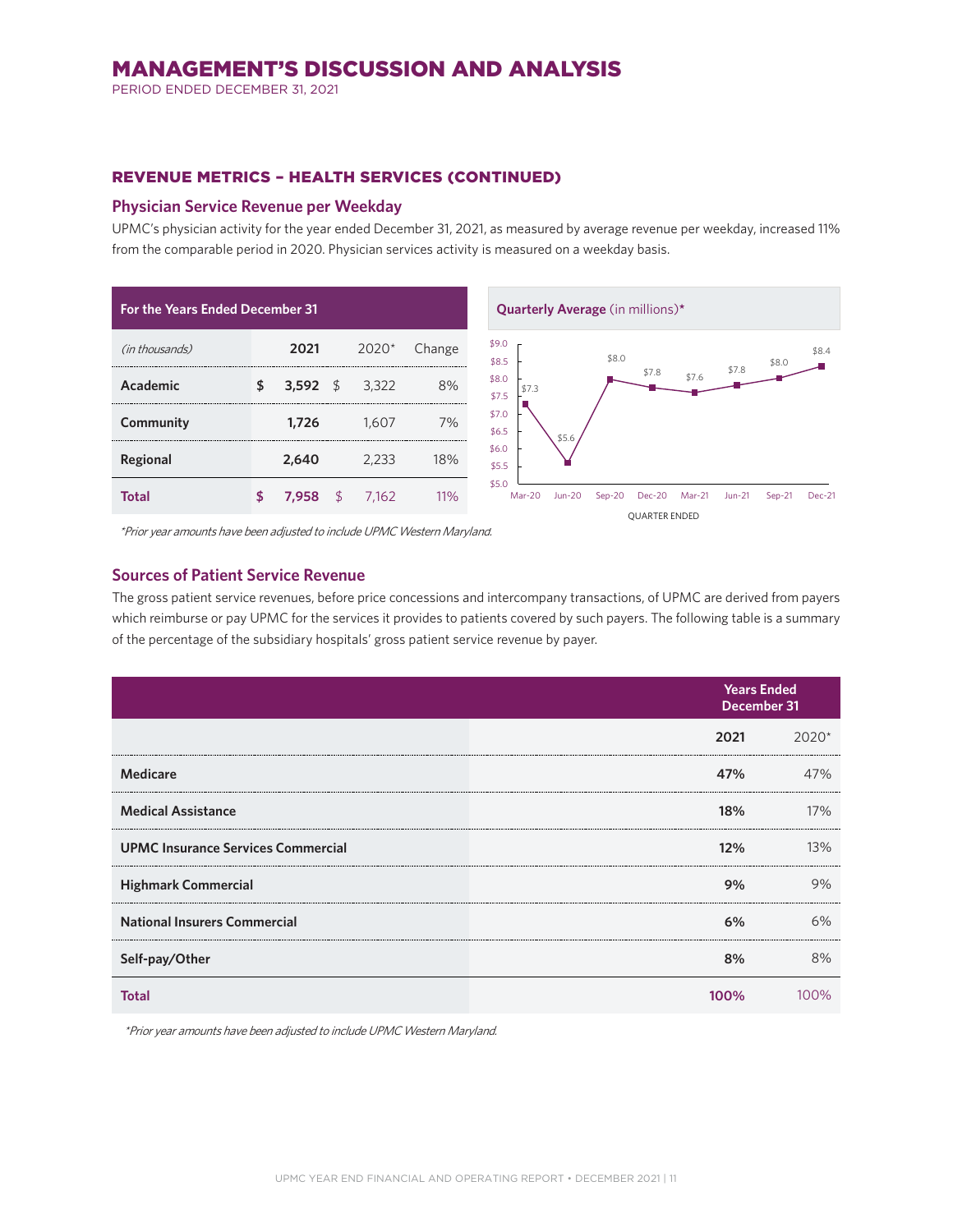# MANAGEMENT'S DISCUSSION AND ANALYSIS

PERIOD ENDED DECEMBER 31, 2021

### REVENUE METRICS – HEALTH SERVICES (CONTINUED)

#### Physician Service Revenue per Weekday

UPMC's physician activity for the year ended December 31, 2021, as measured by average revenue per weekday, increased 11% from the comparable period in 2020. Physician services activity is measured on a weekday basis.

| For the Years Ended December 31 | | | |
|---|---|---|---|
| *(in thousands)* | **2021** | 2020* | Change |
| **Academic** | **$ 3,592** | $ 3,322 | 8% |
| **Community** | **1,726** | 1,607 | 7% |
| **Regional** | **2,640** | 2,233 | 18% |
| **Total** | **$ 7,958** | $ 7,162 | 11% |

*Prior year amounts have been adjusted to include UPMC Western Maryland.*

**Quarterly Average** (in millions)*

| Quarter Ended | Mar-20 | Jun-20 | Sep-20 | Dec-20 | Mar-21 | Jun-21 | Sep-21 | Dec-21 |
|---|---|---|---|---|---|---|---|---|
| | $7.3 | $5.6 | $8.0 | $7.8 | $7.6 | $7.8 | $8.0 | $8.4 |

#### Sources of Patient Service Revenue

The gross patient service revenues, before price concessions and intercompany transactions, of UPMC are derived from payers which reimburse or pay UPMC for the services it provides to patients covered by such payers. The following table is a summary of the percentage of the subsidiary hospitals' gross patient service revenue by payer.

| | Years Ended December 31 | |
|---|---|---|
| | **2021** | 2020* |
| **Medicare** | **47%** | 47% |
| **Medical Assistance** | **18%** | 17% |
| **UPMC Insurance Services Commercial** | **12%** | 13% |
| **Highmark Commercial** | **9%** | 9% |
| **National Insurers Commercial** | **6%** | 6% |
| **Self-pay/Other** | **8%** | 8% |
| **Total** | **100%** | 100% |

*Prior year amounts have been adjusted to include UPMC Western Maryland.*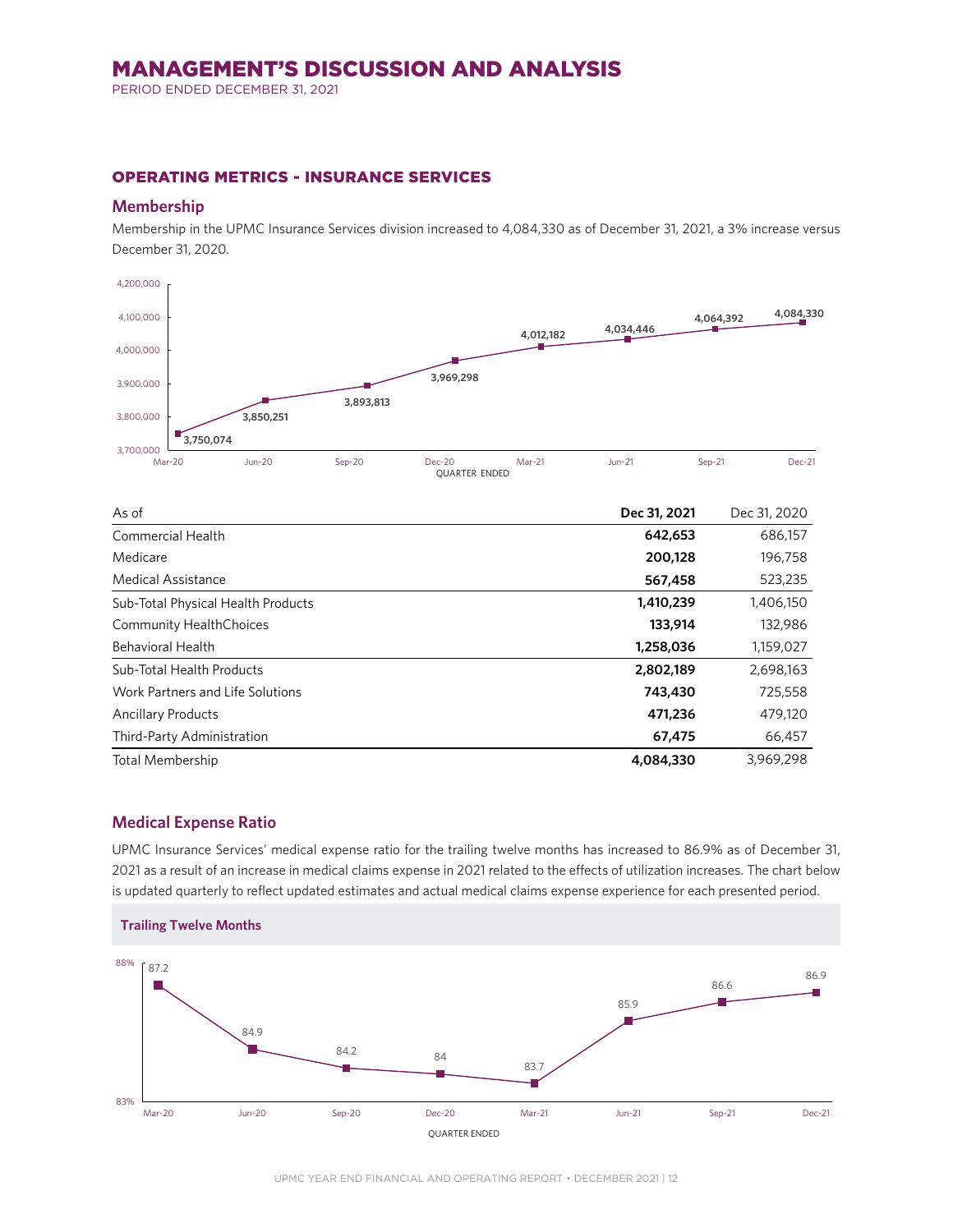# MANAGEMENT'S DISCUSSION AND ANALYSIS

PERIOD ENDED DECEMBER 31, 2021

## OPERATING METRICS - INSURANCE SERVICES

### Membership

Membership in the UPMC Insurance Services division increased to 4,084,330 as of December 31, 2021, a 3% increase versus December 31, 2020.

| Quarter Ended | Membership |
|---|---|
| Mar-20 | 3,750,074 |
| Jun-20 | 3,850,251 |
| Sep-20 | 3,893,813 |
| Dec-20 | 3,969,298 |
| Mar-21 | 4,012,182 |
| Jun-21 | 4,034,446 |
| Sep-21 | 4,064,392 |
| Dec-21 | 4,084,330 |

| As of | **Dec 31, 2021** | Dec 31, 2020 |
|---|---|---|
| Commercial Health | **642,653** | 686,157 |
| Medicare | **200,128** | 196,758 |
| Medical Assistance | **567,458** | 523,235 |
| Sub-Total Physical Health Products | **1,410,239** | 1,406,150 |
| Community HealthChoices | **133,914** | 132,986 |
| Behavioral Health | **1,258,036** | 1,159,027 |
| Sub-Total Health Products | **2,802,189** | 2,698,163 |
| Work Partners and Life Solutions | **743,430** | 725,558 |
| Ancillary Products | **471,236** | 479,120 |
| Third-Party Administration | **67,475** | 66,457 |
| Total Membership | **4,084,330** | 3,969,298 |

### Medical Expense Ratio

UPMC Insurance Services' medical expense ratio for the trailing twelve months has increased to 86.9% as of December 31, 2021 as a result of an increase in medical claims expense in 2021 related to the effects of utilization increases. The chart below is updated quarterly to reflect updated estimates and actual medical claims expense experience for each presented period.

**Trailing Twelve Months**

| Quarter Ended | Medical Expense Ratio (%) |
|---|---|
| Mar-20 | 87.2 |
| Jun-20 | 84.9 |
| Sep-20 | 84.2 |
| Dec-20 | 84 |
| Mar-21 | 83.7 |
| Jun-21 | 85.9 |
| Sep-21 | 86.6 |
| Dec-21 | 86.9 |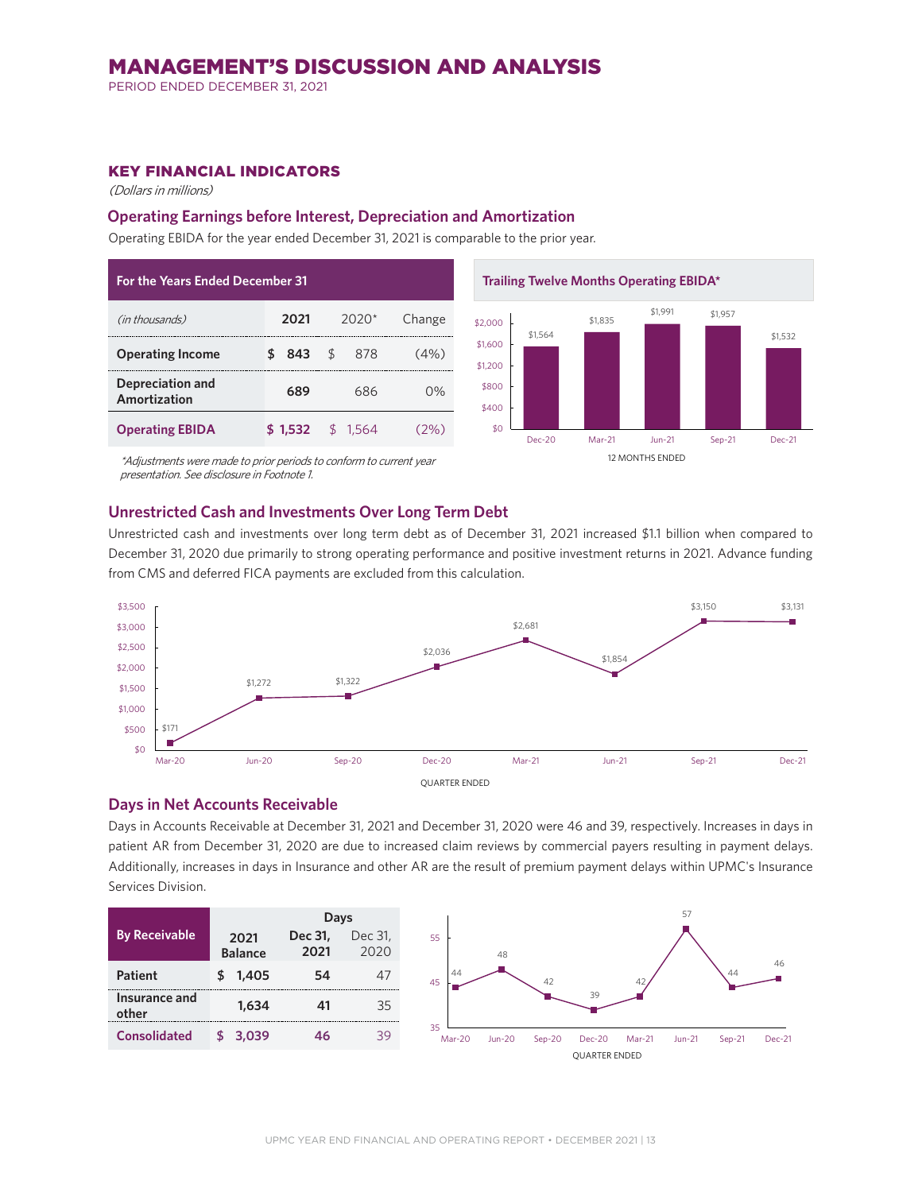# MANAGEMENT'S DISCUSSION AND ANALYSIS

PERIOD ENDED DECEMBER 31, 2021

## KEY FINANCIAL INDICATORS

*(Dollars in millions)*

### Operating Earnings before Interest, Depreciation and Amortization

Operating EBIDA for the year ended December 31, 2021 is comparable to the prior year.

| For the Years Ended December 31 | | | |
|---|---|---|---|
| *(in thousands)* | **2021** | 2020* | Change |
| **Operating Income** | **$ 843** | $ 878 | (4%) |
| **Depreciation and Amortization** | **689** | 686 | 0% |
| **Operating EBIDA** | **$ 1,532** | $ 1,564 | (2%) |

*\*Adjustments were made to prior periods to conform to current year presentation. See disclosure in Footnote 1.*

**Trailing Twelve Months Operating EBIDA***

| 12 MONTHS ENDED | Dec-20 | Mar-21 | Jun-21 | Sep-21 | Dec-21 |
|---|---|---|---|---|---|
| Operating EBIDA | $1,564 | $1,835 | $1,991 | $1,957 | $1,532 |

### Unrestricted Cash and Investments Over Long Term Debt

Unrestricted cash and investments over long term debt as of December 31, 2021 increased $1.1 billion when compared to December 31, 2020 due primarily to strong operating performance and positive investment returns in 2021. Advance funding from CMS and deferred FICA payments are excluded from this calculation.

| QUARTER ENDED | Mar-20 | Jun-20 | Sep-20 | Dec-20 | Mar-21 | Jun-21 | Sep-21 | Dec-21 |
|---|---|---|---|---|---|---|---|---|
| Unrestricted Cash and Investments Over Long Term Debt | $171 | $1,272 | $1,322 | $2,036 | $2,681 | $1,854 | $3,150 | $3,131 |

### Days in Net Accounts Receivable

Days in Accounts Receivable at December 31, 2021 and December 31, 2020 were 46 and 39, respectively. Increases in days in patient AR from December 31, 2020 are due to increased claim reviews by commercial payers resulting in payment delays. Additionally, increases in days in Insurance and other AR are the result of premium payment delays within UPMC's Insurance Services Division.

| By Receivable | 2021 Balance | Days | |
|---|---|---|---|
| | | **Dec 31, 2021** | Dec 31, 2020 |
| **Patient** | **$ 1,405** | **54** | 47 |
| **Insurance and other** | **1,634** | **41** | 35 |
| **Consolidated** | **$ 3,039** | **46** | 39 |

| QUARTER ENDED | Mar-20 | Jun-20 | Sep-20 | Dec-20 | Mar-21 | Jun-21 | Sep-21 | Dec-21 |
|---|---|---|---|---|---|---|---|---|
| Days in Net Accounts Receivable | 44 | 48 | 42 | 39 | 42 | 57 | 44 | 46 |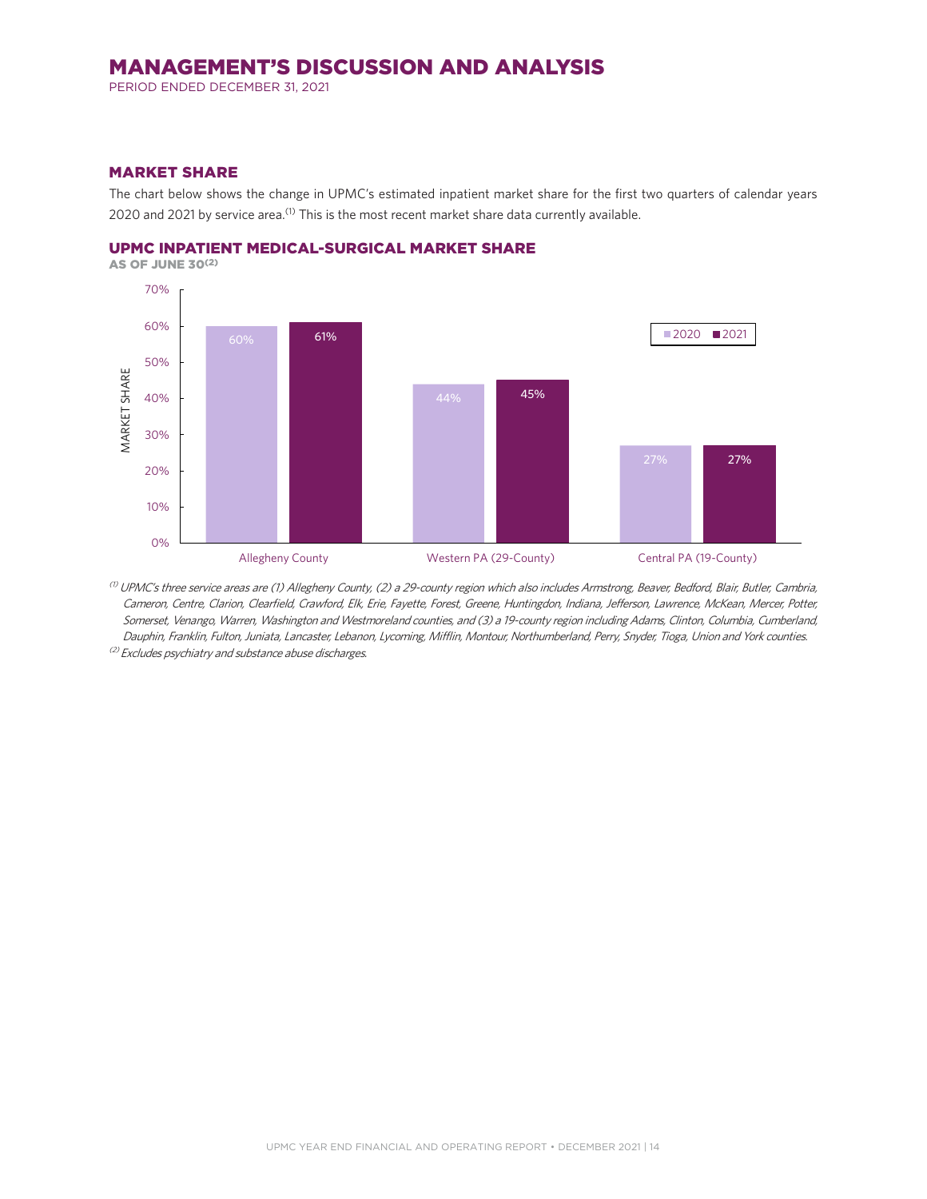## MARKET SHARE

The chart below shows the change in UPMC's estimated inpatient market share for the first two quarters of calendar years 2020 and 2021 by service area.[1] This is the most recent market share data currently available.

### UPMC INPATIENT MEDICAL-SURGICAL MARKET SHARE

AS OF JUNE 30[2]

| Service Area | 2020 | 2021 |
|---|---|---|
| Allegheny County | 60% | 61% |
| Western PA (29-County) | 44% | 45% |
| Central PA (19-County) | 27% | 27% |

*[1] UPMC's three service areas are (1) Allegheny County, (2) a 29-county region which also includes Armstrong, Beaver, Bedford, Blair, Butler, Cambria, Cameron, Centre, Clarion, Clearfield, Crawford, Elk, Erie, Fayette, Forest, Greene, Huntingdon, Indiana, Jefferson, Lawrence, McKean, Mercer, Potter, Somerset, Venango, Warren, Washington and Westmoreland counties, and (3) a 19-county region including Adams, Clinton, Columbia, Cumberland, Dauphin, Franklin, Fulton, Juniata, Lancaster, Lebanon, Lycoming, Mifflin, Montour, Northumberland, Perry, Snyder, Tioga, Union and York counties.*

*[2] Excludes psychiatry and substance abuse discharges.*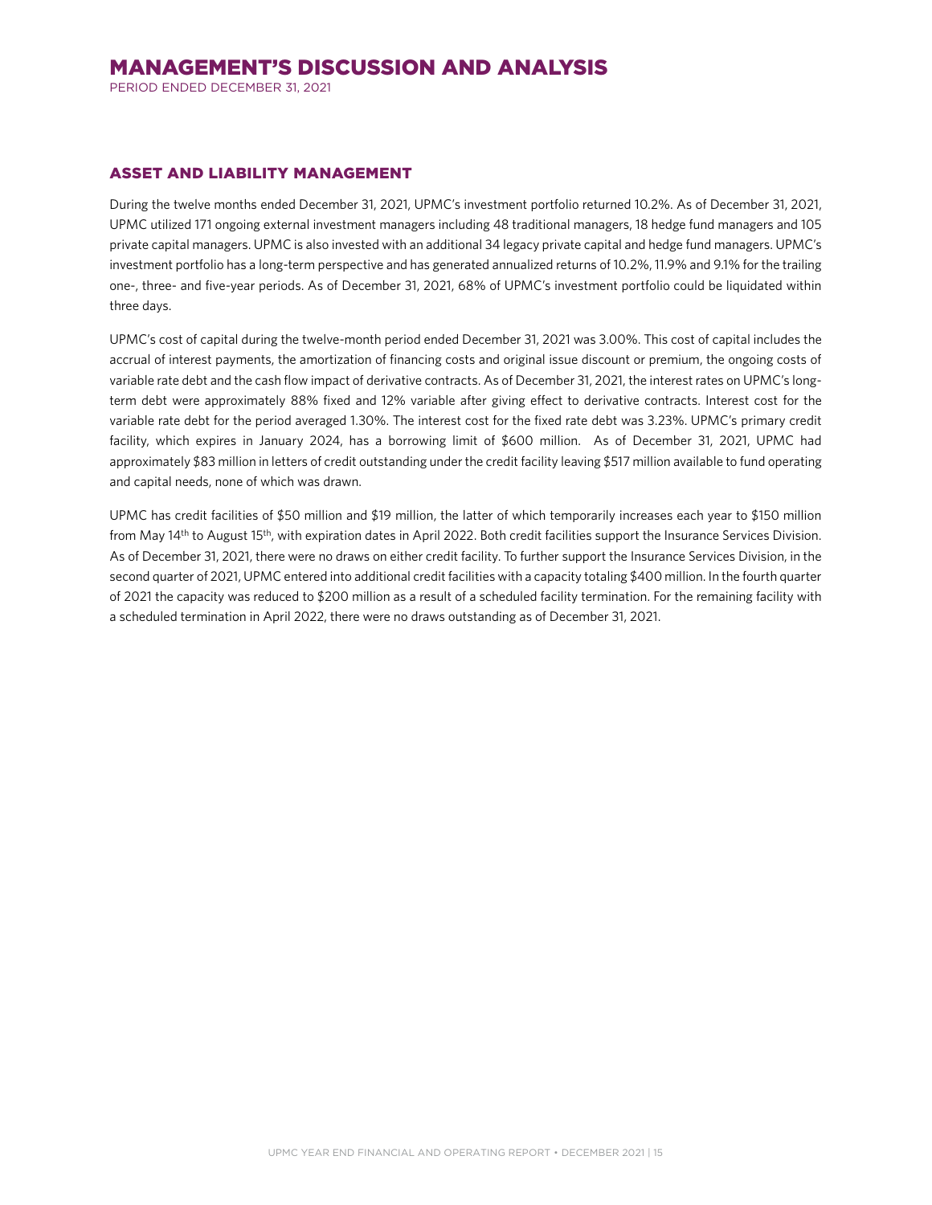## ASSET AND LIABILITY MANAGEMENT

During the twelve months ended December 31, 2021, UPMC's investment portfolio returned 10.2%. As of December 31, 2021, UPMC utilized 171 ongoing external investment managers including 48 traditional managers, 18 hedge fund managers and 105 private capital managers. UPMC is also invested with an additional 34 legacy private capital and hedge fund managers. UPMC's investment portfolio has a long-term perspective and has generated annualized returns of 10.2%, 11.9% and 9.1% for the trailing one-, three- and five-year periods. As of December 31, 2021, 68% of UPMC's investment portfolio could be liquidated within three days.

UPMC's cost of capital during the twelve-month period ended December 31, 2021 was 3.00%. This cost of capital includes the accrual of interest payments, the amortization of financing costs and original issue discount or premium, the ongoing costs of variable rate debt and the cash flow impact of derivative contracts. As of December 31, 2021, the interest rates on UPMC's long-term debt were approximately 88% fixed and 12% variable after giving effect to derivative contracts. Interest cost for the variable rate debt for the period averaged 1.30%. The interest cost for the fixed rate debt was 3.23%. UPMC's primary credit facility, which expires in January 2024, has a borrowing limit of $600 million. As of December 31, 2021, UPMC had approximately $83 million in letters of credit outstanding under the credit facility leaving $517 million available to fund operating and capital needs, none of which was drawn.

UPMC has credit facilities of $50 million and $19 million, the latter of which temporarily increases each year to $150 million from May 14th to August 15th, with expiration dates in April 2022. Both credit facilities support the Insurance Services Division. As of December 31, 2021, there were no draws on either credit facility. To further support the Insurance Services Division, in the second quarter of 2021, UPMC entered into additional credit facilities with a capacity totaling $400 million. In the fourth quarter of 2021 the capacity was reduced to $200 million as a result of a scheduled facility termination. For the remaining facility with a scheduled termination in April 2022, there were no draws outstanding as of December 31, 2021.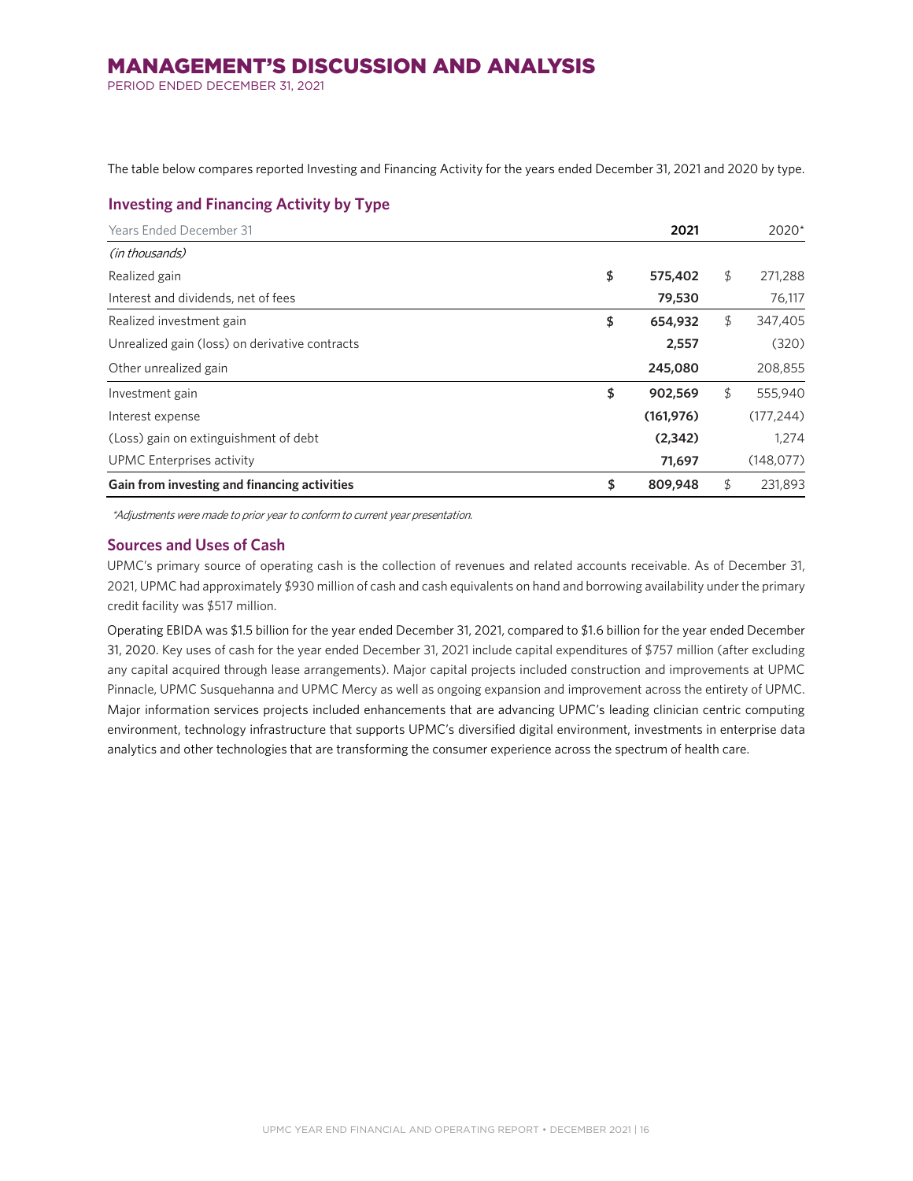The table below compares reported Investing and Financing Activity for the years ended December 31, 2021 and 2020 by type.

## Investing and Financing Activity by Type

| Years Ended December 31 | 2021 | 2020* |
|---|---|---|
| *(in thousands)* | | |
| Realized gain | $ 575,402 | $ 271,288 |
| Interest and dividends, net of fees | 79,530 | 76,117 |
| Realized investment gain | $ 654,932 | $ 347,405 |
| Unrealized gain (loss) on derivative contracts | 2,557 | (320) |
| Other unrealized gain | 245,080 | 208,855 |
| Investment gain | $ 902,569 | $ 555,940 |
| Interest expense | (161,976) | (177,244) |
| (Loss) gain on extinguishment of debt | (2,342) | 1,274 |
| UPMC Enterprises activity | 71,697 | (148,077) |
| **Gain from investing and financing activities** | **$ 809,948** | $ 231,893 |

*\*Adjustments were made to prior year to conform to current year presentation.*

## Sources and Uses of Cash

UPMC's primary source of operating cash is the collection of revenues and related accounts receivable. As of December 31, 2021, UPMC had approximately $930 million of cash and cash equivalents on hand and borrowing availability under the primary credit facility was $517 million.

Operating EBIDA was $1.5 billion for the year ended December 31, 2021, compared to $1.6 billion for the year ended December 31, 2020. Key uses of cash for the year ended December 31, 2021 include capital expenditures of $757 million (after excluding any capital acquired through lease arrangements). Major capital projects included construction and improvements at UPMC Pinnacle, UPMC Susquehanna and UPMC Mercy as well as ongoing expansion and improvement across the entirety of UPMC. Major information services projects included enhancements that are advancing UPMC's leading clinician centric computing environment, technology infrastructure that supports UPMC's diversified digital environment, investments in enterprise data analytics and other technologies that are transforming the consumer experience across the spectrum of health care.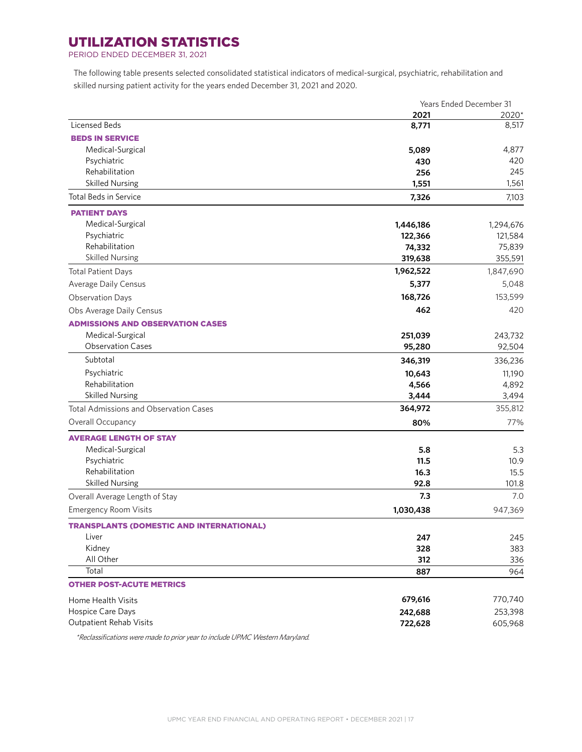# UTILIZATION STATISTICS

PERIOD ENDED DECEMBER 31, 2021

The following table presents selected consolidated statistical indicators of medical-surgical, psychiatric, rehabilitation and skilled nursing patient activity for the years ended December 31, 2021 and 2020.

| | Years Ended December 31 | |
|---|---|---|
| | **2021** | 2020* |
| Licensed Beds | **8,771** | 8,517 |
| **BEDS IN SERVICE** | | |
| Medical-Surgical | **5,089** | 4,877 |
| Psychiatric | **430** | 420 |
| Rehabilitation | **256** | 245 |
| Skilled Nursing | **1,551** | 1,561 |
| Total Beds in Service | **7,326** | 7,103 |
| **PATIENT DAYS** | | |
| Medical-Surgical | **1,446,186** | 1,294,676 |
| Psychiatric | **122,366** | 121,584 |
| Rehabilitation | **74,332** | 75,839 |
| Skilled Nursing | **319,638** | 355,591 |
| Total Patient Days | **1,962,522** | 1,847,690 |
| Average Daily Census | **5,377** | 5,048 |
| Observation Days | **168,726** | 153,599 |
| Obs Average Daily Census | **462** | 420 |
| **ADMISSIONS AND OBSERVATION CASES** | | |
| Medical-Surgical | **251,039** | 243,732 |
| Observation Cases | **95,280** | 92,504 |
| Subtotal | **346,319** | 336,236 |
| Psychiatric | **10,643** | 11,190 |
| Rehabilitation | **4,566** | 4,892 |
| Skilled Nursing | **3,444** | 3,494 |
| Total Admissions and Observation Cases | **364,972** | 355,812 |
| Overall Occupancy | **80%** | 77% |
| **AVERAGE LENGTH OF STAY** | | |
| Medical-Surgical | **5.8** | 5.3 |
| Psychiatric | **11.5** | 10.9 |
| Rehabilitation | **16.3** | 15.5 |
| Skilled Nursing | **92.8** | 101.8 |
| Overall Average Length of Stay | **7.3** | 7.0 |
| Emergency Room Visits | **1,030,438** | 947,369 |
| **TRANSPLANTS (DOMESTIC AND INTERNATIONAL)** | | |
| Liver | **247** | 245 |
| Kidney | **328** | 383 |
| All Other | **312** | 336 |
| Total | **887** | 964 |
| **OTHER POST-ACUTE METRICS** | | |
| Home Health Visits | **679,616** | 770,740 |
| Hospice Care Days | **242,688** | 253,398 |
| Outpatient Rehab Visits | **722,628** | 605,968 |

*\*Reclassifications were made to prior year to include UPMC Western Maryland.*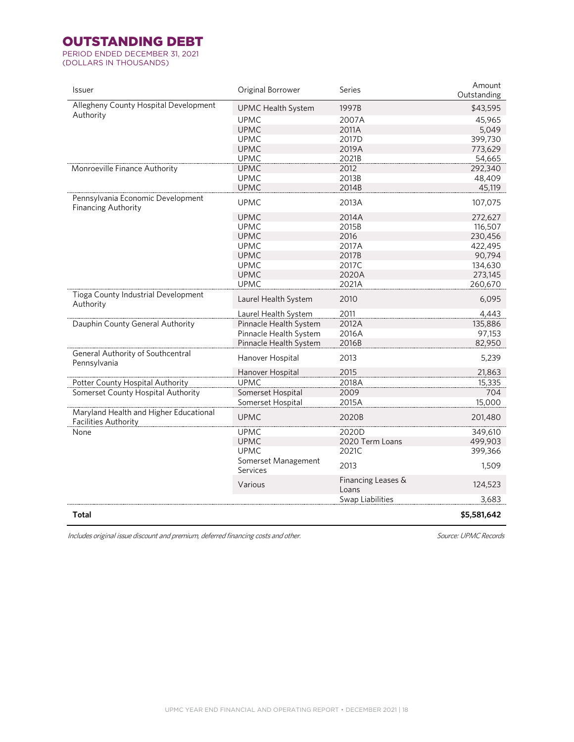# OUTSTANDING DEBT

PERIOD ENDED DECEMBER 31, 2021
(DOLLARS IN THOUSANDS)

| Issuer | Original Borrower | Series | Amount Outstanding |
|---|---|---|---|
| Allegheny County Hospital Development Authority | UPMC Health System | 1997B | $43,595 |
| | UPMC | 2007A | 45,965 |
| | UPMC | 2011A | 5,049 |
| | UPMC | 2017D | 399,730 |
| | UPMC | 2019A | 773,629 |
| | UPMC | 2021B | 54,665 |
| Monroeville Finance Authority | UPMC | 2012 | 292,340 |
| | UPMC | 2013B | 48,409 |
| | UPMC | 2014B | 45,119 |
| Pennsylvania Economic Development Financing Authority | UPMC | 2013A | 107,075 |
| | UPMC | 2014A | 272,627 |
| | UPMC | 2015B | 116,507 |
| | UPMC | 2016 | 230,456 |
| | UPMC | 2017A | 422,495 |
| | UPMC | 2017B | 90,794 |
| | UPMC | 2017C | 134,630 |
| | UPMC | 2020A | 273,145 |
| | UPMC | 2021A | 260,670 |
| Tioga County Industrial Development Authority | Laurel Health System | 2010 | 6,095 |
| | Laurel Health System | 2011 | 4,443 |
| Dauphin County General Authority | Pinnacle Health System | 2012A | 135,886 |
| | Pinnacle Health System | 2016A | 97,153 |
| | Pinnacle Health System | 2016B | 82,950 |
| General Authority of Southcentral Pennsylvania | Hanover Hospital | 2013 | 5,239 |
| | Hanover Hospital | 2015 | 21,863 |
| Potter County Hospital Authority | UPMC | 2018A | 15,335 |
| Somerset County Hospital Authority | Somerset Hospital | 2009 | 704 |
| | Somerset Hospital | 2015A | 15,000 |
| Maryland Health and Higher Educational Facilities Authority | UPMC | 2020B | 201,480 |
| None | UPMC | 2020D | 349,610 |
| | UPMC | 2020 Term Loans | 499,903 |
| | UPMC | 2021C | 399,366 |
| | Somerset Management Services | 2013 | 1,509 |
| | Various | Financing Leases & Loans | 124,523 |
| | | Swap Liabilities | 3,683 |
| **Total** | | | **$5,581,642** |

*Includes original issue discount and premium, deferred financing costs and other.*

*Source: UPMC Records*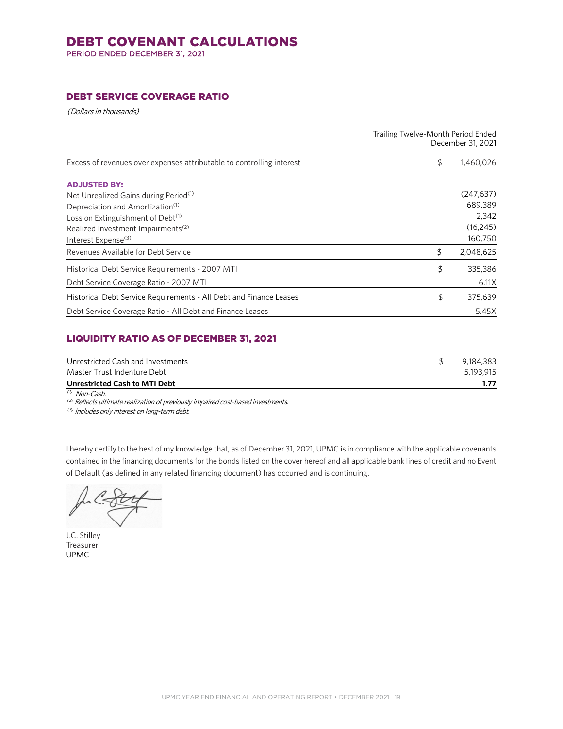# DEBT COVENANT CALCULATIONS

PERIOD ENDED DECEMBER 31, 2021

## DEBT SERVICE COVERAGE RATIO

*(Dollars in thousands)*

| | | Trailing Twelve-Month Period Ended December 31, 2021 |
|---|---|---|
| Excess of revenues over expenses attributable to controlling interest | $ | 1,460,026 |
| **ADJUSTED BY:** | | |
| Net Unrealized Gains during Period[1] | | (247,637) |
| Depreciation and Amortization[1] | | 689,389 |
| Loss on Extinguishment of Debt[1] | | 2,342 |
| Realized Investment Impairments[2] | | (16,245) |
| Interest Expense[3] | | 160,750 |
| Revenues Available for Debt Service | $ | 2,048,625 |
| Historical Debt Service Requirements - 2007 MTI | $ | 335,386 |
| Debt Service Coverage Ratio - 2007 MTI | | 6.11X |
| Historical Debt Service Requirements - All Debt and Finance Leases | $ | 375,639 |
| Debt Service Coverage Ratio - All Debt and Finance Leases | | 5.45X |

## LIQUIDITY RATIO AS OF DECEMBER 31, 2021

| | | |
|---|---|---|
| Unrestricted Cash and Investments | $ | 9,184,383 |
| Master Trust Indenture Debt | | 5,193,915 |
| **Unrestricted Cash to MTI Debt** | | **1.77** |

[1] *Non-Cash.*

[2] *Reflects ultimate realization of previously impaired cost-based investments.*

[3] *Includes only interest on long-term debt.*

I hereby certify to the best of my knowledge that, as of December 31, 2021, UPMC is in compliance with the applicable covenants contained in the financing documents for the bonds listed on the cover hereof and all applicable bank lines of credit and no Event of Default (as defined in any related financing document) has occurred and is continuing.

J.C. Stilley
Treasurer
UPMC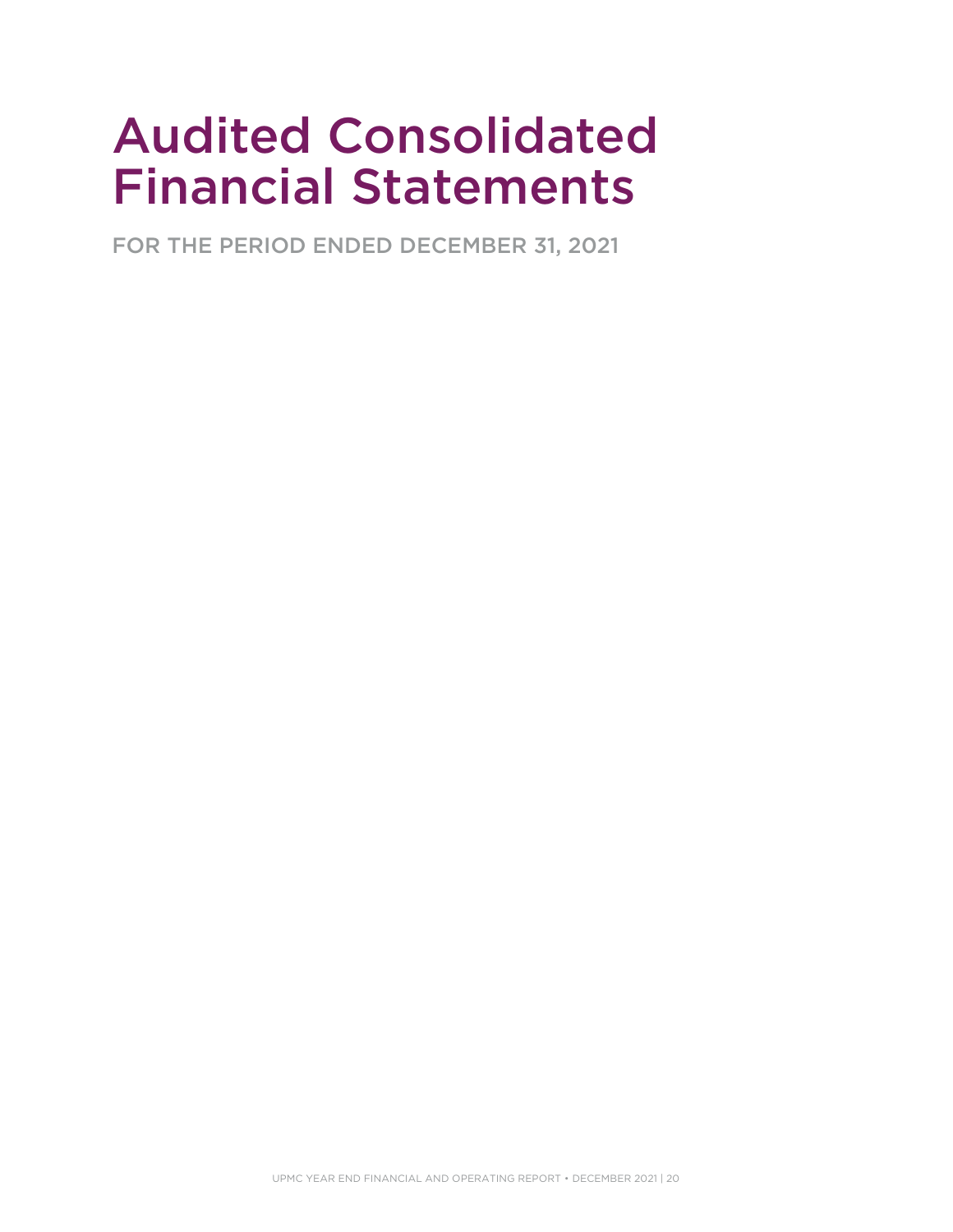# Audited Consolidated Financial Statements

FOR THE PERIOD ENDED DECEMBER 31, 2021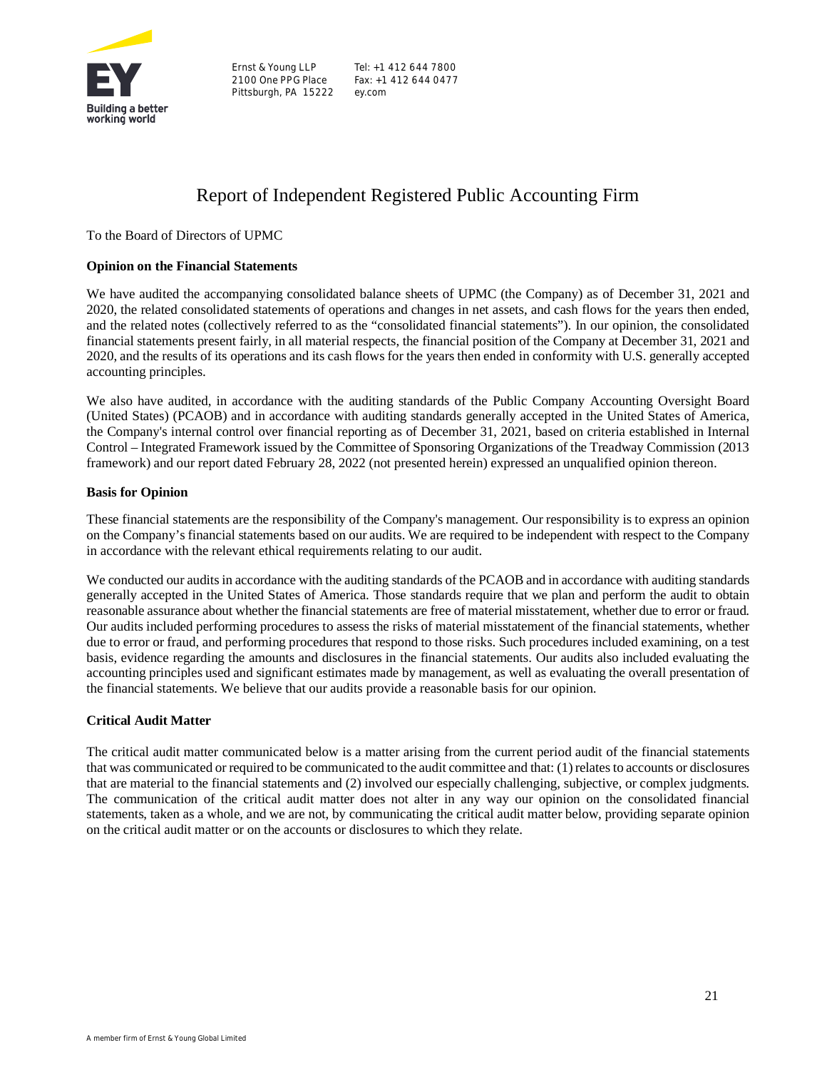Ernst & Young LLP
2100 One PPG Place
Pittsburgh, PA 15222

Tel: +1 412 644 7800
Fax: +1 412 644 0477
ey.com

# Report of Independent Registered Public Accounting Firm

To the Board of Directors of UPMC

**Opinion on the Financial Statements**

We have audited the accompanying consolidated balance sheets of UPMC (the Company) as of December 31, 2021 and 2020, the related consolidated statements of operations and changes in net assets, and cash flows for the years then ended, and the related notes (collectively referred to as the "consolidated financial statements"). In our opinion, the consolidated financial statements present fairly, in all material respects, the financial position of the Company at December 31, 2021 and 2020, and the results of its operations and its cash flows for the years then ended in conformity with U.S. generally accepted accounting principles.

We also have audited, in accordance with the auditing standards of the Public Company Accounting Oversight Board (United States) (PCAOB) and in accordance with auditing standards generally accepted in the United States of America, the Company's internal control over financial reporting as of December 31, 2021, based on criteria established in Internal Control – Integrated Framework issued by the Committee of Sponsoring Organizations of the Treadway Commission (2013 framework) and our report dated February 28, 2022 (not presented herein) expressed an unqualified opinion thereon.

**Basis for Opinion**

These financial statements are the responsibility of the Company's management. Our responsibility is to express an opinion on the Company's financial statements based on our audits. We are required to be independent with respect to the Company in accordance with the relevant ethical requirements relating to our audit.

We conducted our audits in accordance with the auditing standards of the PCAOB and in accordance with auditing standards generally accepted in the United States of America. Those standards require that we plan and perform the audit to obtain reasonable assurance about whether the financial statements are free of material misstatement, whether due to error or fraud. Our audits included performing procedures to assess the risks of material misstatement of the financial statements, whether due to error or fraud, and performing procedures that respond to those risks. Such procedures included examining, on a test basis, evidence regarding the amounts and disclosures in the financial statements. Our audits also included evaluating the accounting principles used and significant estimates made by management, as well as evaluating the overall presentation of the financial statements. We believe that our audits provide a reasonable basis for our opinion.

**Critical Audit Matter**

The critical audit matter communicated below is a matter arising from the current period audit of the financial statements that was communicated or required to be communicated to the audit committee and that: (1) relates to accounts or disclosures that are material to the financial statements and (2) involved our especially challenging, subjective, or complex judgments. The communication of the critical audit matter does not alter in any way our opinion on the consolidated financial statements, taken as a whole, and we are not, by communicating the critical audit matter below, providing separate opinion on the critical audit matter or on the accounts or disclosures to which they relate.

A member firm of Ernst & Young Global Limited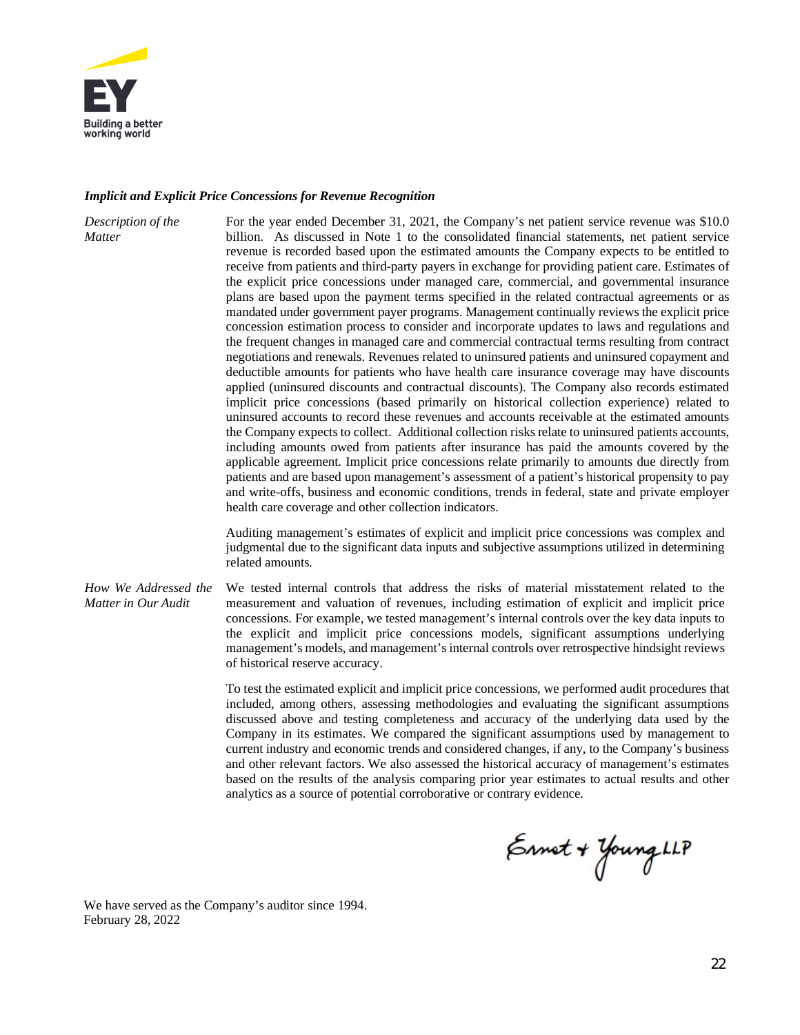### *Implicit and Explicit Price Concessions for Revenue Recognition*

*Description of the Matter*

For the year ended December 31, 2021, the Company's net patient service revenue was $10.0 billion. As discussed in Note 1 to the consolidated financial statements, net patient service revenue is recorded based upon the estimated amounts the Company expects to be entitled to receive from patients and third-party payers in exchange for providing patient care. Estimates of the explicit price concessions under managed care, commercial, and governmental insurance plans are based upon the payment terms specified in the related contractual agreements or as mandated under government payer programs. Management continually reviews the explicit price concession estimation process to consider and incorporate updates to laws and regulations and the frequent changes in managed care and commercial contractual terms resulting from contract negotiations and renewals. Revenues related to uninsured patients and uninsured copayment and deductible amounts for patients who have health care insurance coverage may have discounts applied (uninsured discounts and contractual discounts). The Company also records estimated implicit price concessions (based primarily on historical collection experience) related to uninsured accounts to record these revenues and accounts receivable at the estimated amounts the Company expects to collect. Additional collection risks relate to uninsured patients accounts, including amounts owed from patients after insurance has paid the amounts covered by the applicable agreement. Implicit price concessions relate primarily to amounts due directly from patients and are based upon management's assessment of a patient's historical propensity to pay and write-offs, business and economic conditions, trends in federal, state and private employer health care coverage and other collection indicators.

Auditing management's estimates of explicit and implicit price concessions was complex and judgmental due to the significant data inputs and subjective assumptions utilized in determining related amounts.

*How We Addressed the Matter in Our Audit*

We tested internal controls that address the risks of material misstatement related to the measurement and valuation of revenues, including estimation of explicit and implicit price concessions. For example, we tested management's internal controls over the key data inputs to the explicit and implicit price concessions models, significant assumptions underlying management's models, and management's internal controls over retrospective hindsight reviews of historical reserve accuracy.

To test the estimated explicit and implicit price concessions, we performed audit procedures that included, among others, assessing methodologies and evaluating the significant assumptions discussed above and testing completeness and accuracy of the underlying data used by the Company in its estimates. We compared the significant assumptions used by management to current industry and economic trends and considered changes, if any, to the Company's business and other relevant factors. We also assessed the historical accuracy of management's estimates based on the results of the analysis comparing prior year estimates to actual results and other analytics as a source of potential corroborative or contrary evidence.

Ernst & Young LLP

We have served as the Company's auditor since 1994.
February 28, 2022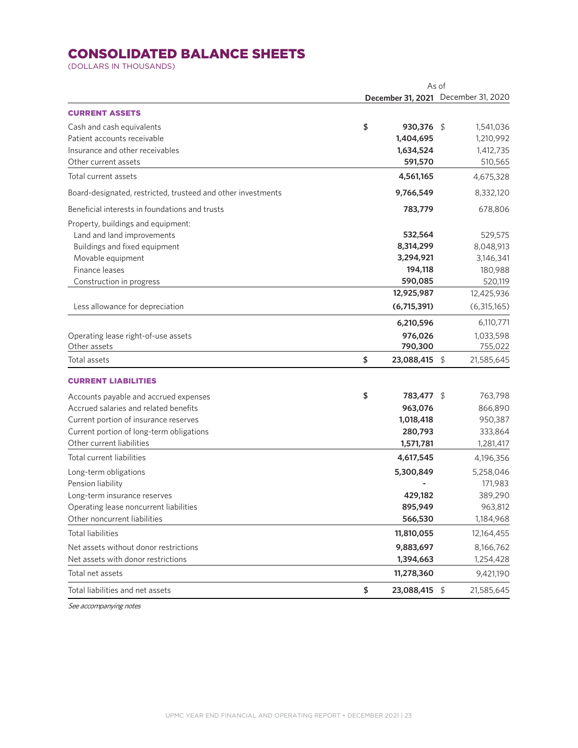# CONSOLIDATED BALANCE SHEETS

(DOLLARS IN THOUSANDS)

| | As of December 31, 2021 | As of December 31, 2020 |
|---|---|---|
| **CURRENT ASSETS** | | |
| Cash and cash equivalents | $ **930,376** | $ 1,541,036 |
| Patient accounts receivable | **1,404,695** | 1,210,992 |
| Insurance and other receivables | **1,634,524** | 1,412,735 |
| Other current assets | **591,570** | 510,565 |
| Total current assets | **4,561,165** | 4,675,328 |
| Board-designated, restricted, trusteed and other investments | **9,766,549** | 8,332,120 |
| Beneficial interests in foundations and trusts | **783,779** | 678,806 |
| Property, buildings and equipment: | | |
| Land and land improvements | **532,564** | 529,575 |
| Buildings and fixed equipment | **8,314,299** | 8,048,913 |
| Movable equipment | **3,294,921** | 3,146,341 |
| Finance leases | **194,118** | 180,988 |
| Construction in progress | **590,085** | 520,119 |
| | **12,925,987** | 12,425,936 |
| Less allowance for depreciation | **(6,715,391)** | (6,315,165) |
| | **6,210,596** | 6,110,771 |
| Operating lease right-of-use assets | **976,026** | 1,033,598 |
| Other assets | **790,300** | 755,022 |
| Total assets | $ **23,088,415** | $ 21,585,645 |
| **CURRENT LIABILITIES** | | |
| Accounts payable and accrued expenses | $ **783,477** | $ 763,798 |
| Accrued salaries and related benefits | **963,076** | 866,890 |
| Current portion of insurance reserves | **1,018,418** | 950,387 |
| Current portion of long-term obligations | **280,793** | 333,864 |
| Other current liabilities | **1,571,781** | 1,281,417 |
| Total current liabilities | **4,617,545** | 4,196,356 |
| Long-term obligations | **5,300,849** | 5,258,046 |
| Pension liability | **-** | 171,983 |
| Long-term insurance reserves | **429,182** | 389,290 |
| Operating lease noncurrent liabilities | **895,949** | 963,812 |
| Other noncurrent liabilities | **566,530** | 1,184,968 |
| Total liabilities | **11,810,055** | 12,164,455 |
| Net assets without donor restrictions | **9,883,697** | 8,166,762 |
| Net assets with donor restrictions | **1,394,663** | 1,254,428 |
| Total net assets | **11,278,360** | 9,421,190 |
| Total liabilities and net assets | $ **23,088,415** | $ 21,585,645 |

*See accompanying notes*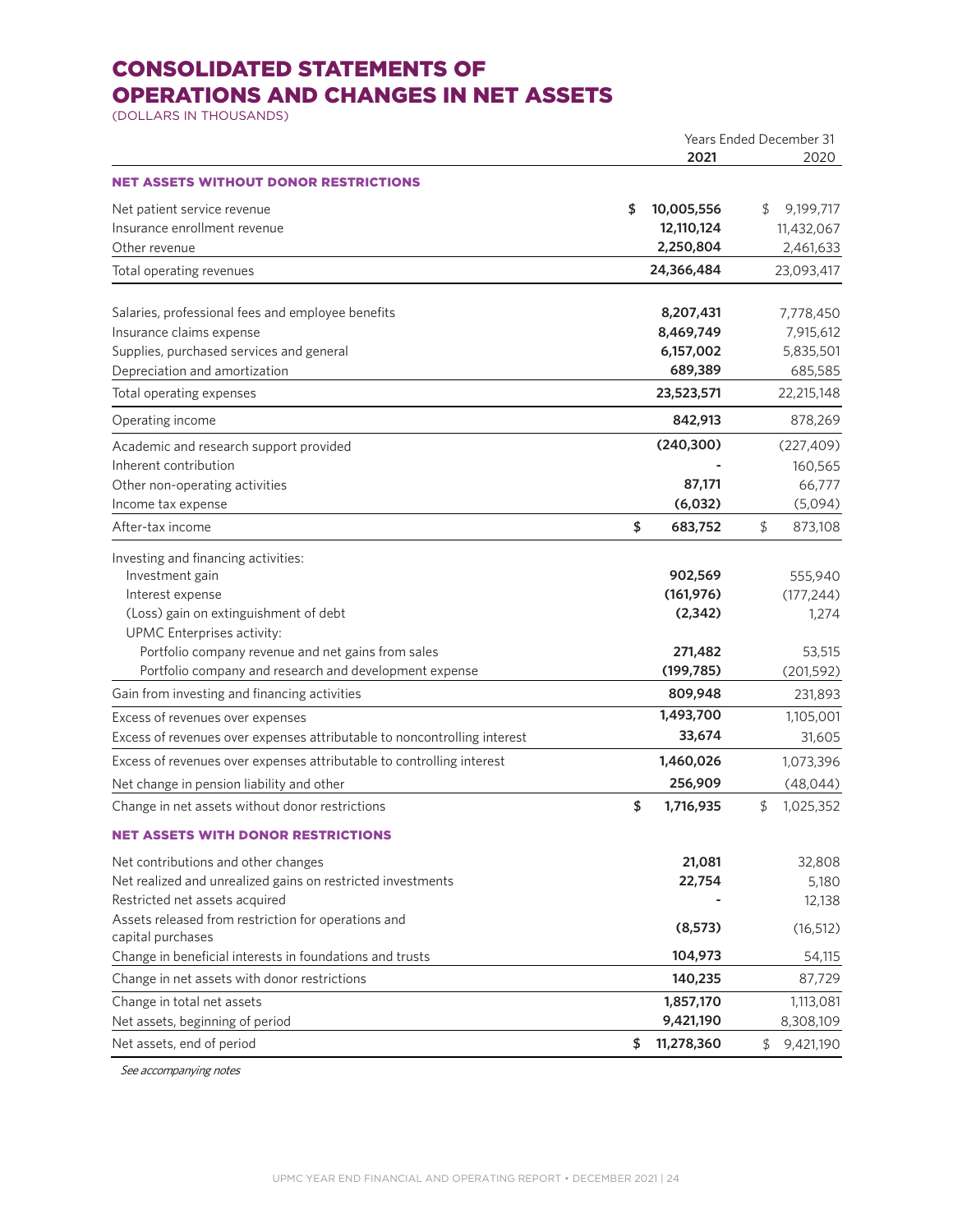# CONSOLIDATED STATEMENTS OF OPERATIONS AND CHANGES IN NET ASSETS

(DOLLARS IN THOUSANDS)

| | Years Ended December 31 | |
|---|---|---|
| | **2021** | 2020 |
| **NET ASSETS WITHOUT DONOR RESTRICTIONS** | | |
| Net patient service revenue | **$ 10,005,556** | $ 9,199,717 |
| Insurance enrollment revenue | **12,110,124** | 11,432,067 |
| Other revenue | **2,250,804** | 2,461,633 |
| Total operating revenues | **24,366,484** | 23,093,417 |
| | | |
| Salaries, professional fees and employee benefits | **8,207,431** | 7,778,450 |
| Insurance claims expense | **8,469,749** | 7,915,612 |
| Supplies, purchased services and general | **6,157,002** | 5,835,501 |
| Depreciation and amortization | **689,389** | 685,585 |
| Total operating expenses | **23,523,571** | 22,215,148 |
| Operating income | **842,913** | 878,269 |
| Academic and research support provided | **(240,300)** | (227,409) |
| Inherent contribution | **-** | 160,565 |
| Other non-operating activities | **87,171** | 66,777 |
| Income tax expense | **(6,032)** | (5,094) |
| After-tax income | **$ 683,752** | $ 873,108 |
| Investing and financing activities: | | |
| Investment gain | **902,569** | 555,940 |
| Interest expense | **(161,976)** | (177,244) |
| (Loss) gain on extinguishment of debt | **(2,342)** | 1,274 |
| UPMC Enterprises activity: | | |
| Portfolio company revenue and net gains from sales | **271,482** | 53,515 |
| Portfolio company and research and development expense | **(199,785)** | (201,592) |
| Gain from investing and financing activities | **809,948** | 231,893 |
| Excess of revenues over expenses | **1,493,700** | 1,105,001 |
| Excess of revenues over expenses attributable to noncontrolling interest | **33,674** | 31,605 |
| Excess of revenues over expenses attributable to controlling interest | **1,460,026** | 1,073,396 |
| Net change in pension liability and other | **256,909** | (48,044) |
| Change in net assets without donor restrictions | **$ 1,716,935** | $ 1,025,352 |
| **NET ASSETS WITH DONOR RESTRICTIONS** | | |
| Net contributions and other changes | **21,081** | 32,808 |
| Net realized and unrealized gains on restricted investments | **22,754** | 5,180 |
| Restricted net assets acquired | **-** | 12,138 |
| Assets released from restriction for operations and capital purchases | **(8,573)** | (16,512) |
| Change in beneficial interests in foundations and trusts | **104,973** | 54,115 |
| Change in net assets with donor restrictions | **140,235** | 87,729 |
| Change in total net assets | **1,857,170** | 1,113,081 |
| Net assets, beginning of period | **9,421,190** | 8,308,109 |
| Net assets, end of period | **$ 11,278,360** | $ 9,421,190 |

*See accompanying notes*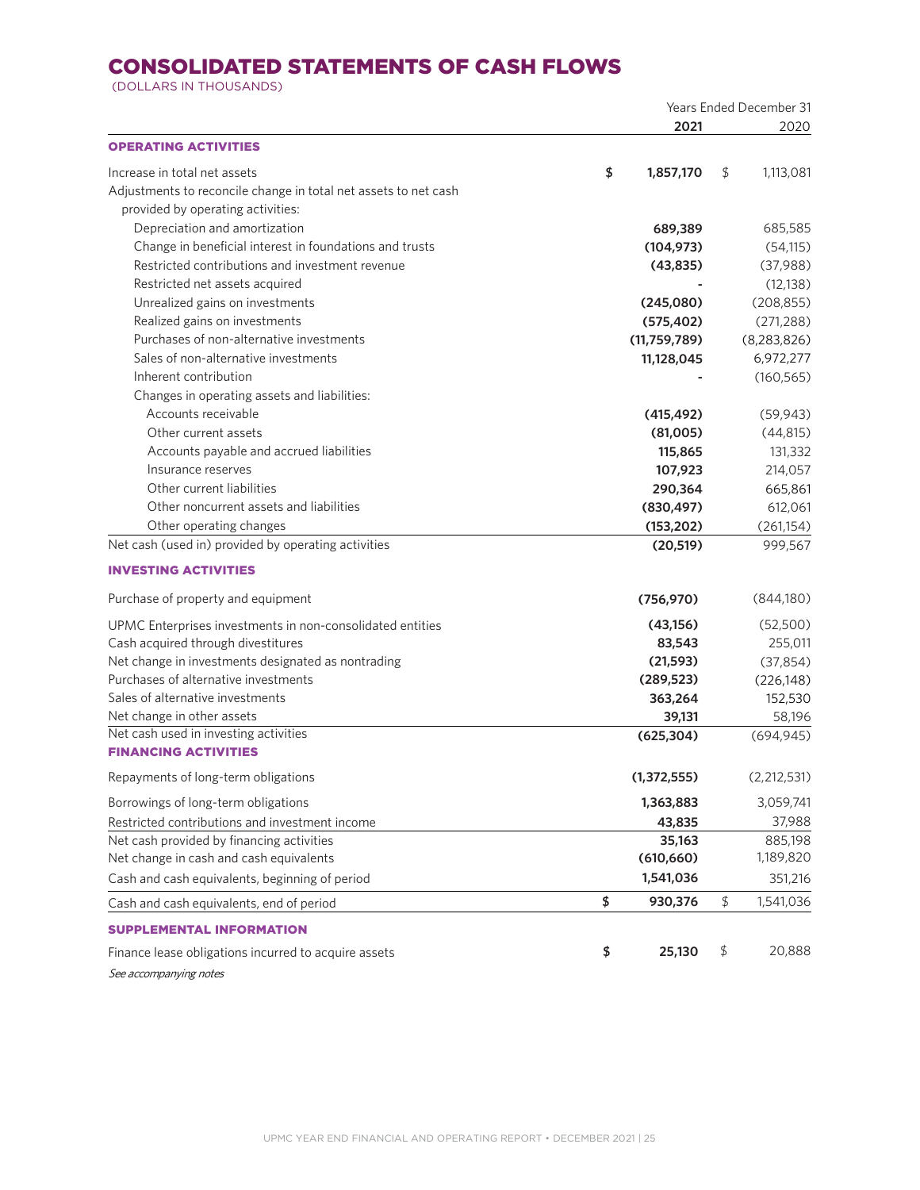# CONSOLIDATED STATEMENTS OF CASH FLOWS

(DOLLARS IN THOUSANDS)

| | Years Ended December 31 | |
|---|---|---|
| | **2021** | 2020 |
| **OPERATING ACTIVITIES** | | |
| Increase in total net assets | $ **1,857,170** | $ 1,113,081 |
| Adjustments to reconcile change in total net assets to net cash provided by operating activities: | | |
| Depreciation and amortization | **689,389** | 685,585 |
| Change in beneficial interest in foundations and trusts | **(104,973)** | (54,115) |
| Restricted contributions and investment revenue | **(43,835)** | (37,988) |
| Restricted net assets acquired | **-** | (12,138) |
| Unrealized gains on investments | **(245,080)** | (208,855) |
| Realized gains on investments | **(575,402)** | (271,288) |
| Purchases of non-alternative investments | **(11,759,789)** | (8,283,826) |
| Sales of non-alternative investments | **11,128,045** | 6,972,277 |
| Inherent contribution | **-** | (160,565) |
| Changes in operating assets and liabilities: | | |
| Accounts receivable | **(415,492)** | (59,943) |
| Other current assets | **(81,005)** | (44,815) |
| Accounts payable and accrued liabilities | **115,865** | 131,332 |
| Insurance reserves | **107,923** | 214,057 |
| Other current liabilities | **290,364** | 665,861 |
| Other noncurrent assets and liabilities | **(830,497)** | 612,061 |
| Other operating changes | **(153,202)** | (261,154) |
| Net cash (used in) provided by operating activities | **(20,519)** | 999,567 |
| **INVESTING ACTIVITIES** | | |
| Purchase of property and equipment | **(756,970)** | (844,180) |
| UPMC Enterprises investments in non-consolidated entities | **(43,156)** | (52,500) |
| Cash acquired through divestitures | **83,543** | 255,011 |
| Net change in investments designated as nontrading | **(21,593)** | (37,854) |
| Purchases of alternative investments | **(289,523)** | (226,148) |
| Sales of alternative investments | **363,264** | 152,530 |
| Net change in other assets | **39,131** | 58,196 |
| Net cash used in investing activities | **(625,304)** | (694,945) |
| **FINANCING ACTIVITIES** | | |
| Repayments of long-term obligations | **(1,372,555)** | (2,212,531) |
| Borrowings of long-term obligations | **1,363,883** | 3,059,741 |
| Restricted contributions and investment income | **43,835** | 37,988 |
| Net cash provided by financing activities | **35,163** | 885,198 |
| Net change in cash and cash equivalents | **(610,660)** | 1,189,820 |
| Cash and cash equivalents, beginning of period | **1,541,036** | 351,216 |
| Cash and cash equivalents, end of period | $ **930,376** | $ 1,541,036 |
| **SUPPLEMENTAL INFORMATION** | | |
| Finance lease obligations incurred to acquire assets | $ **25,130** | $ 20,888 |

*See accompanying notes*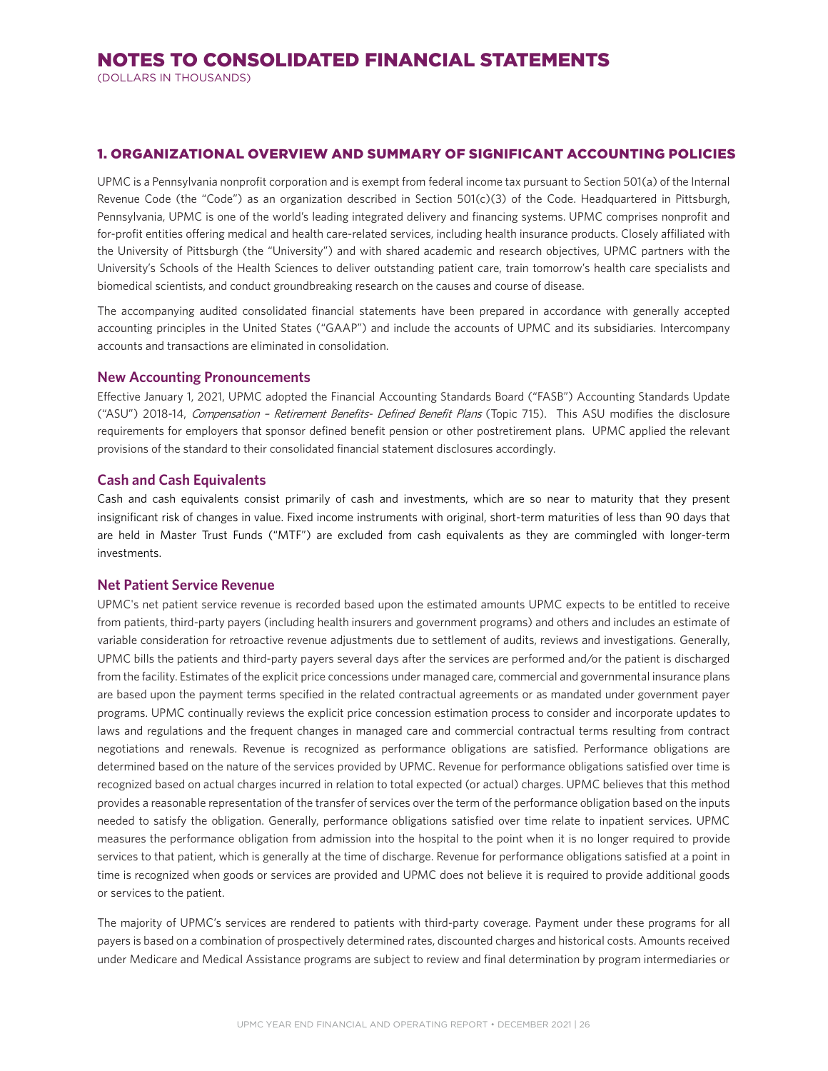# NOTES TO CONSOLIDATED FINANCIAL STATEMENTS

(DOLLARS IN THOUSANDS)

## 1. ORGANIZATIONAL OVERVIEW AND SUMMARY OF SIGNIFICANT ACCOUNTING POLICIES

UPMC is a Pennsylvania nonprofit corporation and is exempt from federal income tax pursuant to Section 501(a) of the Internal Revenue Code (the "Code") as an organization described in Section 501(c)(3) of the Code. Headquartered in Pittsburgh, Pennsylvania, UPMC is one of the world's leading integrated delivery and financing systems. UPMC comprises nonprofit and for-profit entities offering medical and health care-related services, including health insurance products. Closely affiliated with the University of Pittsburgh (the "University") and with shared academic and research objectives, UPMC partners with the University's Schools of the Health Sciences to deliver outstanding patient care, train tomorrow's health care specialists and biomedical scientists, and conduct groundbreaking research on the causes and course of disease.

The accompanying audited consolidated financial statements have been prepared in accordance with generally accepted accounting principles in the United States ("GAAP") and include the accounts of UPMC and its subsidiaries. Intercompany accounts and transactions are eliminated in consolidation.

### New Accounting Pronouncements

Effective January 1, 2021, UPMC adopted the Financial Accounting Standards Board ("FASB") Accounting Standards Update ("ASU") 2018-14, *Compensation – Retirement Benefits- Defined Benefit Plans* (Topic 715). This ASU modifies the disclosure requirements for employers that sponsor defined benefit pension or other postretirement plans. UPMC applied the relevant provisions of the standard to their consolidated financial statement disclosures accordingly.

### Cash and Cash Equivalents

Cash and cash equivalents consist primarily of cash and investments, which are so near to maturity that they present insignificant risk of changes in value. Fixed income instruments with original, short-term maturities of less than 90 days that are held in Master Trust Funds ("MTF") are excluded from cash equivalents as they are commingled with longer-term investments.

### Net Patient Service Revenue

UPMC's net patient service revenue is recorded based upon the estimated amounts UPMC expects to be entitled to receive from patients, third-party payers (including health insurers and government programs) and others and includes an estimate of variable consideration for retroactive revenue adjustments due to settlement of audits, reviews and investigations. Generally, UPMC bills the patients and third-party payers several days after the services are performed and/or the patient is discharged from the facility. Estimates of the explicit price concessions under managed care, commercial and governmental insurance plans are based upon the payment terms specified in the related contractual agreements or as mandated under government payer programs. UPMC continually reviews the explicit price concession estimation process to consider and incorporate updates to laws and regulations and the frequent changes in managed care and commercial contractual terms resulting from contract negotiations and renewals. Revenue is recognized as performance obligations are satisfied. Performance obligations are determined based on the nature of the services provided by UPMC. Revenue for performance obligations satisfied over time is recognized based on actual charges incurred in relation to total expected (or actual) charges. UPMC believes that this method provides a reasonable representation of the transfer of services over the term of the performance obligation based on the inputs needed to satisfy the obligation. Generally, performance obligations satisfied over time relate to inpatient services. UPMC measures the performance obligation from admission into the hospital to the point when it is no longer required to provide services to that patient, which is generally at the time of discharge. Revenue for performance obligations satisfied at a point in time is recognized when goods or services are provided and UPMC does not believe it is required to provide additional goods or services to the patient.

The majority of UPMC's services are rendered to patients with third-party coverage. Payment under these programs for all payers is based on a combination of prospectively determined rates, discounted charges and historical costs. Amounts received under Medicare and Medical Assistance programs are subject to review and final determination by program intermediaries or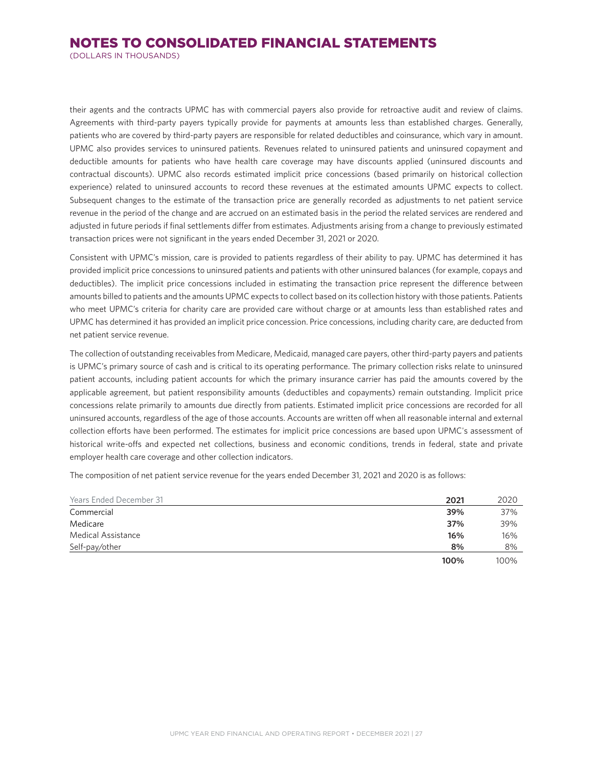their agents and the contracts UPMC has with commercial payers also provide for retroactive audit and review of claims. Agreements with third-party payers typically provide for payments at amounts less than established charges. Generally, patients who are covered by third-party payers are responsible for related deductibles and coinsurance, which vary in amount. UPMC also provides services to uninsured patients. Revenues related to uninsured patients and uninsured copayment and deductible amounts for patients who have health care coverage may have discounts applied (uninsured discounts and contractual discounts). UPMC also records estimated implicit price concessions (based primarily on historical collection experience) related to uninsured accounts to record these revenues at the estimated amounts UPMC expects to collect. Subsequent changes to the estimate of the transaction price are generally recorded as adjustments to net patient service revenue in the period of the change and are accrued on an estimated basis in the period the related services are rendered and adjusted in future periods if final settlements differ from estimates. Adjustments arising from a change to previously estimated transaction prices were not significant in the years ended December 31, 2021 or 2020.

Consistent with UPMC's mission, care is provided to patients regardless of their ability to pay. UPMC has determined it has provided implicit price concessions to uninsured patients and patients with other uninsured balances (for example, copays and deductibles). The implicit price concessions included in estimating the transaction price represent the difference between amounts billed to patients and the amounts UPMC expects to collect based on its collection history with those patients. Patients who meet UPMC's criteria for charity care are provided care without charge or at amounts less than established rates and UPMC has determined it has provided an implicit price concession. Price concessions, including charity care, are deducted from net patient service revenue.

The collection of outstanding receivables from Medicare, Medicaid, managed care payers, other third-party payers and patients is UPMC's primary source of cash and is critical to its operating performance. The primary collection risks relate to uninsured patient accounts, including patient accounts for which the primary insurance carrier has paid the amounts covered by the applicable agreement, but patient responsibility amounts (deductibles and copayments) remain outstanding. Implicit price concessions relate primarily to amounts due directly from patients. Estimated implicit price concessions are recorded for all uninsured accounts, regardless of the age of those accounts. Accounts are written off when all reasonable internal and external collection efforts have been performed. The estimates for implicit price concessions are based upon UPMC's assessment of historical write-offs and expected net collections, business and economic conditions, trends in federal, state and private employer health care coverage and other collection indicators.

The composition of net patient service revenue for the years ended December 31, 2021 and 2020 is as follows:

| Years Ended December 31 | **2021** | 2020 |
|---|---|---|
| Commercial | **39%** | 37% |
| Medicare | **37%** | 39% |
| Medical Assistance | **16%** | 16% |
| Self-pay/other | **8%** | 8% |
| | **100%** | 100% |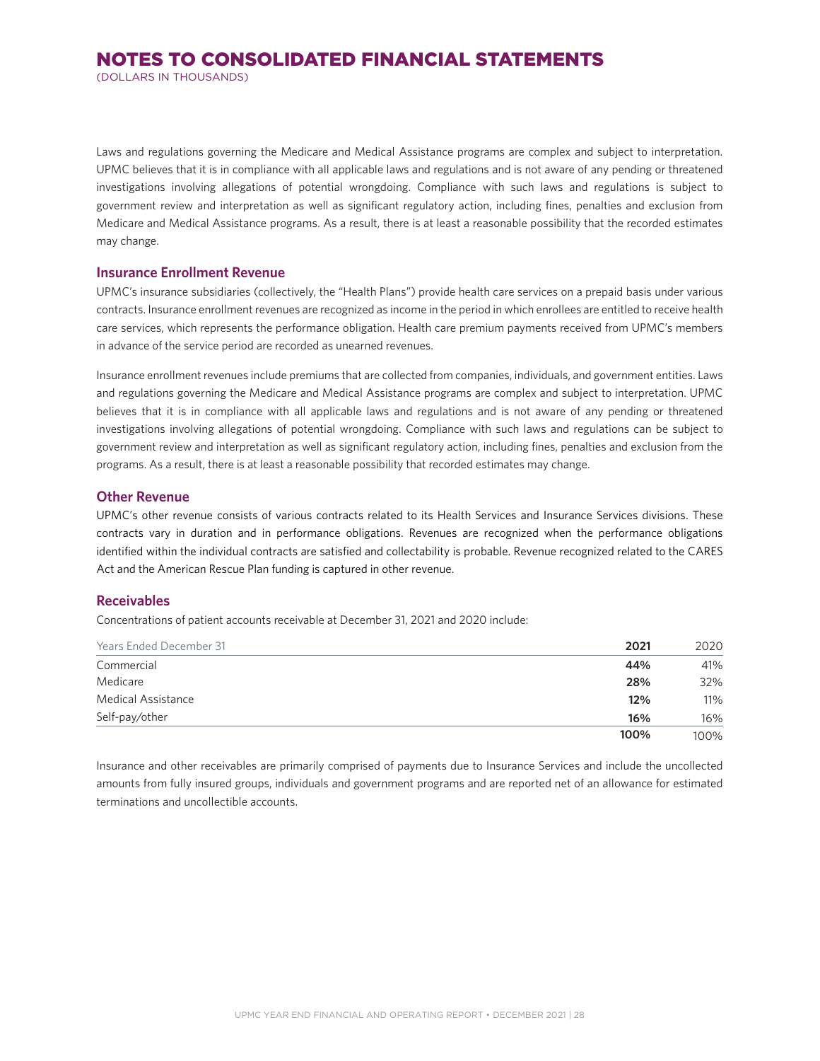Laws and regulations governing the Medicare and Medical Assistance programs are complex and subject to interpretation. UPMC believes that it is in compliance with all applicable laws and regulations and is not aware of any pending or threatened investigations involving allegations of potential wrongdoing. Compliance with such laws and regulations is subject to government review and interpretation as well as significant regulatory action, including fines, penalties and exclusion from Medicare and Medical Assistance programs. As a result, there is at least a reasonable possibility that the recorded estimates may change.

## Insurance Enrollment Revenue

UPMC's insurance subsidiaries (collectively, the "Health Plans") provide health care services on a prepaid basis under various contracts. Insurance enrollment revenues are recognized as income in the period in which enrollees are entitled to receive health care services, which represents the performance obligation. Health care premium payments received from UPMC's members in advance of the service period are recorded as unearned revenues.

Insurance enrollment revenues include premiums that are collected from companies, individuals, and government entities. Laws and regulations governing the Medicare and Medical Assistance programs are complex and subject to interpretation. UPMC believes that it is in compliance with all applicable laws and regulations and is not aware of any pending or threatened investigations involving allegations of potential wrongdoing. Compliance with such laws and regulations can be subject to government review and interpretation as well as significant regulatory action, including fines, penalties and exclusion from the programs. As a result, there is at least a reasonable possibility that recorded estimates may change.

## Other Revenue

UPMC's other revenue consists of various contracts related to its Health Services and Insurance Services divisions. These contracts vary in duration and in performance obligations. Revenues are recognized when the performance obligations identified within the individual contracts are satisfied and collectability is probable. Revenue recognized related to the CARES Act and the American Rescue Plan funding is captured in other revenue.

## Receivables

Concentrations of patient accounts receivable at December 31, 2021 and 2020 include:

| Years Ended December 31 | **2021** | 2020 |
|---|---|---|
| Commercial | **44%** | 41% |
| Medicare | **28%** | 32% |
| Medical Assistance | **12%** | 11% |
| Self-pay/other | **16%** | 16% |
| | **100%** | 100% |

Insurance and other receivables are primarily comprised of payments due to Insurance Services and include the uncollected amounts from fully insured groups, individuals and government programs and are reported net of an allowance for estimated terminations and uncollectible accounts.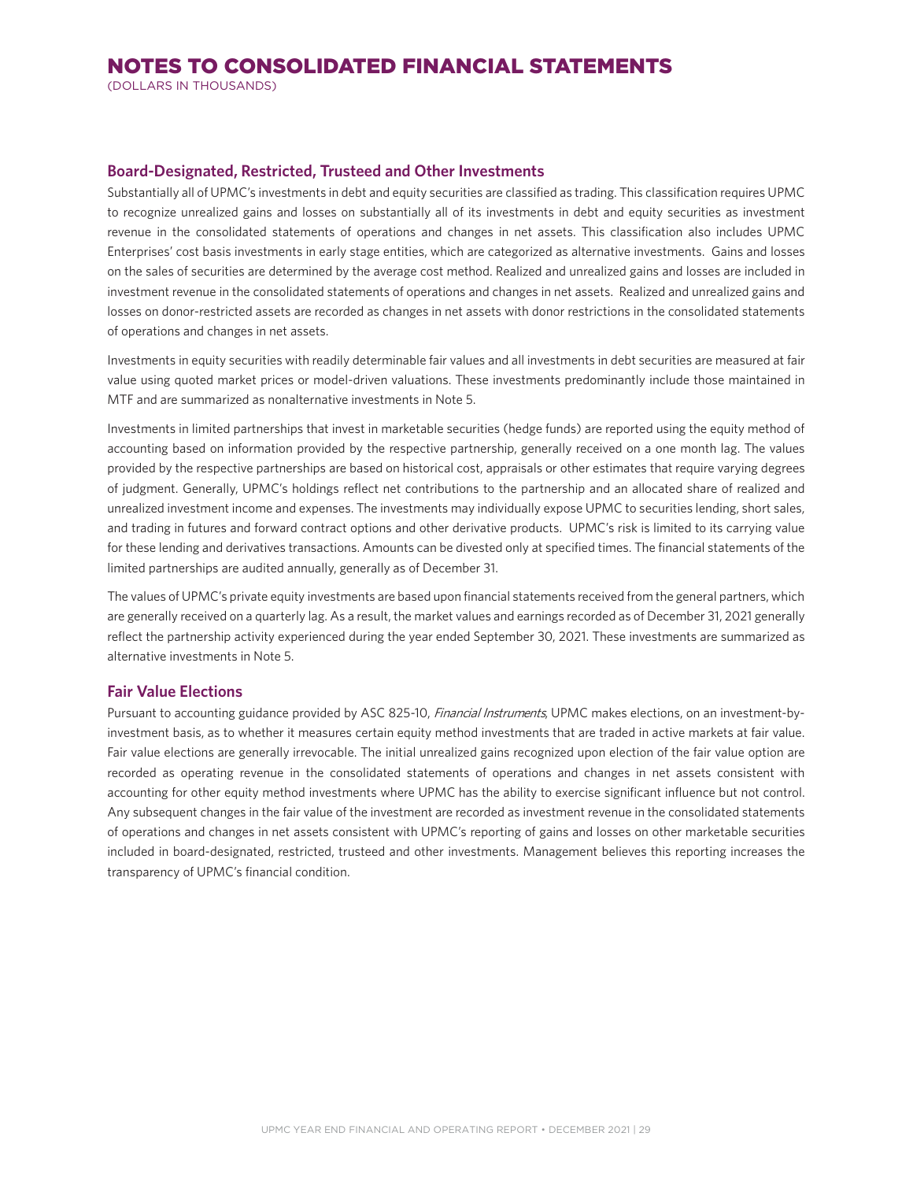### Board-Designated, Restricted, Trusteed and Other Investments

Substantially all of UPMC's investments in debt and equity securities are classified as trading. This classification requires UPMC to recognize unrealized gains and losses on substantially all of its investments in debt and equity securities as investment revenue in the consolidated statements of operations and changes in net assets. This classification also includes UPMC Enterprises' cost basis investments in early stage entities, which are categorized as alternative investments. Gains and losses on the sales of securities are determined by the average cost method. Realized and unrealized gains and losses are included in investment revenue in the consolidated statements of operations and changes in net assets. Realized and unrealized gains and losses on donor-restricted assets are recorded as changes in net assets with donor restrictions in the consolidated statements of operations and changes in net assets.

Investments in equity securities with readily determinable fair values and all investments in debt securities are measured at fair value using quoted market prices or model-driven valuations. These investments predominantly include those maintained in MTF and are summarized as nonalternative investments in Note 5.

Investments in limited partnerships that invest in marketable securities (hedge funds) are reported using the equity method of accounting based on information provided by the respective partnership, generally received on a one month lag. The values provided by the respective partnerships are based on historical cost, appraisals or other estimates that require varying degrees of judgment. Generally, UPMC's holdings reflect net contributions to the partnership and an allocated share of realized and unrealized investment income and expenses. The investments may individually expose UPMC to securities lending, short sales, and trading in futures and forward contract options and other derivative products. UPMC's risk is limited to its carrying value for these lending and derivatives transactions. Amounts can be divested only at specified times. The financial statements of the limited partnerships are audited annually, generally as of December 31.

The values of UPMC's private equity investments are based upon financial statements received from the general partners, which are generally received on a quarterly lag. As a result, the market values and earnings recorded as of December 31, 2021 generally reflect the partnership activity experienced during the year ended September 30, 2021. These investments are summarized as alternative investments in Note 5.

### Fair Value Elections

Pursuant to accounting guidance provided by ASC 825-10, *Financial Instruments*, UPMC makes elections, on an investment-by-investment basis, as to whether it measures certain equity method investments that are traded in active markets at fair value. Fair value elections are generally irrevocable. The initial unrealized gains recognized upon election of the fair value option are recorded as operating revenue in the consolidated statements of operations and changes in net assets consistent with accounting for other equity method investments where UPMC has the ability to exercise significant influence but not control. Any subsequent changes in the fair value of the investment are recorded as investment revenue in the consolidated statements of operations and changes in net assets consistent with UPMC's reporting of gains and losses on other marketable securities included in board-designated, restricted, trusteed and other investments. Management believes this reporting increases the transparency of UPMC's financial condition.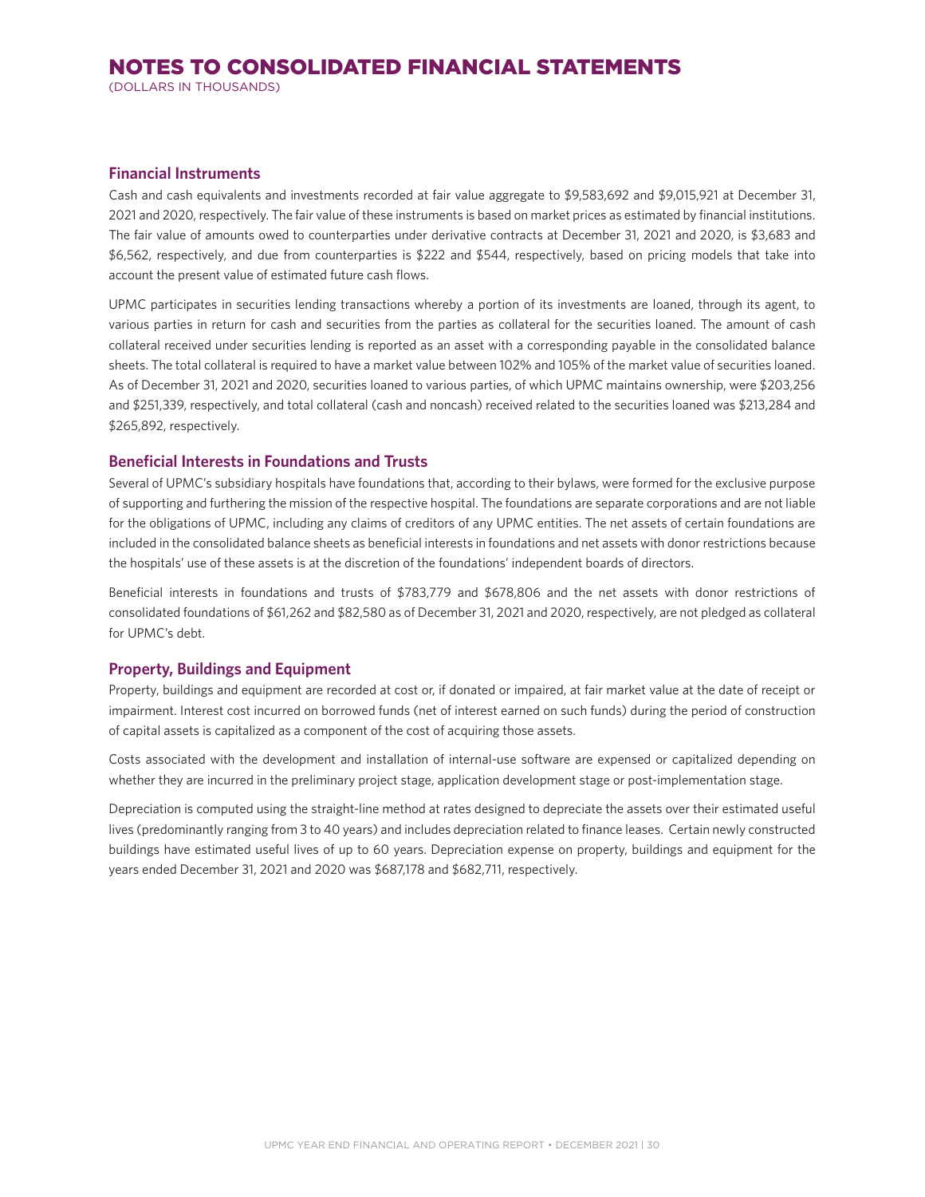# NOTES TO CONSOLIDATED FINANCIAL STATEMENTS

(DOLLARS IN THOUSANDS)

### Financial Instruments

Cash and cash equivalents and investments recorded at fair value aggregate to $9,583,692 and $9,015,921 at December 31, 2021 and 2020, respectively. The fair value of these instruments is based on market prices as estimated by financial institutions. The fair value of amounts owed to counterparties under derivative contracts at December 31, 2021 and 2020, is $3,683 and $6,562, respectively, and due from counterparties is $222 and $544, respectively, based on pricing models that take into account the present value of estimated future cash flows.

UPMC participates in securities lending transactions whereby a portion of its investments are loaned, through its agent, to various parties in return for cash and securities from the parties as collateral for the securities loaned. The amount of cash collateral received under securities lending is reported as an asset with a corresponding payable in the consolidated balance sheets. The total collateral is required to have a market value between 102% and 105% of the market value of securities loaned. As of December 31, 2021 and 2020, securities loaned to various parties, of which UPMC maintains ownership, were $203,256 and $251,339, respectively, and total collateral (cash and noncash) received related to the securities loaned was $213,284 and $265,892, respectively.

### Beneficial Interests in Foundations and Trusts

Several of UPMC's subsidiary hospitals have foundations that, according to their bylaws, were formed for the exclusive purpose of supporting and furthering the mission of the respective hospital. The foundations are separate corporations and are not liable for the obligations of UPMC, including any claims of creditors of any UPMC entities. The net assets of certain foundations are included in the consolidated balance sheets as beneficial interests in foundations and net assets with donor restrictions because the hospitals' use of these assets is at the discretion of the foundations' independent boards of directors.

Beneficial interests in foundations and trusts of $783,779 and $678,806 and the net assets with donor restrictions of consolidated foundations of $61,262 and $82,580 as of December 31, 2021 and 2020, respectively, are not pledged as collateral for UPMC's debt.

### Property, Buildings and Equipment

Property, buildings and equipment are recorded at cost or, if donated or impaired, at fair market value at the date of receipt or impairment. Interest cost incurred on borrowed funds (net of interest earned on such funds) during the period of construction of capital assets is capitalized as a component of the cost of acquiring those assets.

Costs associated with the development and installation of internal-use software are expensed or capitalized depending on whether they are incurred in the preliminary project stage, application development stage or post-implementation stage.

Depreciation is computed using the straight-line method at rates designed to depreciate the assets over their estimated useful lives (predominantly ranging from 3 to 40 years) and includes depreciation related to finance leases. Certain newly constructed buildings have estimated useful lives of up to 60 years. Depreciation expense on property, buildings and equipment for the years ended December 31, 2021 and 2020 was $687,178 and $682,711, respectively.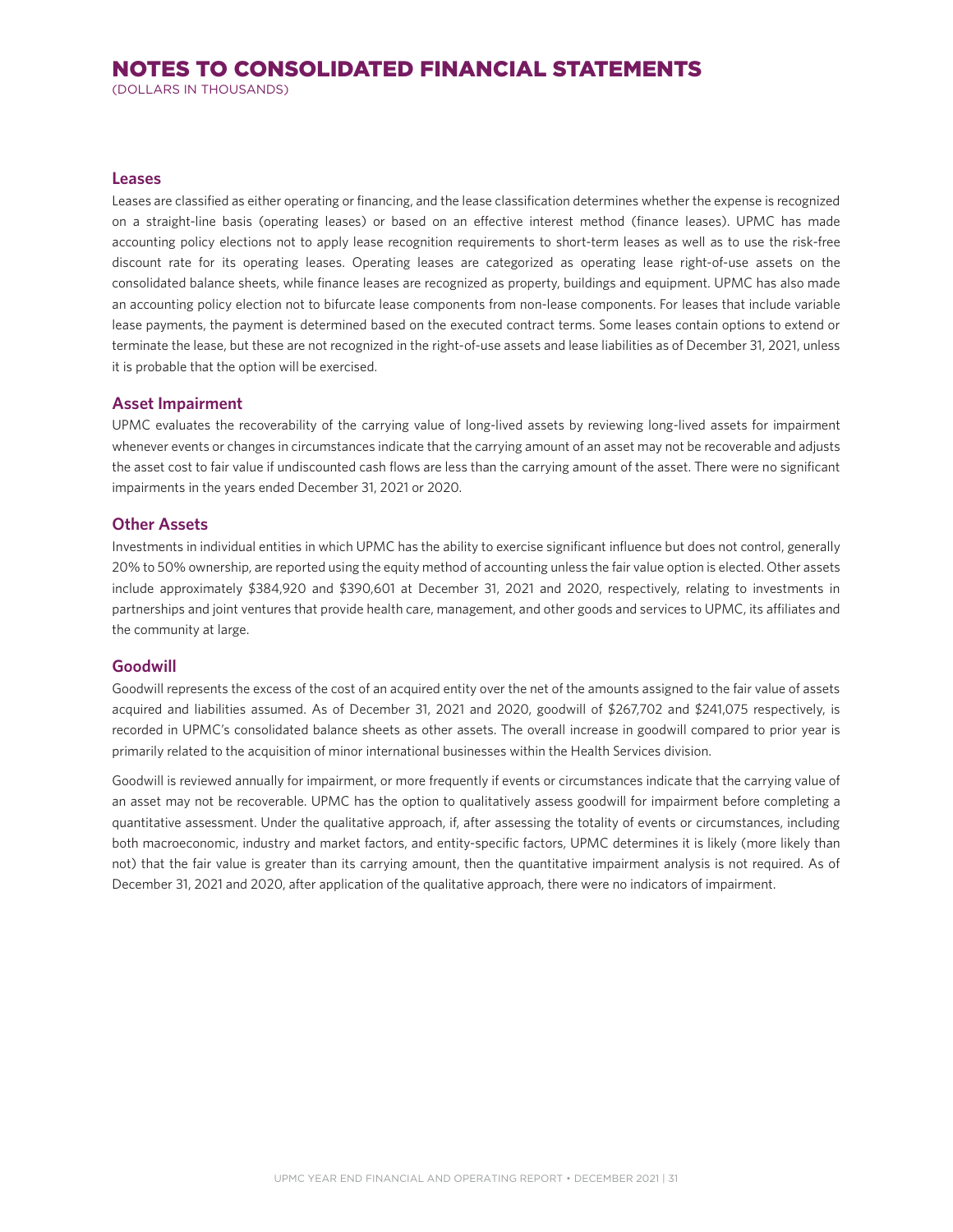# NOTES TO CONSOLIDATED FINANCIAL STATEMENTS

(DOLLARS IN THOUSANDS)

## Leases

Leases are classified as either operating or financing, and the lease classification determines whether the expense is recognized on a straight-line basis (operating leases) or based on an effective interest method (finance leases). UPMC has made accounting policy elections not to apply lease recognition requirements to short-term leases as well as to use the risk-free discount rate for its operating leases. Operating leases are categorized as operating lease right-of-use assets on the consolidated balance sheets, while finance leases are recognized as property, buildings and equipment. UPMC has also made an accounting policy election not to bifurcate lease components from non-lease components. For leases that include variable lease payments, the payment is determined based on the executed contract terms. Some leases contain options to extend or terminate the lease, but these are not recognized in the right-of-use assets and lease liabilities as of December 31, 2021, unless it is probable that the option will be exercised.

## Asset Impairment

UPMC evaluates the recoverability of the carrying value of long-lived assets by reviewing long-lived assets for impairment whenever events or changes in circumstances indicate that the carrying amount of an asset may not be recoverable and adjusts the asset cost to fair value if undiscounted cash flows are less than the carrying amount of the asset. There were no significant impairments in the years ended December 31, 2021 or 2020.

## Other Assets

Investments in individual entities in which UPMC has the ability to exercise significant influence but does not control, generally 20% to 50% ownership, are reported using the equity method of accounting unless the fair value option is elected. Other assets include approximately $384,920 and $390,601 at December 31, 2021 and 2020, respectively, relating to investments in partnerships and joint ventures that provide health care, management, and other goods and services to UPMC, its affiliates and the community at large.

## Goodwill

Goodwill represents the excess of the cost of an acquired entity over the net of the amounts assigned to the fair value of assets acquired and liabilities assumed. As of December 31, 2021 and 2020, goodwill of $267,702 and $241,075 respectively, is recorded in UPMC's consolidated balance sheets as other assets. The overall increase in goodwill compared to prior year is primarily related to the acquisition of minor international businesses within the Health Services division.

Goodwill is reviewed annually for impairment, or more frequently if events or circumstances indicate that the carrying value of an asset may not be recoverable. UPMC has the option to qualitatively assess goodwill for impairment before completing a quantitative assessment. Under the qualitative approach, if, after assessing the totality of events or circumstances, including both macroeconomic, industry and market factors, and entity-specific factors, UPMC determines it is likely (more likely than not) that the fair value is greater than its carrying amount, then the quantitative impairment analysis is not required. As of December 31, 2021 and 2020, after application of the qualitative approach, there were no indicators of impairment.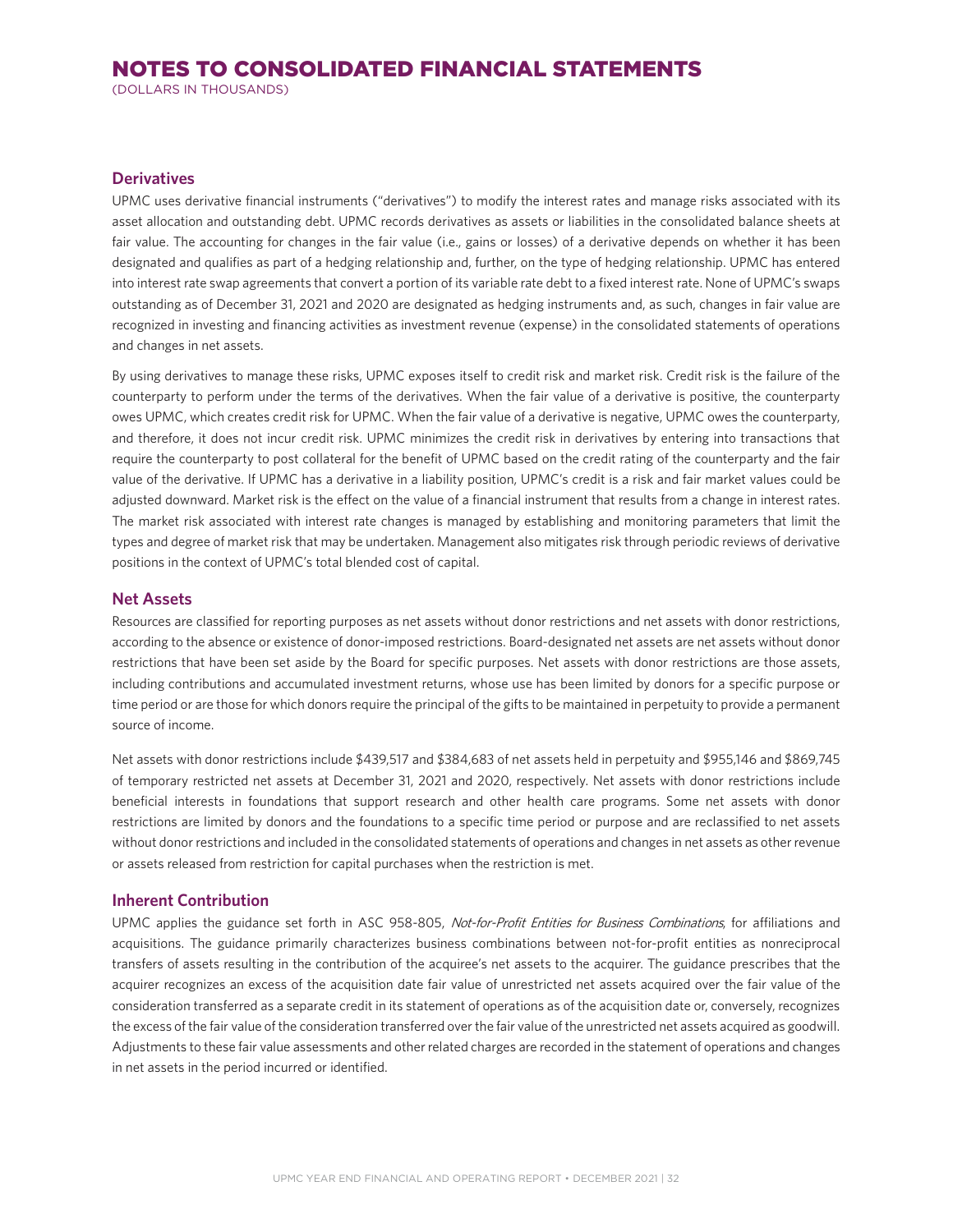## Derivatives

UPMC uses derivative financial instruments ("derivatives") to modify the interest rates and manage risks associated with its asset allocation and outstanding debt. UPMC records derivatives as assets or liabilities in the consolidated balance sheets at fair value. The accounting for changes in the fair value (i.e., gains or losses) of a derivative depends on whether it has been designated and qualifies as part of a hedging relationship and, further, on the type of hedging relationship. UPMC has entered into interest rate swap agreements that convert a portion of its variable rate debt to a fixed interest rate. None of UPMC's swaps outstanding as of December 31, 2021 and 2020 are designated as hedging instruments and, as such, changes in fair value are recognized in investing and financing activities as investment revenue (expense) in the consolidated statements of operations and changes in net assets.

By using derivatives to manage these risks, UPMC exposes itself to credit risk and market risk. Credit risk is the failure of the counterparty to perform under the terms of the derivatives. When the fair value of a derivative is positive, the counterparty owes UPMC, which creates credit risk for UPMC. When the fair value of a derivative is negative, UPMC owes the counterparty, and therefore, it does not incur credit risk. UPMC minimizes the credit risk in derivatives by entering into transactions that require the counterparty to post collateral for the benefit of UPMC based on the credit rating of the counterparty and the fair value of the derivative. If UPMC has a derivative in a liability position, UPMC's credit is a risk and fair market values could be adjusted downward. Market risk is the effect on the value of a financial instrument that results from a change in interest rates. The market risk associated with interest rate changes is managed by establishing and monitoring parameters that limit the types and degree of market risk that may be undertaken. Management also mitigates risk through periodic reviews of derivative positions in the context of UPMC's total blended cost of capital.

## Net Assets

Resources are classified for reporting purposes as net assets without donor restrictions and net assets with donor restrictions, according to the absence or existence of donor-imposed restrictions. Board-designated net assets are net assets without donor restrictions that have been set aside by the Board for specific purposes. Net assets with donor restrictions are those assets, including contributions and accumulated investment returns, whose use has been limited by donors for a specific purpose or time period or are those for which donors require the principal of the gifts to be maintained in perpetuity to provide a permanent source of income.

Net assets with donor restrictions include $439,517 and $384,683 of net assets held in perpetuity and $955,146 and $869,745 of temporary restricted net assets at December 31, 2021 and 2020, respectively. Net assets with donor restrictions include beneficial interests in foundations that support research and other health care programs. Some net assets with donor restrictions are limited by donors and the foundations to a specific time period or purpose and are reclassified to net assets without donor restrictions and included in the consolidated statements of operations and changes in net assets as other revenue or assets released from restriction for capital purchases when the restriction is met.

## Inherent Contribution

UPMC applies the guidance set forth in ASC 958-805, *Not-for-Profit Entities for Business Combinations*, for affiliations and acquisitions. The guidance primarily characterizes business combinations between not-for-profit entities as nonreciprocal transfers of assets resulting in the contribution of the acquiree's net assets to the acquirer. The guidance prescribes that the acquirer recognizes an excess of the acquisition date fair value of unrestricted net assets acquired over the fair value of the consideration transferred as a separate credit in its statement of operations as of the acquisition date or, conversely, recognizes the excess of the fair value of the consideration transferred over the fair value of the unrestricted net assets acquired as goodwill. Adjustments to these fair value assessments and other related charges are recorded in the statement of operations and changes in net assets in the period incurred or identified.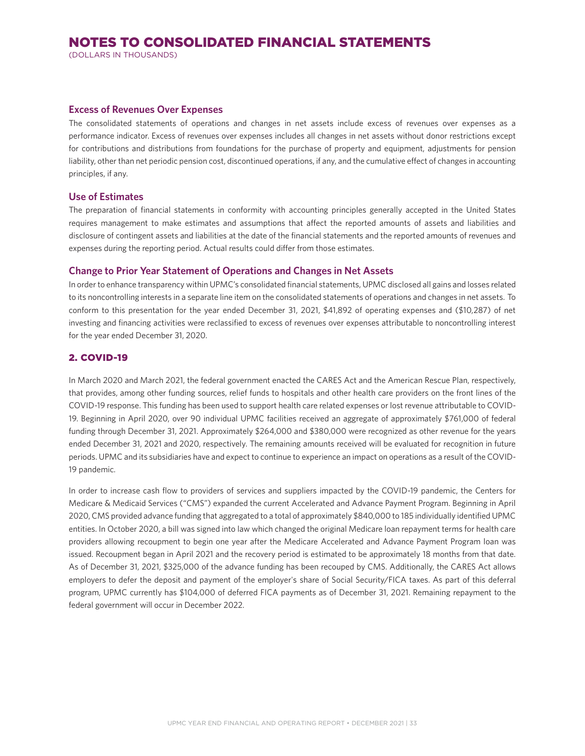# NOTES TO CONSOLIDATED FINANCIAL STATEMENTS

(DOLLARS IN THOUSANDS)

### Excess of Revenues Over Expenses

The consolidated statements of operations and changes in net assets include excess of revenues over expenses as a performance indicator. Excess of revenues over expenses includes all changes in net assets without donor restrictions except for contributions and distributions from foundations for the purchase of property and equipment, adjustments for pension liability, other than net periodic pension cost, discontinued operations, if any, and the cumulative effect of changes in accounting principles, if any.

### Use of Estimates

The preparation of financial statements in conformity with accounting principles generally accepted in the United States requires management to make estimates and assumptions that affect the reported amounts of assets and liabilities and disclosure of contingent assets and liabilities at the date of the financial statements and the reported amounts of revenues and expenses during the reporting period. Actual results could differ from those estimates.

### Change to Prior Year Statement of Operations and Changes in Net Assets

In order to enhance transparency within UPMC's consolidated financial statements, UPMC disclosed all gains and losses related to its noncontrolling interests in a separate line item on the consolidated statements of operations and changes in net assets. To conform to this presentation for the year ended December 31, 2021, $41,892 of operating expenses and ($10,287) of net investing and financing activities were reclassified to excess of revenues over expenses attributable to noncontrolling interest for the year ended December 31, 2020.

## 2. COVID-19

In March 2020 and March 2021, the federal government enacted the CARES Act and the American Rescue Plan, respectively, that provides, among other funding sources, relief funds to hospitals and other health care providers on the front lines of the COVID-19 response. This funding has been used to support health care related expenses or lost revenue attributable to COVID-19. Beginning in April 2020, over 90 individual UPMC facilities received an aggregate of approximately $761,000 of federal funding through December 31, 2021. Approximately $264,000 and $380,000 were recognized as other revenue for the years ended December 31, 2021 and 2020, respectively. The remaining amounts received will be evaluated for recognition in future periods. UPMC and its subsidiaries have and expect to continue to experience an impact on operations as a result of the COVID-19 pandemic.

In order to increase cash flow to providers of services and suppliers impacted by the COVID-19 pandemic, the Centers for Medicare & Medicaid Services ("CMS") expanded the current Accelerated and Advance Payment Program. Beginning in April 2020, CMS provided advance funding that aggregated to a total of approximately $840,000 to 185 individually identified UPMC entities. In October 2020, a bill was signed into law which changed the original Medicare loan repayment terms for health care providers allowing recoupment to begin one year after the Medicare Accelerated and Advance Payment Program loan was issued. Recoupment began in April 2021 and the recovery period is estimated to be approximately 18 months from that date. As of December 31, 2021, $325,000 of the advance funding has been recouped by CMS. Additionally, the CARES Act allows employers to defer the deposit and payment of the employer's share of Social Security/FICA taxes. As part of this deferral program, UPMC currently has $104,000 of deferred FICA payments as of December 31, 2021. Remaining repayment to the federal government will occur in December 2022.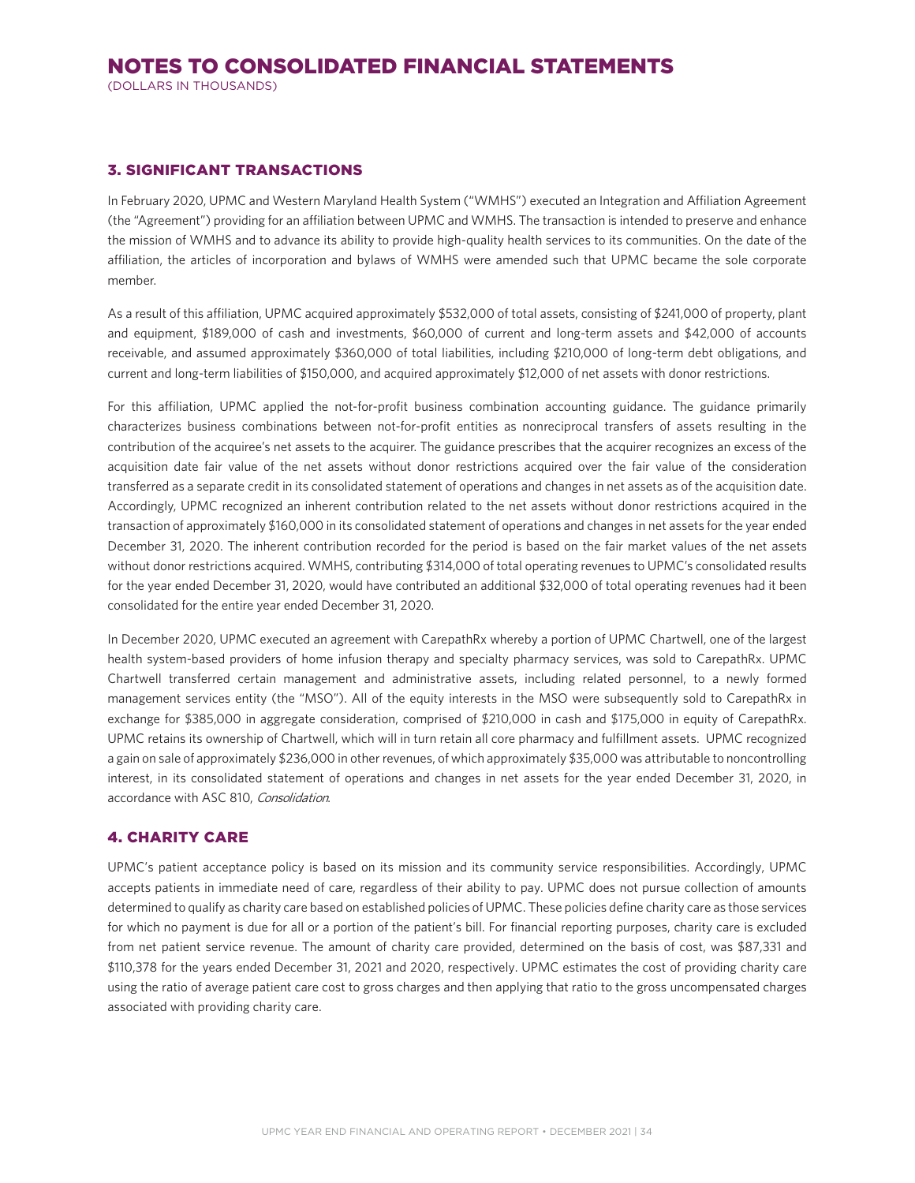# NOTES TO CONSOLIDATED FINANCIAL STATEMENTS

(DOLLARS IN THOUSANDS)

## 3. SIGNIFICANT TRANSACTIONS

In February 2020, UPMC and Western Maryland Health System ("WMHS") executed an Integration and Affiliation Agreement (the "Agreement") providing for an affiliation between UPMC and WMHS. The transaction is intended to preserve and enhance the mission of WMHS and to advance its ability to provide high-quality health services to its communities. On the date of the affiliation, the articles of incorporation and bylaws of WMHS were amended such that UPMC became the sole corporate member.

As a result of this affiliation, UPMC acquired approximately $532,000 of total assets, consisting of $241,000 of property, plant and equipment, $189,000 of cash and investments, $60,000 of current and long-term assets and $42,000 of accounts receivable, and assumed approximately $360,000 of total liabilities, including $210,000 of long-term debt obligations, and current and long-term liabilities of $150,000, and acquired approximately $12,000 of net assets with donor restrictions.

For this affiliation, UPMC applied the not-for-profit business combination accounting guidance. The guidance primarily characterizes business combinations between not-for-profit entities as nonreciprocal transfers of assets resulting in the contribution of the acquiree's net assets to the acquirer. The guidance prescribes that the acquirer recognizes an excess of the acquisition date fair value of the net assets without donor restrictions acquired over the fair value of the consideration transferred as a separate credit in its consolidated statement of operations and changes in net assets as of the acquisition date. Accordingly, UPMC recognized an inherent contribution related to the net assets without donor restrictions acquired in the transaction of approximately $160,000 in its consolidated statement of operations and changes in net assets for the year ended December 31, 2020. The inherent contribution recorded for the period is based on the fair market values of the net assets without donor restrictions acquired. WMHS, contributing $314,000 of total operating revenues to UPMC's consolidated results for the year ended December 31, 2020, would have contributed an additional $32,000 of total operating revenues had it been consolidated for the entire year ended December 31, 2020.

In December 2020, UPMC executed an agreement with CarepathRx whereby a portion of UPMC Chartwell, one of the largest health system-based providers of home infusion therapy and specialty pharmacy services, was sold to CarepathRx. UPMC Chartwell transferred certain management and administrative assets, including related personnel, to a newly formed management services entity (the "MSO"). All of the equity interests in the MSO were subsequently sold to CarepathRx in exchange for $385,000 in aggregate consideration, comprised of $210,000 in cash and $175,000 in equity of CarepathRx. UPMC retains its ownership of Chartwell, which will in turn retain all core pharmacy and fulfillment assets. UPMC recognized a gain on sale of approximately $236,000 in other revenues, of which approximately $35,000 was attributable to noncontrolling interest, in its consolidated statement of operations and changes in net assets for the year ended December 31, 2020, in accordance with ASC 810, *Consolidation*.

## 4. CHARITY CARE

UPMC's patient acceptance policy is based on its mission and its community service responsibilities. Accordingly, UPMC accepts patients in immediate need of care, regardless of their ability to pay. UPMC does not pursue collection of amounts determined to qualify as charity care based on established policies of UPMC. These policies define charity care as those services for which no payment is due for all or a portion of the patient's bill. For financial reporting purposes, charity care is excluded from net patient service revenue. The amount of charity care provided, determined on the basis of cost, was $87,331 and $110,378 for the years ended December 31, 2021 and 2020, respectively. UPMC estimates the cost of providing charity care using the ratio of average patient care cost to gross charges and then applying that ratio to the gross uncompensated charges associated with providing charity care.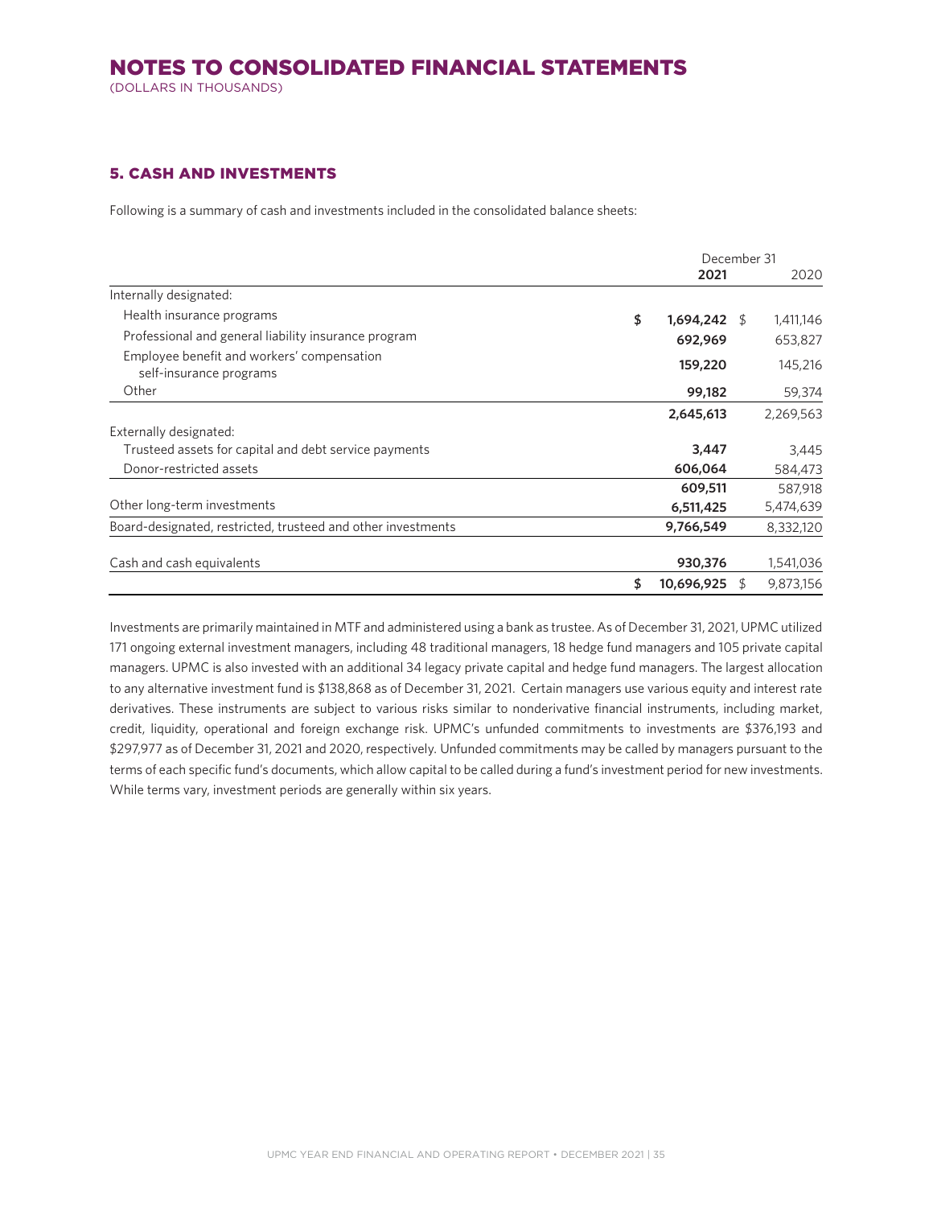# NOTES TO CONSOLIDATED FINANCIAL STATEMENTS

(DOLLARS IN THOUSANDS)

## 5. CASH AND INVESTMENTS

Following is a summary of cash and investments included in the consolidated balance sheets:

| | December 31 2021 | 2020 |
|---|---|---|
| Internally designated: | | |
| Health insurance programs | $ **1,694,242** | $ 1,411,146 |
| Professional and general liability insurance program | **692,969** | 653,827 |
| Employee benefit and workers' compensation self-insurance programs | **159,220** | 145,216 |
| Other | **99,182** | 59,374 |
| | **2,645,613** | 2,269,563 |
| Externally designated: | | |
| Trusteed assets for capital and debt service payments | **3,447** | 3,445 |
| Donor-restricted assets | **606,064** | 584,473 |
| | **609,511** | 587,918 |
| Other long-term investments | **6,511,425** | 5,474,639 |
| Board-designated, restricted, trusteed and other investments | **9,766,549** | 8,332,120 |
| Cash and cash equivalents | **930,376** | 1,541,036 |
| | $ **10,696,925** | $ 9,873,156 |

Investments are primarily maintained in MTF and administered using a bank as trustee. As of December 31, 2021, UPMC utilized 171 ongoing external investment managers, including 48 traditional managers, 18 hedge fund managers and 105 private capital managers. UPMC is also invested with an additional 34 legacy private capital and hedge fund managers. The largest allocation to any alternative investment fund is $138,868 as of December 31, 2021. Certain managers use various equity and interest rate derivatives. These instruments are subject to various risks similar to nonderivative financial instruments, including market, credit, liquidity, operational and foreign exchange risk. UPMC's unfunded commitments to investments are $376,193 and $297,977 as of December 31, 2021 and 2020, respectively. Unfunded commitments may be called by managers pursuant to the terms of each specific fund's documents, which allow capital to be called during a fund's investment period for new investments. While terms vary, investment periods are generally within six years.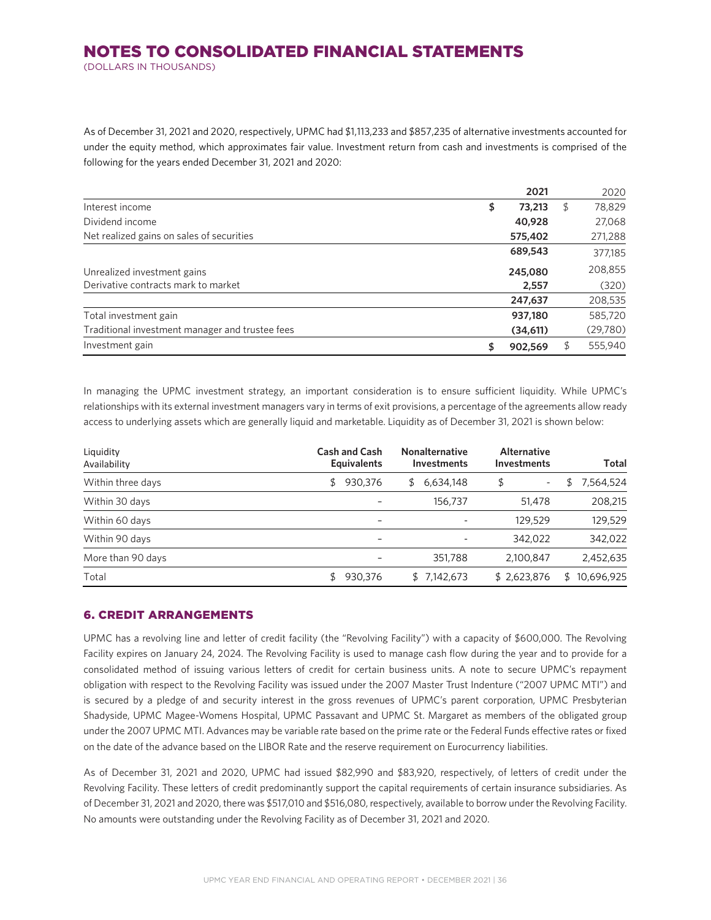As of December 31, 2021 and 2020, respectively, UPMC had $1,113,233 and $857,235 of alternative investments accounted for under the equity method, which approximates fair value. Investment return from cash and investments is comprised of the following for the years ended December 31, 2021 and 2020:

| | 2021 | 2020 |
|---|---|---|
| Interest income | $ 73,213 | $ 78,829 |
| Dividend income | 40,928 | 27,068 |
| Net realized gains on sales of securities | 575,402 | 271,288 |
| | 689,543 | 377,185 |
| Unrealized investment gains | 245,080 | 208,855 |
| Derivative contracts mark to market | 2,557 | (320) |
| | 247,637 | 208,535 |
| Total investment gain | 937,180 | 585,720 |
| Traditional investment manager and trustee fees | (34,611) | (29,780) |
| Investment gain | $ 902,569 | $ 555,940 |

In managing the UPMC investment strategy, an important consideration is to ensure sufficient liquidity. While UPMC's relationships with its external investment managers vary in terms of exit provisions, a percentage of the agreements allow ready access to underlying assets which are generally liquid and marketable. Liquidity as of December 31, 2021 is shown below:

| Liquidity Availability | Cash and Cash Equivalents | Nonalternative Investments | Alternative Investments | Total |
|---|---|---|---|---|
| Within three days | $ 930,376 | $ 6,634,148 | $ - | $ 7,564,524 |
| Within 30 days | - | 156,737 | 51,478 | 208,215 |
| Within 60 days | - | - | 129,529 | 129,529 |
| Within 90 days | - | - | 342,022 | 342,022 |
| More than 90 days | - | 351,788 | 2,100,847 | 2,452,635 |
| Total | $ 930,376 | $ 7,142,673 | $ 2,623,876 | $ 10,696,925 |

## 6. CREDIT ARRANGEMENTS

UPMC has a revolving line and letter of credit facility (the "Revolving Facility") with a capacity of $600,000. The Revolving Facility expires on January 24, 2024. The Revolving Facility is used to manage cash flow during the year and to provide for a consolidated method of issuing various letters of credit for certain business units. A note to secure UPMC's repayment obligation with respect to the Revolving Facility was issued under the 2007 Master Trust Indenture ("2007 UPMC MTI") and is secured by a pledge of and security interest in the gross revenues of UPMC's parent corporation, UPMC Presbyterian Shadyside, UPMC Magee-Womens Hospital, UPMC Passavant and UPMC St. Margaret as members of the obligated group under the 2007 UPMC MTI. Advances may be variable rate based on the prime rate or the Federal Funds effective rates or fixed on the date of the advance based on the LIBOR Rate and the reserve requirement on Eurocurrency liabilities.

As of December 31, 2021 and 2020, UPMC had issued $82,990 and $83,920, respectively, of letters of credit under the Revolving Facility. These letters of credit predominantly support the capital requirements of certain insurance subsidiaries. As of December 31, 2021 and 2020, there was $517,010 and $516,080, respectively, available to borrow under the Revolving Facility. No amounts were outstanding under the Revolving Facility as of December 31, 2021 and 2020.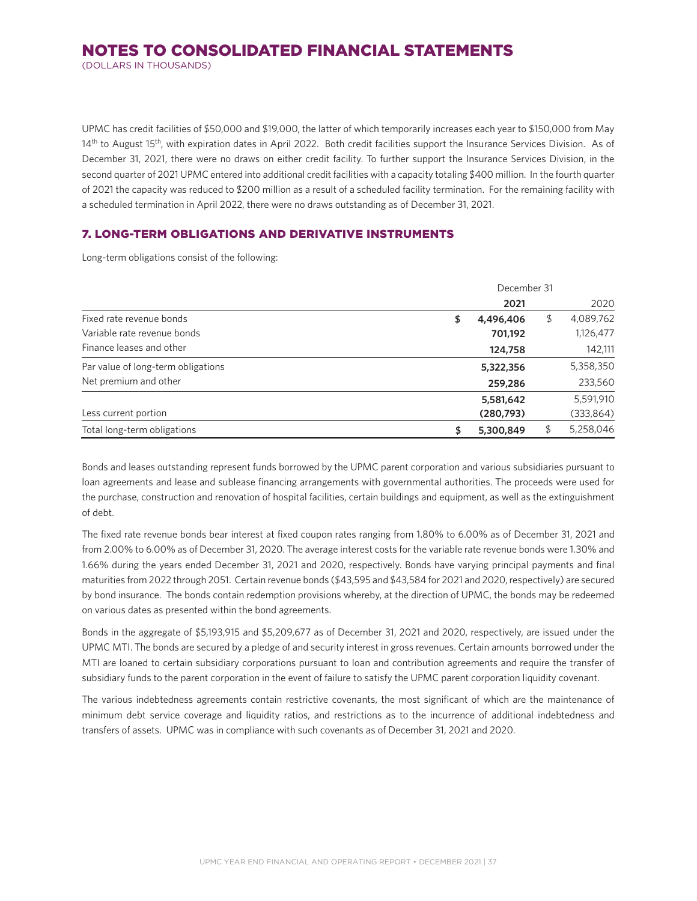UPMC has credit facilities of $50,000 and $19,000, the latter of which temporarily increases each year to $150,000 from May 14th to August 15th, with expiration dates in April 2022. Both credit facilities support the Insurance Services Division. As of December 31, 2021, there were no draws on either credit facility. To further support the Insurance Services Division, in the second quarter of 2021 UPMC entered into additional credit facilities with a capacity totaling $400 million. In the fourth quarter of 2021 the capacity was reduced to $200 million as a result of a scheduled facility termination. For the remaining facility with a scheduled termination in April 2022, there were no draws outstanding as of December 31, 2021.

## 7. LONG-TERM OBLIGATIONS AND DERIVATIVE INSTRUMENTS

Long-term obligations consist of the following:

| | December 31 | |
|---|---|---|
| | **2021** | 2020 |
| Fixed rate revenue bonds | **$ 4,496,406** | $ 4,089,762 |
| Variable rate revenue bonds | **701,192** | 1,126,477 |
| Finance leases and other | **124,758** | 142,111 |
| Par value of long-term obligations | **5,322,356** | 5,358,350 |
| Net premium and other | **259,286** | 233,560 |
| | **5,581,642** | 5,591,910 |
| Less current portion | **(280,793)** | (333,864) |
| Total long-term obligations | **$ 5,300,849** | $ 5,258,046 |

Bonds and leases outstanding represent funds borrowed by the UPMC parent corporation and various subsidiaries pursuant to loan agreements and lease and sublease financing arrangements with governmental authorities. The proceeds were used for the purchase, construction and renovation of hospital facilities, certain buildings and equipment, as well as the extinguishment of debt.

The fixed rate revenue bonds bear interest at fixed coupon rates ranging from 1.80% to 6.00% as of December 31, 2021 and from 2.00% to 6.00% as of December 31, 2020. The average interest costs for the variable rate revenue bonds were 1.30% and 1.66% during the years ended December 31, 2021 and 2020, respectively. Bonds have varying principal payments and final maturities from 2022 through 2051. Certain revenue bonds ($43,595 and $43,584 for 2021 and 2020, respectively) are secured by bond insurance. The bonds contain redemption provisions whereby, at the direction of UPMC, the bonds may be redeemed on various dates as presented within the bond agreements.

Bonds in the aggregate of $5,193,915 and $5,209,677 as of December 31, 2021 and 2020, respectively, are issued under the UPMC MTI. The bonds are secured by a pledge of and security interest in gross revenues. Certain amounts borrowed under the MTI are loaned to certain subsidiary corporations pursuant to loan and contribution agreements and require the transfer of subsidiary funds to the parent corporation in the event of failure to satisfy the UPMC parent corporation liquidity covenant.

The various indebtedness agreements contain restrictive covenants, the most significant of which are the maintenance of minimum debt service coverage and liquidity ratios, and restrictions as to the incurrence of additional indebtedness and transfers of assets. UPMC was in compliance with such covenants as of December 31, 2021 and 2020.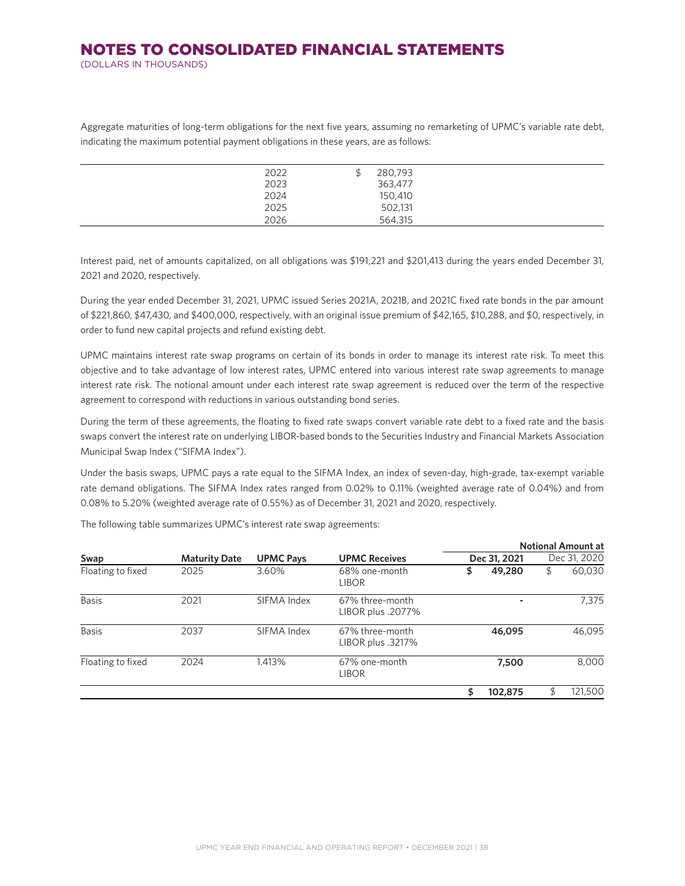Aggregate maturities of long-term obligations for the next five years, assuming no remarketing of UPMC's variable rate debt, indicating the maximum potential payment obligations in these years, are as follows:

| Year | Amount |
|---|---|
| 2022 | $ 280,793 |
| 2023 | 363,477 |
| 2024 | 150,410 |
| 2025 | 502,131 |
| 2026 | 564,315 |

Interest paid, net of amounts capitalized, on all obligations was $191,221 and $201,413 during the years ended December 31, 2021 and 2020, respectively.

During the year ended December 31, 2021, UPMC issued Series 2021A, 2021B, and 2021C fixed rate bonds in the par amount of $221,860, $47,430, and $400,000, respectively, with an original issue premium of $42,165, $10,288, and $0, respectively, in order to fund new capital projects and refund existing debt.

UPMC maintains interest rate swap programs on certain of its bonds in order to manage its interest rate risk. To meet this objective and to take advantage of low interest rates, UPMC entered into various interest rate swap agreements to manage interest rate risk. The notional amount under each interest rate swap agreement is reduced over the term of the respective agreement to correspond with reductions in various outstanding bond series.

During the term of these agreements, the floating to fixed rate swaps convert variable rate debt to a fixed rate and the basis swaps convert the interest rate on underlying LIBOR-based bonds to the Securities Industry and Financial Markets Association Municipal Swap Index ("SIFMA Index").

Under the basis swaps, UPMC pays a rate equal to the SIFMA Index, an index of seven-day, high-grade, tax-exempt variable rate demand obligations. The SIFMA Index rates ranged from 0.02% to 0.11% (weighted average rate of 0.04%) and from 0.08% to 5.20% (weighted average rate of 0.55%) as of December 31, 2021 and 2020, respectively.

The following table summarizes UPMC's interest rate swap agreements:

| | | | | Notional Amount at | |
|---|---|---|---|---|---|
| **Swap** | **Maturity Date** | **UPMC Pays** | **UPMC Receives** | **Dec 31, 2021** | Dec 31, 2020 |
| Floating to fixed | 2025 | 3.60% | 68% one-month LIBOR | **$ 49,280** | $ 60,030 |
| Basis | 2021 | SIFMA Index | 67% three-month LIBOR plus .2077% | **-** | 7,375 |
| Basis | 2037 | SIFMA Index | 67% three-month LIBOR plus .3217% | **46,095** | 46,095 |
| Floating to fixed | 2024 | 1.413% | 67% one-month LIBOR | **7,500** | 8,000 |
| | | | | **$ 102,875** | $ 121,500 |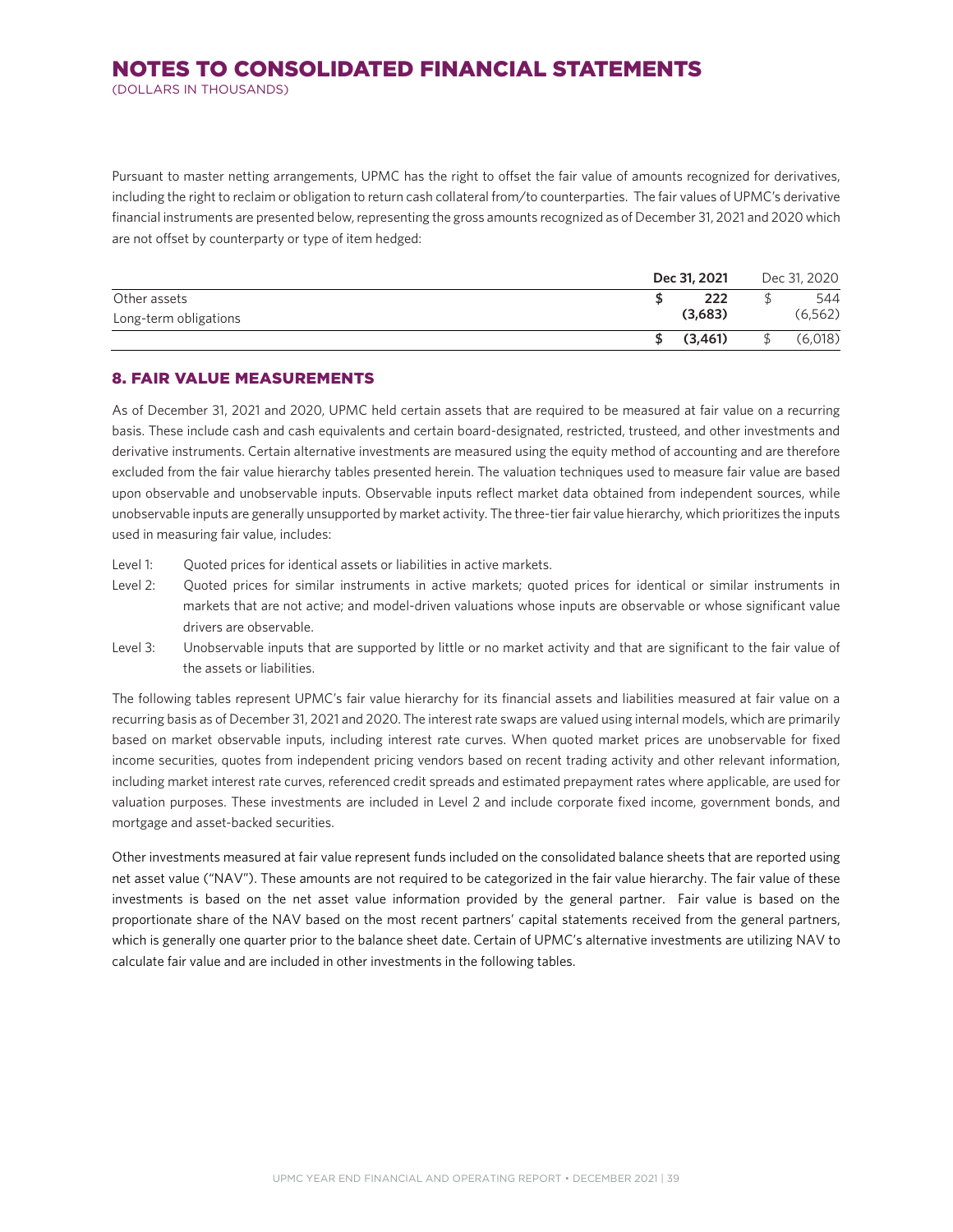Pursuant to master netting arrangements, UPMC has the right to offset the fair value of amounts recognized for derivatives, including the right to reclaim or obligation to return cash collateral from/to counterparties. The fair values of UPMC's derivative financial instruments are presented below, representing the gross amounts recognized as of December 31, 2021 and 2020 which are not offset by counterparty or type of item hedged:

| | Dec 31, 2021 | Dec 31, 2020 |
|---|---|---|
| Other assets | $ 222 | $ 544 |
| Long-term obligations | (3,683) | (6,562) |
| | $ (3,461) | $ (6,018) |

## 8. FAIR VALUE MEASUREMENTS

As of December 31, 2021 and 2020, UPMC held certain assets that are required to be measured at fair value on a recurring basis. These include cash and cash equivalents and certain board-designated, restricted, trusteed, and other investments and derivative instruments. Certain alternative investments are measured using the equity method of accounting and are therefore excluded from the fair value hierarchy tables presented herein. The valuation techniques used to measure fair value are based upon observable and unobservable inputs. Observable inputs reflect market data obtained from independent sources, while unobservable inputs are generally unsupported by market activity. The three-tier fair value hierarchy, which prioritizes the inputs used in measuring fair value, includes:

- Level 1: Quoted prices for identical assets or liabilities in active markets.
- Level 2: Quoted prices for similar instruments in active markets; quoted prices for identical or similar instruments in markets that are not active; and model-driven valuations whose inputs are observable or whose significant value drivers are observable.
- Level 3: Unobservable inputs that are supported by little or no market activity and that are significant to the fair value of the assets or liabilities.

The following tables represent UPMC's fair value hierarchy for its financial assets and liabilities measured at fair value on a recurring basis as of December 31, 2021 and 2020. The interest rate swaps are valued using internal models, which are primarily based on market observable inputs, including interest rate curves. When quoted market prices are unobservable for fixed income securities, quotes from independent pricing vendors based on recent trading activity and other relevant information, including market interest rate curves, referenced credit spreads and estimated prepayment rates where applicable, are used for valuation purposes. These investments are included in Level 2 and include corporate fixed income, government bonds, and mortgage and asset-backed securities.

Other investments measured at fair value represent funds included on the consolidated balance sheets that are reported using net asset value ("NAV"). These amounts are not required to be categorized in the fair value hierarchy. The fair value of these investments is based on the net asset value information provided by the general partner. Fair value is based on the proportionate share of the NAV based on the most recent partners' capital statements received from the general partners, which is generally one quarter prior to the balance sheet date. Certain of UPMC's alternative investments are utilizing NAV to calculate fair value and are included in other investments in the following tables.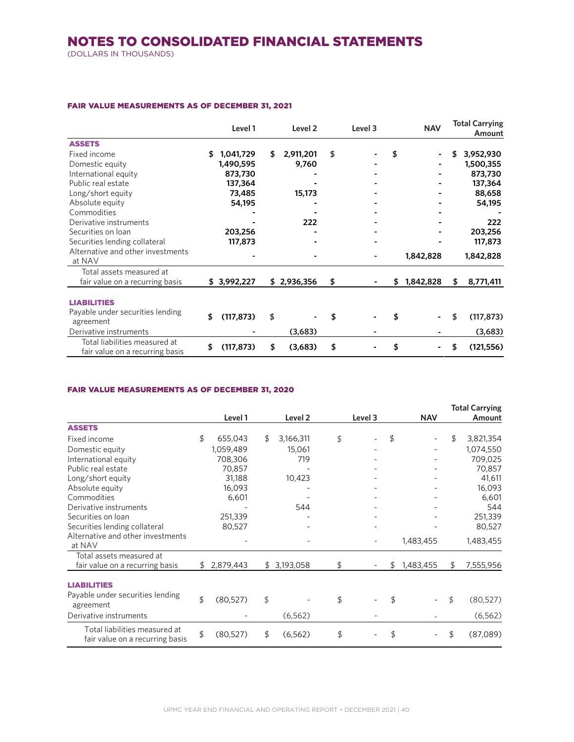# NOTES TO CONSOLIDATED FINANCIAL STATEMENTS

(DOLLARS IN THOUSANDS)

### FAIR VALUE MEASUREMENTS AS OF DECEMBER 31, 2021

| | Level 1 | Level 2 | Level 3 | NAV | Total Carrying Amount |
|---|---|---|---|---|---|
| **ASSETS** | | | | | |
| Fixed income | $ 1,041,729 | $ 2,911,201 | $ - | $ - | $ 3,952,930 |
| Domestic equity | 1,490,595 | 9,760 | - | - | 1,500,355 |
| International equity | 873,730 | - | - | - | 873,730 |
| Public real estate | 137,364 | - | - | - | 137,364 |
| Long/short equity | 73,485 | 15,173 | - | - | 88,658 |
| Absolute equity | 54,195 | - | - | - | 54,195 |
| Commodities | - | - | - | - | - |
| Derivative instruments | - | 222 | - | - | 222 |
| Securities on loan | 203,256 | - | - | - | 203,256 |
| Securities lending collateral | 117,873 | - | - | - | 117,873 |
| Alternative and other investments at NAV | - | - | - | 1,842,828 | 1,842,828 |
| Total assets measured at fair value on a recurring basis | $ 3,992,227 | $ 2,936,356 | $ - | $ 1,842,828 | $ 8,771,411 |
| **LIABILITIES** | | | | | |
| Payable under securities lending agreement | $ (117,873) | $ - | $ - | $ - | $ (117,873) |
| Derivative instruments | - | (3,683) | - | - | (3,683) |
| Total liabilities measured at fair value on a recurring basis | $ (117,873) | $ (3,683) | $ - | $ - | $ (121,556) |

### FAIR VALUE MEASUREMENTS AS OF DECEMBER 31, 2020

| | Level 1 | Level 2 | Level 3 | NAV | Total Carrying Amount |
|---|---|---|---|---|---|
| **ASSETS** | | | | | |
| Fixed income | $ 655,043 | $ 3,166,311 | $ - | $ - | $ 3,821,354 |
| Domestic equity | 1,059,489 | 15,061 | - | - | 1,074,550 |
| International equity | 708,306 | 719 | - | - | 709,025 |
| Public real estate | 70,857 | - | - | - | 70,857 |
| Long/short equity | 31,188 | 10,423 | - | - | 41,611 |
| Absolute equity | 16,093 | - | - | - | 16,093 |
| Commodities | 6,601 | - | - | - | 6,601 |
| Derivative instruments | - | 544 | - | - | 544 |
| Securities on loan | 251,339 | - | - | - | 251,339 |
| Securities lending collateral | 80,527 | - | - | - | 80,527 |
| Alternative and other investments at NAV | - | - | - | 1,483,455 | 1,483,455 |
| Total assets measured at fair value on a recurring basis | $ 2,879,443 | $ 3,193,058 | $ - | $ 1,483,455 | $ 7,555,956 |
| **LIABILITIES** | | | | | |
| Payable under securities lending agreement | $ (80,527) | $ - | $ - | $ - | $ (80,527) |
| Derivative instruments | - | (6,562) | - | - | (6,562) |
| Total liabilities measured at fair value on a recurring basis | $ (80,527) | $ (6,562) | $ - | $ - | $ (87,089) |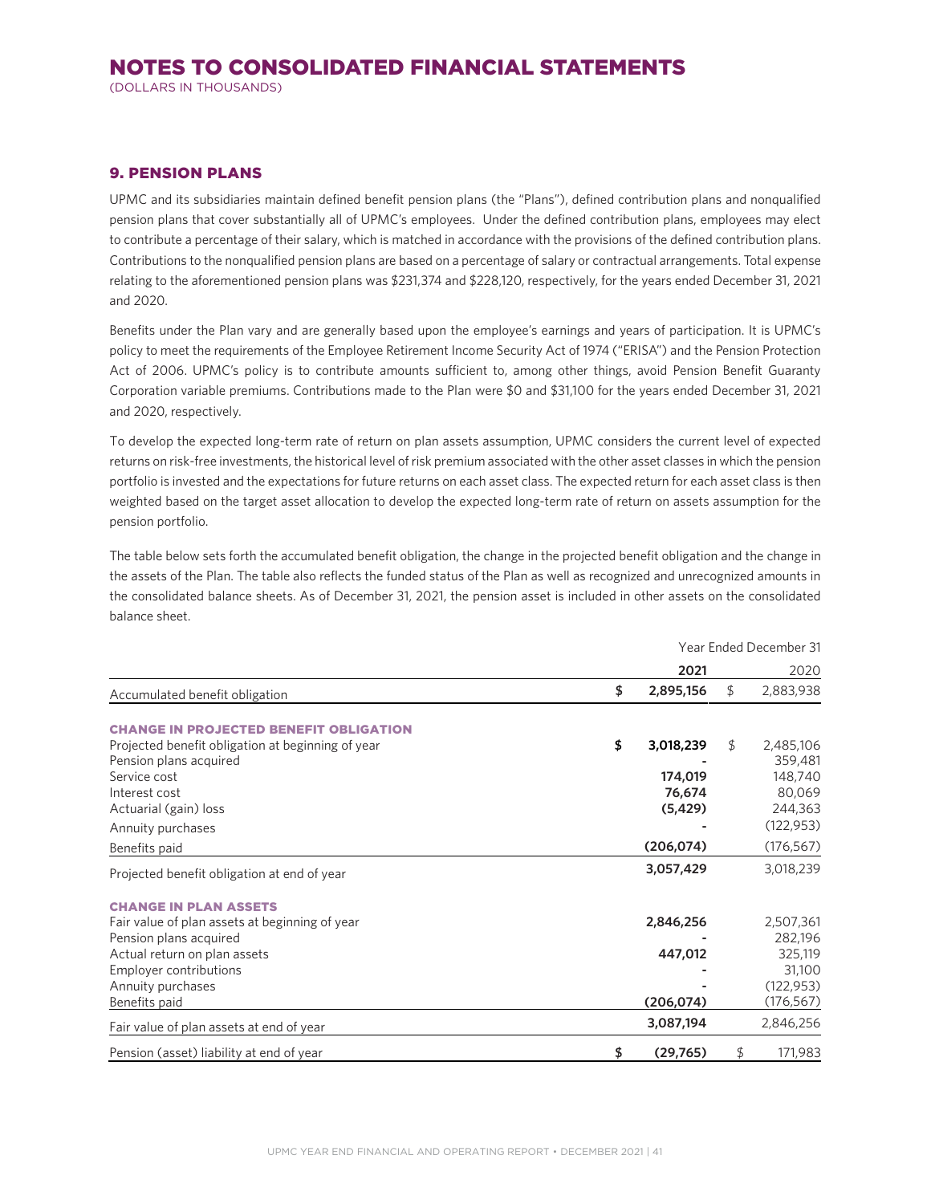# NOTES TO CONSOLIDATED FINANCIAL STATEMENTS

(DOLLARS IN THOUSANDS)

## 9. PENSION PLANS

UPMC and its subsidiaries maintain defined benefit pension plans (the "Plans"), defined contribution plans and nonqualified pension plans that cover substantially all of UPMC's employees. Under the defined contribution plans, employees may elect to contribute a percentage of their salary, which is matched in accordance with the provisions of the defined contribution plans. Contributions to the nonqualified pension plans are based on a percentage of salary or contractual arrangements. Total expense relating to the aforementioned pension plans was $231,374 and $228,120, respectively, for the years ended December 31, 2021 and 2020.

Benefits under the Plan vary and are generally based upon the employee's earnings and years of participation. It is UPMC's policy to meet the requirements of the Employee Retirement Income Security Act of 1974 ("ERISA") and the Pension Protection Act of 2006. UPMC's policy is to contribute amounts sufficient to, among other things, avoid Pension Benefit Guaranty Corporation variable premiums. Contributions made to the Plan were $0 and $31,100 for the years ended December 31, 2021 and 2020, respectively.

To develop the expected long-term rate of return on plan assets assumption, UPMC considers the current level of expected returns on risk-free investments, the historical level of risk premium associated with the other asset classes in which the pension portfolio is invested and the expectations for future returns on each asset class. The expected return for each asset class is then weighted based on the target asset allocation to develop the expected long-term rate of return on assets assumption for the pension portfolio.

The table below sets forth the accumulated benefit obligation, the change in the projected benefit obligation and the change in the assets of the Plan. The table also reflects the funded status of the Plan as well as recognized and unrecognized amounts in the consolidated balance sheets. As of December 31, 2021, the pension asset is included in other assets on the consolidated balance sheet.

| | Year Ended December 31 | |
|---|---|---|
| | **2021** | 2020 |
| Accumulated benefit obligation | **$ 2,895,156** | $ 2,883,938 |
| **CHANGE IN PROJECTED BENEFIT OBLIGATION** | | |
| Projected benefit obligation at beginning of year | **$ 3,018,239** | $ 2,485,106 |
| Pension plans acquired | **-** | 359,481 |
| Service cost | **174,019** | 148,740 |
| Interest cost | **76,674** | 80,069 |
| Actuarial (gain) loss | **(5,429)** | 244,363 |
| Annuity purchases | **-** | (122,953) |
| Benefits paid | **(206,074)** | (176,567) |
| Projected benefit obligation at end of year | **3,057,429** | 3,018,239 |
| **CHANGE IN PLAN ASSETS** | | |
| Fair value of plan assets at beginning of year | **2,846,256** | 2,507,361 |
| Pension plans acquired | **-** | 282,196 |
| Actual return on plan assets | **447,012** | 325,119 |
| Employer contributions | **-** | 31,100 |
| Annuity purchases | **-** | (122,953) |
| Benefits paid | **(206,074)** | (176,567) |
| Fair value of plan assets at end of year | **3,087,194** | 2,846,256 |
| Pension (asset) liability at end of year | **$ (29,765)** | $ 171,983 |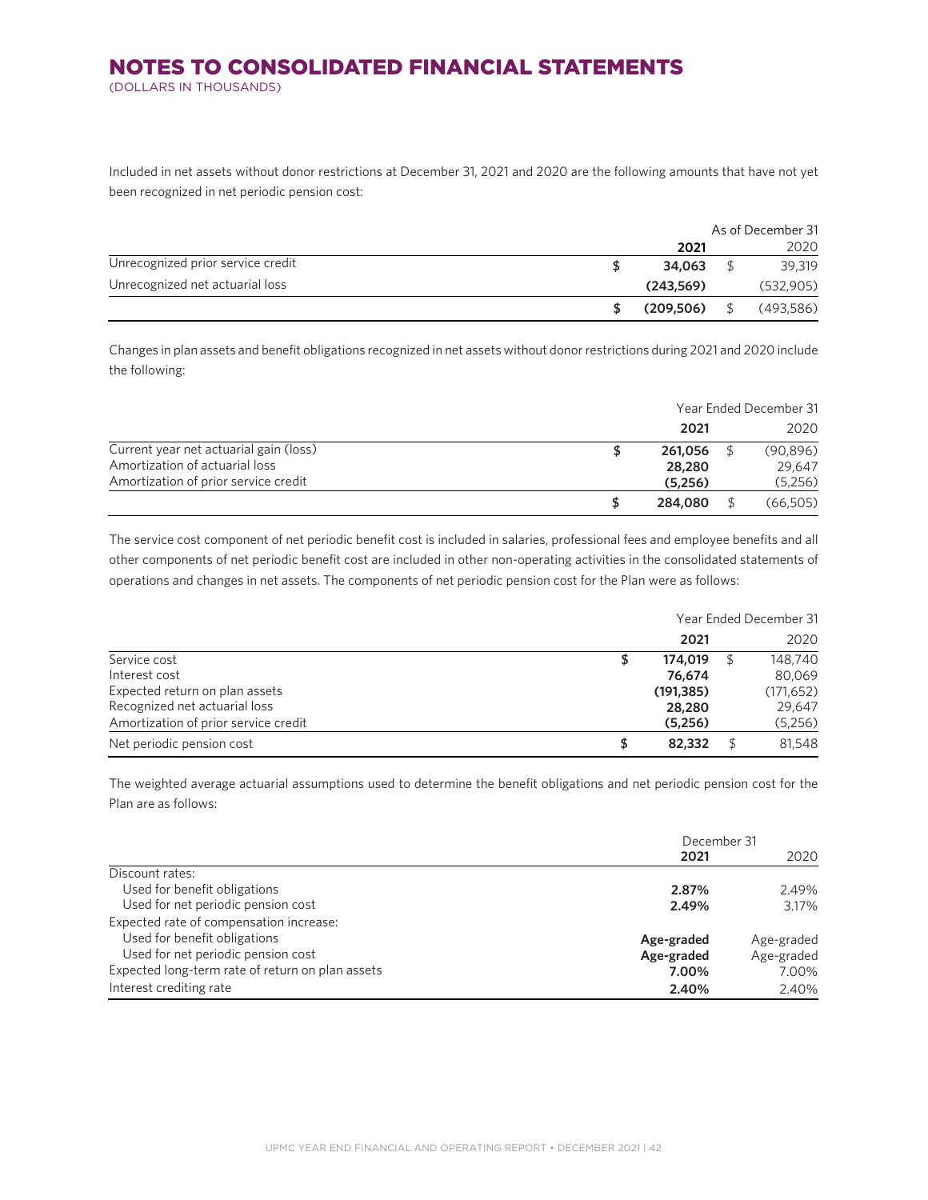# NOTES TO CONSOLIDATED FINANCIAL STATEMENTS

(DOLLARS IN THOUSANDS)

Included in net assets without donor restrictions at December 31, 2021 and 2020 are the following amounts that have not yet been recognized in net periodic pension cost:

| | As of December 31 | |
|---|---|---|
| | **2021** | 2020 |
| Unrecognized prior service credit | **$ 34,063** | $ 39,319 |
| Unrecognized net actuarial loss | **(243,569)** | (532,905) |
| | **$ (209,506)** | $ (493,586) |

Changes in plan assets and benefit obligations recognized in net assets without donor restrictions during 2021 and 2020 include the following:

| | Year Ended December 31 | |
|---|---|---|
| | **2021** | 2020 |
| Current year net actuarial gain (loss) | **$ 261,056** | $ (90,896) |
| Amortization of actuarial loss | **28,280** | 29,647 |
| Amortization of prior service credit | **(5,256)** | (5,256) |
| | **$ 284,080** | $ (66,505) |

The service cost component of net periodic benefit cost is included in salaries, professional fees and employee benefits and all other components of net periodic benefit cost are included in other non-operating activities in the consolidated statements of operations and changes in net assets. The components of net periodic pension cost for the Plan were as follows:

| | Year Ended December 31 | |
|---|---|---|
| | **2021** | 2020 |
| Service cost | **$ 174,019** | $ 148,740 |
| Interest cost | **76,674** | 80,069 |
| Expected return on plan assets | **(191,385)** | (171,652) |
| Recognized net actuarial loss | **28,280** | 29,647 |
| Amortization of prior service credit | **(5,256)** | (5,256) |
| Net periodic pension cost | **$ 82,332** | $ 81,548 |

The weighted average actuarial assumptions used to determine the benefit obligations and net periodic pension cost for the Plan are as follows:

| | December 31 | |
|---|---|---|
| | **2021** | 2020 |
| Discount rates: | | |
| Used for benefit obligations | **2.87%** | 2.49% |
| Used for net periodic pension cost | **2.49%** | 3.17% |
| Expected rate of compensation increase: | | |
| Used for benefit obligations | **Age-graded** | Age-graded |
| Used for net periodic pension cost | **Age-graded** | Age-graded |
| Expected long-term rate of return on plan assets | **7.00%** | 7.00% |
| Interest crediting rate | **2.40%** | 2.40% |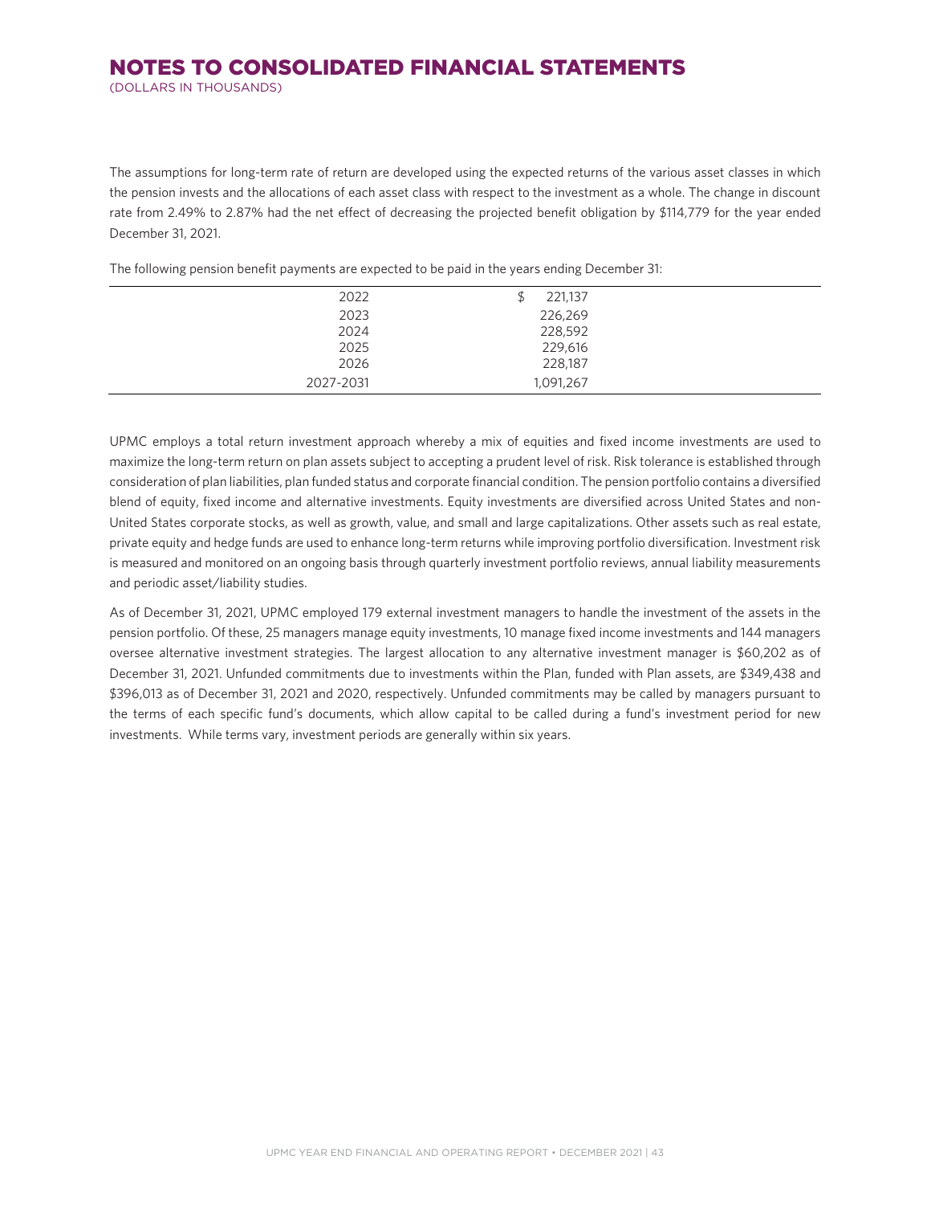# NOTES TO CONSOLIDATED FINANCIAL STATEMENTS

(DOLLARS IN THOUSANDS)

The assumptions for long-term rate of return are developed using the expected returns of the various asset classes in which the pension invests and the allocations of each asset class with respect to the investment as a whole. The change in discount rate from 2.49% to 2.87% had the net effect of decreasing the projected benefit obligation by $114,779 for the year ended December 31, 2021.

The following pension benefit payments are expected to be paid in the years ending December 31:

| | |
|---|---|
| 2022 | $ 221,137 |
| 2023 | 226,269 |
| 2024 | 228,592 |
| 2025 | 229,616 |
| 2026 | 228,187 |
| 2027-2031 | 1,091,267 |

UPMC employs a total return investment approach whereby a mix of equities and fixed income investments are used to maximize the long-term return on plan assets subject to accepting a prudent level of risk. Risk tolerance is established through consideration of plan liabilities, plan funded status and corporate financial condition. The pension portfolio contains a diversified blend of equity, fixed income and alternative investments. Equity investments are diversified across United States and non-United States corporate stocks, as well as growth, value, and small and large capitalizations. Other assets such as real estate, private equity and hedge funds are used to enhance long-term returns while improving portfolio diversification. Investment risk is measured and monitored on an ongoing basis through quarterly investment portfolio reviews, annual liability measurements and periodic asset/liability studies.

As of December 31, 2021, UPMC employed 179 external investment managers to handle the investment of the assets in the pension portfolio. Of these, 25 managers manage equity investments, 10 manage fixed income investments and 144 managers oversee alternative investment strategies. The largest allocation to any alternative investment manager is $60,202 as of December 31, 2021. Unfunded commitments due to investments within the Plan, funded with Plan assets, are $349,438 and $396,013 as of December 31, 2021 and 2020, respectively. Unfunded commitments may be called by managers pursuant to the terms of each specific fund's documents, which allow capital to be called during a fund's investment period for new investments. While terms vary, investment periods are generally within six years.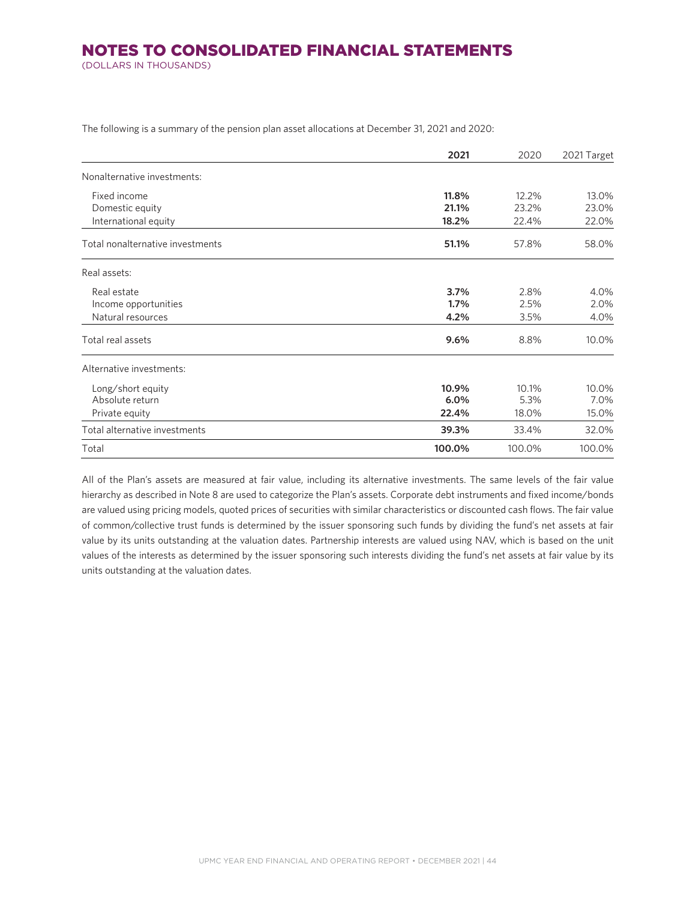The following is a summary of the pension plan asset allocations at December 31, 2021 and 2020:

| | **2021** | 2020 | 2021 Target |
|---|---|---|---|
| Nonalternative investments: | | | |
| Fixed income | **11.8%** | 12.2% | 13.0% |
| Domestic equity | **21.1%** | 23.2% | 23.0% |
| International equity | **18.2%** | 22.4% | 22.0% |
| Total nonalternative investments | **51.1%** | 57.8% | 58.0% |
| Real assets: | | | |
| Real estate | **3.7%** | 2.8% | 4.0% |
| Income opportunities | **1.7%** | 2.5% | 2.0% |
| Natural resources | **4.2%** | 3.5% | 4.0% |
| Total real assets | **9.6%** | 8.8% | 10.0% |
| Alternative investments: | | | |
| Long/short equity | **10.9%** | 10.1% | 10.0% |
| Absolute return | **6.0%** | 5.3% | 7.0% |
| Private equity | **22.4%** | 18.0% | 15.0% |
| Total alternative investments | **39.3%** | 33.4% | 32.0% |
| Total | **100.0%** | 100.0% | 100.0% |

All of the Plan's assets are measured at fair value, including its alternative investments. The same levels of the fair value hierarchy as described in Note 8 are used to categorize the Plan's assets. Corporate debt instruments and fixed income/bonds are valued using pricing models, quoted prices of securities with similar characteristics or discounted cash flows. The fair value of common/collective trust funds is determined by the issuer sponsoring such funds by dividing the fund's net assets at fair value by its units outstanding at the valuation dates. Partnership interests are valued using NAV, which is based on the unit values of the interests as determined by the issuer sponsoring such interests dividing the fund's net assets at fair value by its units outstanding at the valuation dates.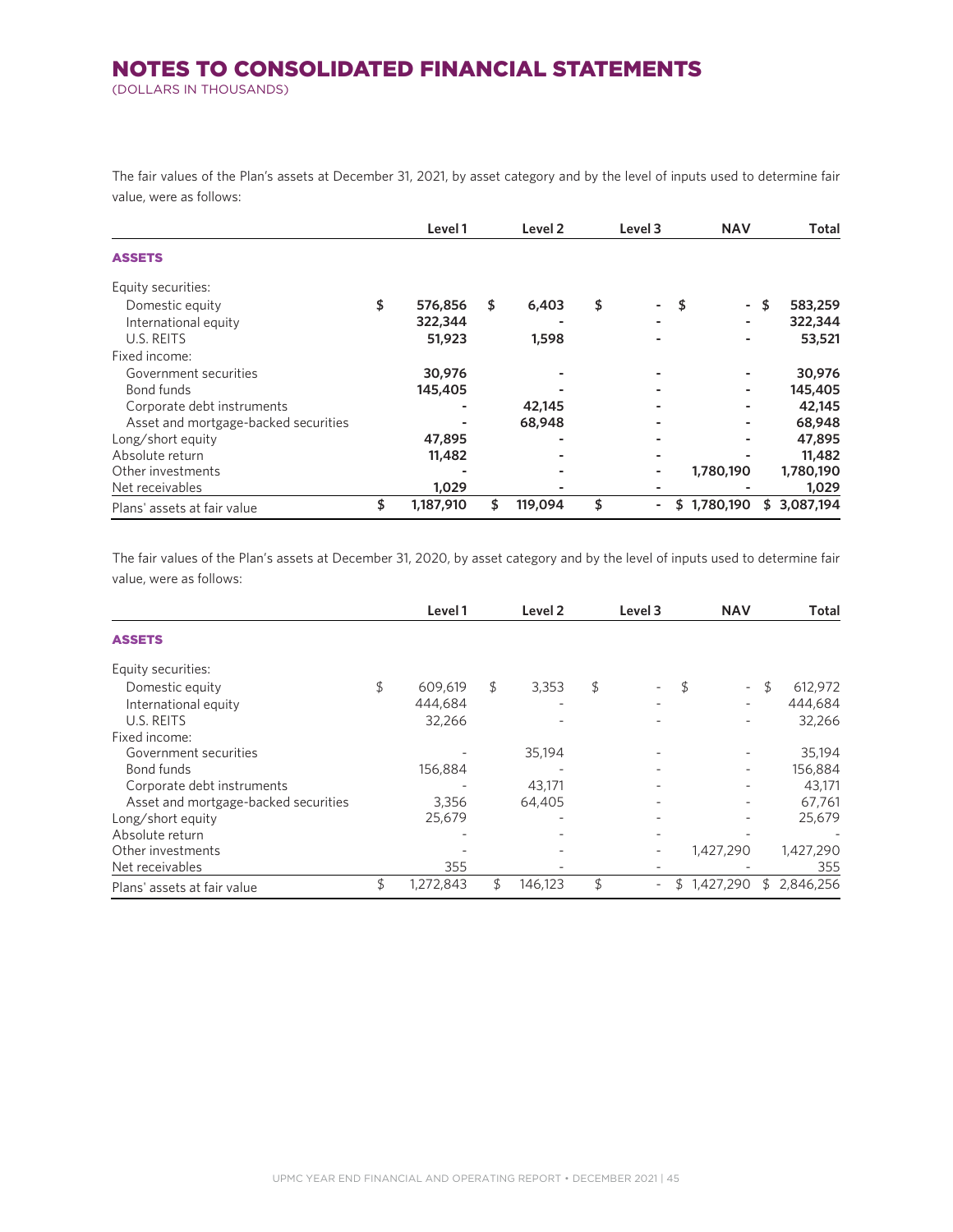# NOTES TO CONSOLIDATED FINANCIAL STATEMENTS

(DOLLARS IN THOUSANDS)

The fair values of the Plan's assets at December 31, 2021, by asset category and by the level of inputs used to determine fair value, were as follows:

| | Level 1 | Level 2 | Level 3 | NAV | Total |
|---|---|---|---|---|---|
| **ASSETS** | | | | | |
| Equity securities: | | | | | |
| Domestic equity | $ 576,856 | $ 6,403 | $ - | $ - | $ 583,259 |
| International equity | 322,344 | - | - | - | 322,344 |
| U.S. REITS | 51,923 | 1,598 | - | - | 53,521 |
| Fixed income: | | | | | |
| Government securities | 30,976 | - | - | - | 30,976 |
| Bond funds | 145,405 | - | - | - | 145,405 |
| Corporate debt instruments | - | 42,145 | - | - | 42,145 |
| Asset and mortgage-backed securities | - | 68,948 | - | - | 68,948 |
| Long/short equity | 47,895 | - | - | - | 47,895 |
| Absolute return | 11,482 | - | - | - | 11,482 |
| Other investments | - | - | - | 1,780,190 | 1,780,190 |
| Net receivables | 1,029 | - | - | - | 1,029 |
| Plans' assets at fair value | $ 1,187,910 | $ 119,094 | $ - | $ 1,780,190 | $ 3,087,194 |

The fair values of the Plan's assets at December 31, 2020, by asset category and by the level of inputs used to determine fair value, were as follows:

| | Level 1 | Level 2 | Level 3 | NAV | Total |
|---|---|---|---|---|---|
| **ASSETS** | | | | | |
| Equity securities: | | | | | |
| Domestic equity | $ 609,619 | $ 3,353 | $ - | $ - | $ 612,972 |
| International equity | 444,684 | - | - | - | 444,684 |
| U.S. REITS | 32,266 | - | - | - | 32,266 |
| Fixed income: | | | | | |
| Government securities | - | 35,194 | - | - | 35,194 |
| Bond funds | 156,884 | - | - | - | 156,884 |
| Corporate debt instruments | - | 43,171 | - | - | 43,171 |
| Asset and mortgage-backed securities | 3,356 | 64,405 | - | - | 67,761 |
| Long/short equity | 25,679 | - | - | - | 25,679 |
| Absolute return | - | - | - | - | - |
| Other investments | - | - | - | 1,427,290 | 1,427,290 |
| Net receivables | 355 | - | - | - | 355 |
| Plans' assets at fair value | $ 1,272,843 | $ 146,123 | $ - | $ 1,427,290 | $ 2,846,256 |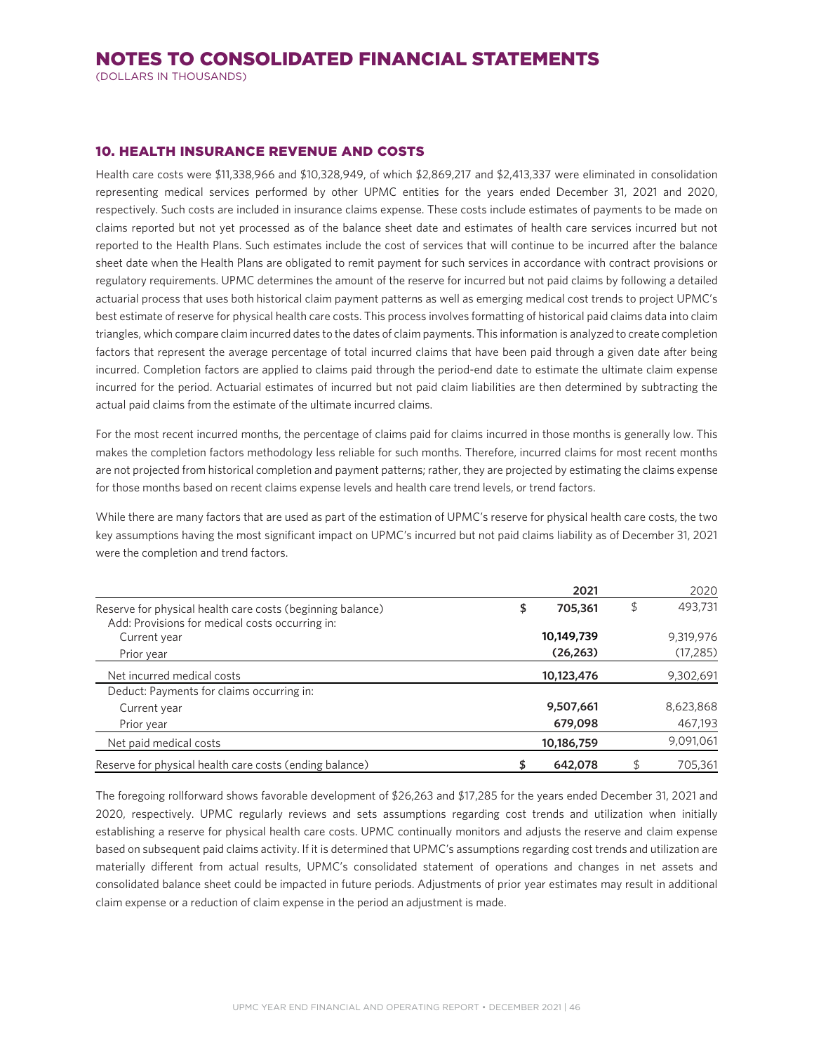## 10. HEALTH INSURANCE REVENUE AND COSTS

Health care costs were $11,338,966 and $10,328,949, of which $2,869,217 and $2,413,337 were eliminated in consolidation representing medical services performed by other UPMC entities for the years ended December 31, 2021 and 2020, respectively. Such costs are included in insurance claims expense. These costs include estimates of payments to be made on claims reported but not yet processed as of the balance sheet date and estimates of health care services incurred but not reported to the Health Plans. Such estimates include the cost of services that will continue to be incurred after the balance sheet date when the Health Plans are obligated to remit payment for such services in accordance with contract provisions or regulatory requirements. UPMC determines the amount of the reserve for incurred but not paid claims by following a detailed actuarial process that uses both historical claim payment patterns as well as emerging medical cost trends to project UPMC's best estimate of reserve for physical health care costs. This process involves formatting of historical paid claims data into claim triangles, which compare claim incurred dates to the dates of claim payments. This information is analyzed to create completion factors that represent the average percentage of total incurred claims that have been paid through a given date after being incurred. Completion factors are applied to claims paid through the period-end date to estimate the ultimate claim expense incurred for the period. Actuarial estimates of incurred but not paid claim liabilities are then determined by subtracting the actual paid claims from the estimate of the ultimate incurred claims.

For the most recent incurred months, the percentage of claims paid for claims incurred in those months is generally low. This makes the completion factors methodology less reliable for such months. Therefore, incurred claims for most recent months are not projected from historical completion and payment patterns; rather, they are projected by estimating the claims expense for those months based on recent claims expense levels and health care trend levels, or trend factors.

While there are many factors that are used as part of the estimation of UPMC's reserve for physical health care costs, the two key assumptions having the most significant impact on UPMC's incurred but not paid claims liability as of December 31, 2021 were the completion and trend factors.

| | 2021 | 2020 |
|---|---|---|
| Reserve for physical health care costs (beginning balance) | $ 705,361 | $ 493,731 |
| Add: Provisions for medical costs occurring in: | | |
| Current year | 10,149,739 | 9,319,976 |
| Prior year | (26,263) | (17,285) |
| Net incurred medical costs | 10,123,476 | 9,302,691 |
| Deduct: Payments for claims occurring in: | | |
| Current year | 9,507,661 | 8,623,868 |
| Prior year | 679,098 | 467,193 |
| Net paid medical costs | 10,186,759 | 9,091,061 |
| Reserve for physical health care costs (ending balance) | $ 642,078 | $ 705,361 |

The foregoing rollforward shows favorable development of $26,263 and $17,285 for the years ended December 31, 2021 and 2020, respectively. UPMC regularly reviews and sets assumptions regarding cost trends and utilization when initially establishing a reserve for physical health care costs. UPMC continually monitors and adjusts the reserve and claim expense based on subsequent paid claims activity. If it is determined that UPMC's assumptions regarding cost trends and utilization are materially different from actual results, UPMC's consolidated statement of operations and changes in net assets and consolidated balance sheet could be impacted in future periods. Adjustments of prior year estimates may result in additional claim expense or a reduction of claim expense in the period an adjustment is made.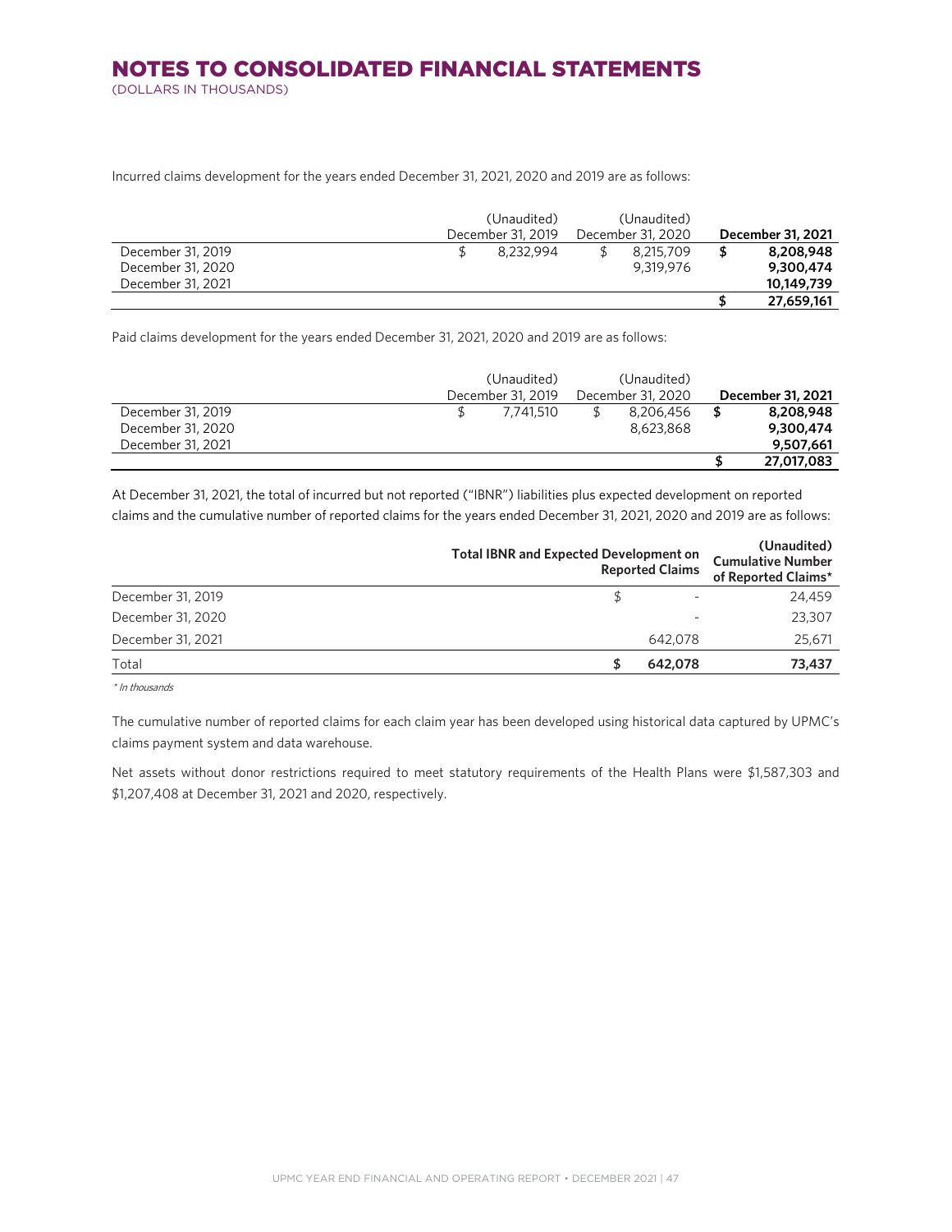# NOTES TO CONSOLIDATED FINANCIAL STATEMENTS

(DOLLARS IN THOUSANDS)

Incurred claims development for the years ended December 31, 2021, 2020 and 2019 are as follows:

| | (Unaudited) December 31, 2019 | (Unaudited) December 31, 2020 | **December 31, 2021** |
|---|---|---|---|
| December 31, 2019 | $ 8,232,994 | $ 8,215,709 | **$ 8,208,948** |
| December 31, 2020 | | 9,319,976 | **9,300,474** |
| December 31, 2021 | | | **10,149,739** |
| | | | **$ 27,659,161** |

Paid claims development for the years ended December 31, 2021, 2020 and 2019 are as follows:

| | (Unaudited) December 31, 2019 | (Unaudited) December 31, 2020 | **December 31, 2021** |
|---|---|---|---|
| December 31, 2019 | $ 7,741,510 | $ 8,206,456 | **$ 8,208,948** |
| December 31, 2020 | | 8,623,868 | **9,300,474** |
| December 31, 2021 | | | **9,507,661** |
| | | | **$ 27,017,083** |

At December 31, 2021, the total of incurred but not reported ("IBNR") liabilities plus expected development on reported claims and the cumulative number of reported claims for the years ended December 31, 2021, 2020 and 2019 are as follows:

| | **Total IBNR and Expected Development on Reported Claims** | **(Unaudited) Cumulative Number of Reported Claims*** |
|---|---|---|
| December 31, 2019 | $ - | 24,459 |
| December 31, 2020 | - | 23,307 |
| December 31, 2021 | 642,078 | 25,671 |
| Total | **$ 642,078** | **73,437** |

*\* In thousands*

The cumulative number of reported claims for each claim year has been developed using historical data captured by UPMC's claims payment system and data warehouse.

Net assets without donor restrictions required to meet statutory requirements of the Health Plans were $1,587,303 and $1,207,408 at December 31, 2021 and 2020, respectively.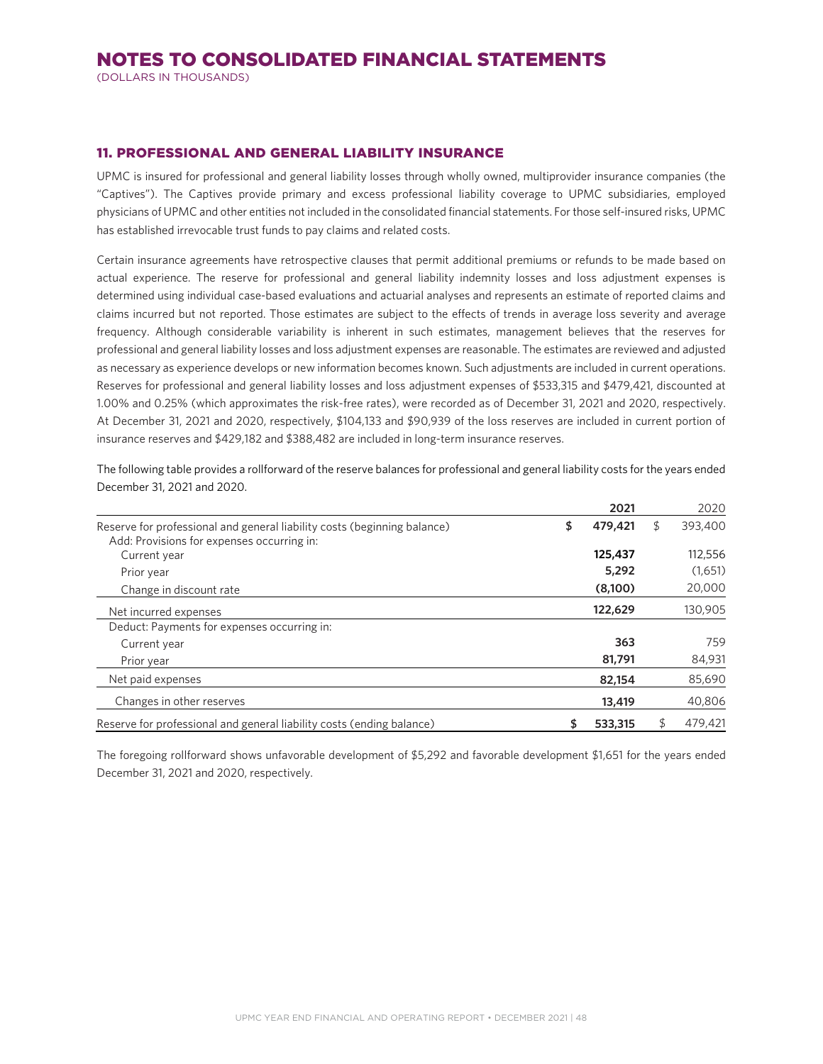# NOTES TO CONSOLIDATED FINANCIAL STATEMENTS

(DOLLARS IN THOUSANDS)

## 11. PROFESSIONAL AND GENERAL LIABILITY INSURANCE

UPMC is insured for professional and general liability losses through wholly owned, multiprovider insurance companies (the "Captives"). The Captives provide primary and excess professional liability coverage to UPMC subsidiaries, employed physicians of UPMC and other entities not included in the consolidated financial statements. For those self-insured risks, UPMC has established irrevocable trust funds to pay claims and related costs.

Certain insurance agreements have retrospective clauses that permit additional premiums or refunds to be made based on actual experience. The reserve for professional and general liability indemnity losses and loss adjustment expenses is determined using individual case-based evaluations and actuarial analyses and represents an estimate of reported claims and claims incurred but not reported. Those estimates are subject to the effects of trends in average loss severity and average frequency. Although considerable variability is inherent in such estimates, management believes that the reserves for professional and general liability losses and loss adjustment expenses are reasonable. The estimates are reviewed and adjusted as necessary as experience develops or new information becomes known. Such adjustments are included in current operations. Reserves for professional and general liability losses and loss adjustment expenses of $533,315 and $479,421, discounted at 1.00% and 0.25% (which approximates the risk-free rates), were recorded as of December 31, 2021 and 2020, respectively. At December 31, 2021 and 2020, respectively, $104,133 and $90,939 of the loss reserves are included in current portion of insurance reserves and $429,182 and $388,482 are included in long-term insurance reserves.

The following table provides a rollforward of the reserve balances for professional and general liability costs for the years ended December 31, 2021 and 2020.

| | **2021** | 2020 |
|---|---|---|
| Reserve for professional and general liability costs (beginning balance) | **$ 479,421** | $ 393,400 |
| Add: Provisions for expenses occurring in: | | |
| Current year | **125,437** | 112,556 |
| Prior year | **5,292** | (1,651) |
| Change in discount rate | **(8,100)** | 20,000 |
| Net incurred expenses | **122,629** | 130,905 |
| Deduct: Payments for expenses occurring in: | | |
| Current year | **363** | 759 |
| Prior year | **81,791** | 84,931 |
| Net paid expenses | **82,154** | 85,690 |
| Changes in other reserves | **13,419** | 40,806 |
| Reserve for professional and general liability costs (ending balance) | **$ 533,315** | $ 479,421 |

The foregoing rollforward shows unfavorable development of $5,292 and favorable development $1,651 for the years ended December 31, 2021 and 2020, respectively.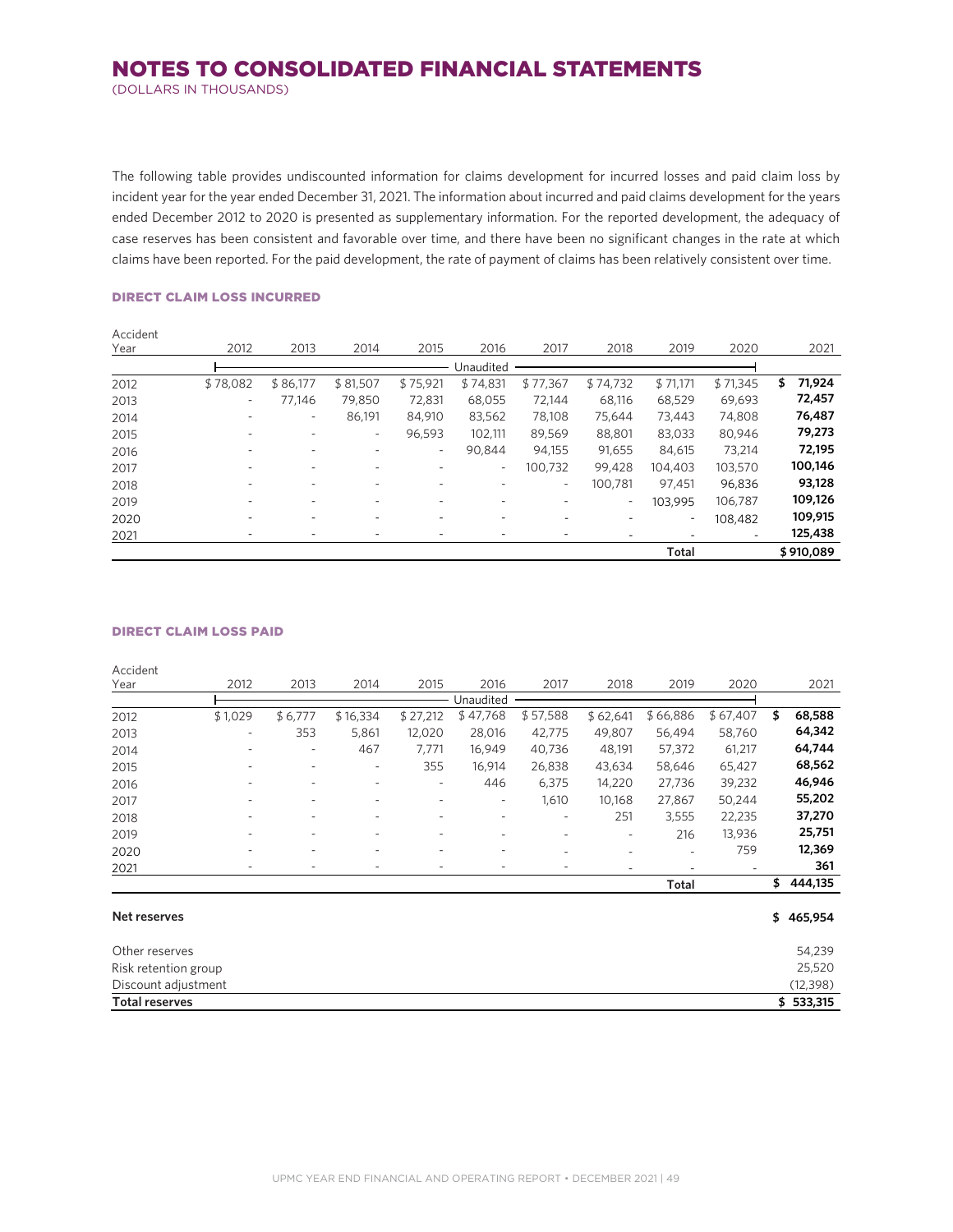# NOTES TO CONSOLIDATED FINANCIAL STATEMENTS

(DOLLARS IN THOUSANDS)

The following table provides undiscounted information for claims development for incurred losses and paid claim loss by incident year for the year ended December 31, 2021. The information about incurred and paid claims development for the years ended December 2012 to 2020 is presented as supplementary information. For the reported development, the adequacy of case reserves has been consistent and favorable over time, and there have been no significant changes in the rate at which claims have been reported. For the paid development, the rate of payment of claims has been relatively consistent over time.

### DIRECT CLAIM LOSS INCURRED

| Accident Year | 2012 | 2013 | 2014 | 2015 | 2016 | 2017 | 2018 | 2019 | 2020 | 2021 |
|---|---|---|---|---|---|---|---|---|---|---|
| | Unaudited | | | | | | | | | |
| 2012 | $ 78,082 | $ 86,177 | $ 81,507 | $ 75,921 | $ 74,831 | $ 77,367 | $ 74,732 | $ 71,171 | $ 71,345 | **$ 71,924** |
| 2013 | - | 77,146 | 79,850 | 72,831 | 68,055 | 72,144 | 68,116 | 68,529 | 69,693 | **72,457** |
| 2014 | - | - | 86,191 | 84,910 | 83,562 | 78,108 | 75,644 | 73,443 | 74,808 | **76,487** |
| 2015 | - | - | - | 96,593 | 102,111 | 89,569 | 88,801 | 83,033 | 80,946 | **79,273** |
| 2016 | - | - | - | - | 90,844 | 94,155 | 91,655 | 84,615 | 73,214 | **72,195** |
| 2017 | - | - | - | - | - | 100,732 | 99,428 | 104,403 | 103,570 | **100,146** |
| 2018 | - | - | - | - | - | - | 100,781 | 97,451 | 96,836 | **93,128** |
| 2019 | - | - | - | - | - | - | - | 103,995 | 106,787 | **109,126** |
| 2020 | - | - | - | - | - | - | - | - | 108,482 | **109,915** |
| 2021 | - | - | - | - | - | - | - | - | - | **125,438** |
| | | | | | | | | **Total** | | **$ 910,089** |

### DIRECT CLAIM LOSS PAID

| Accident Year | 2012 | 2013 | 2014 | 2015 | 2016 | 2017 | 2018 | 2019 | 2020 | 2021 |
|---|---|---|---|---|---|---|---|---|---|---|
| | Unaudited | | | | | | | | | |
| 2012 | $ 1,029 | $ 6,777 | $ 16,334 | $ 27,212 | $ 47,768 | $ 57,588 | $ 62,641 | $ 66,886 | $ 67,407 | **$ 68,588** |
| 2013 | - | 353 | 5,861 | 12,020 | 28,016 | 42,775 | 49,807 | 56,494 | 58,760 | **64,342** |
| 2014 | - | - | 467 | 7,771 | 16,949 | 40,736 | 48,191 | 57,372 | 61,217 | **64,744** |
| 2015 | - | - | - | 355 | 16,914 | 26,838 | 43,634 | 58,646 | 65,427 | **68,562** |
| 2016 | - | - | - | - | 446 | 6,375 | 14,220 | 27,736 | 39,232 | **46,946** |
| 2017 | - | - | - | - | - | 1,610 | 10,168 | 27,867 | 50,244 | **55,202** |
| 2018 | - | - | - | - | - | - | 251 | 3,555 | 22,235 | **37,270** |
| 2019 | - | - | - | - | - | - | - | 216 | 13,936 | **25,751** |
| 2020 | - | - | - | - | - | - | - | - | 759 | **12,369** |
| 2021 | - | - | - | - | - | - | - | - | - | **361** |
| | | | | | | | | **Total** | | **$ 444,135** |

| | |
|---|---|
| **Net reserves** | **$ 465,954** |
| Other reserves | 54,239 |
| Risk retention group | 25,520 |
| Discount adjustment | (12,398) |
| **Total reserves** | **$ 533,315** |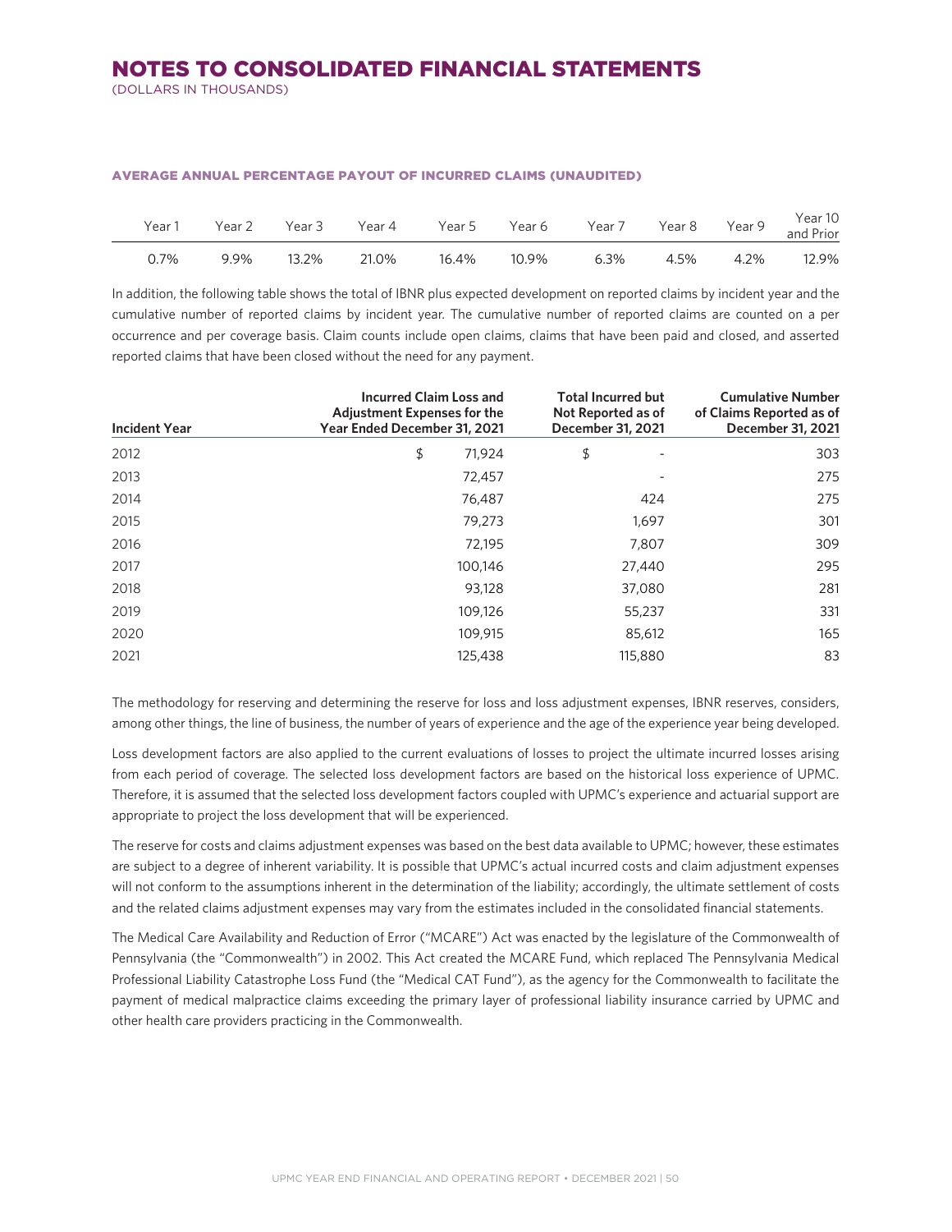# NOTES TO CONSOLIDATED FINANCIAL STATEMENTS

(DOLLARS IN THOUSANDS)

#### AVERAGE ANNUAL PERCENTAGE PAYOUT OF INCURRED CLAIMS (UNAUDITED)

| Year 1 | Year 2 | Year 3 | Year 4 | Year 5 | Year 6 | Year 7 | Year 8 | Year 9 | Year 10 and Prior |
|---|---|---|---|---|---|---|---|---|---|
| 0.7% | 9.9% | 13.2% | 21.0% | 16.4% | 10.9% | 6.3% | 4.5% | 4.2% | 12.9% |

In addition, the following table shows the total of IBNR plus expected development on reported claims by incident year and the cumulative number of reported claims by incident year. The cumulative number of reported claims are counted on a per occurrence and per coverage basis. Claim counts include open claims, claims that have been paid and closed, and asserted reported claims that have been closed without the need for any payment.

| Incident Year | Incurred Claim Loss and Adjustment Expenses for the Year Ended December 31, 2021 | Total Incurred but Not Reported as of December 31, 2021 | Cumulative Number of Claims Reported as of December 31, 2021 |
|---|---|---|---|
| 2012 | $ 71,924 | $ - | 303 |
| 2013 | 72,457 | - | 275 |
| 2014 | 76,487 | 424 | 275 |
| 2015 | 79,273 | 1,697 | 301 |
| 2016 | 72,195 | 7,807 | 309 |
| 2017 | 100,146 | 27,440 | 295 |
| 2018 | 93,128 | 37,080 | 281 |
| 2019 | 109,126 | 55,237 | 331 |
| 2020 | 109,915 | 85,612 | 165 |
| 2021 | 125,438 | 115,880 | 83 |

The methodology for reserving and determining the reserve for loss and loss adjustment expenses, IBNR reserves, considers, among other things, the line of business, the number of years of experience and the age of the experience year being developed.

Loss development factors are also applied to the current evaluations of losses to project the ultimate incurred losses arising from each period of coverage. The selected loss development factors are based on the historical loss experience of UPMC. Therefore, it is assumed that the selected loss development factors coupled with UPMC's experience and actuarial support are appropriate to project the loss development that will be experienced.

The reserve for costs and claims adjustment expenses was based on the best data available to UPMC; however, these estimates are subject to a degree of inherent variability. It is possible that UPMC's actual incurred costs and claim adjustment expenses will not conform to the assumptions inherent in the determination of the liability; accordingly, the ultimate settlement of costs and the related claims adjustment expenses may vary from the estimates included in the consolidated financial statements.

The Medical Care Availability and Reduction of Error ("MCARE") Act was enacted by the legislature of the Commonwealth of Pennsylvania (the "Commonwealth") in 2002. This Act created the MCARE Fund, which replaced The Pennsylvania Medical Professional Liability Catastrophe Loss Fund (the "Medical CAT Fund"), as the agency for the Commonwealth to facilitate the payment of medical malpractice claims exceeding the primary layer of professional liability insurance carried by UPMC and other health care providers practicing in the Commonwealth.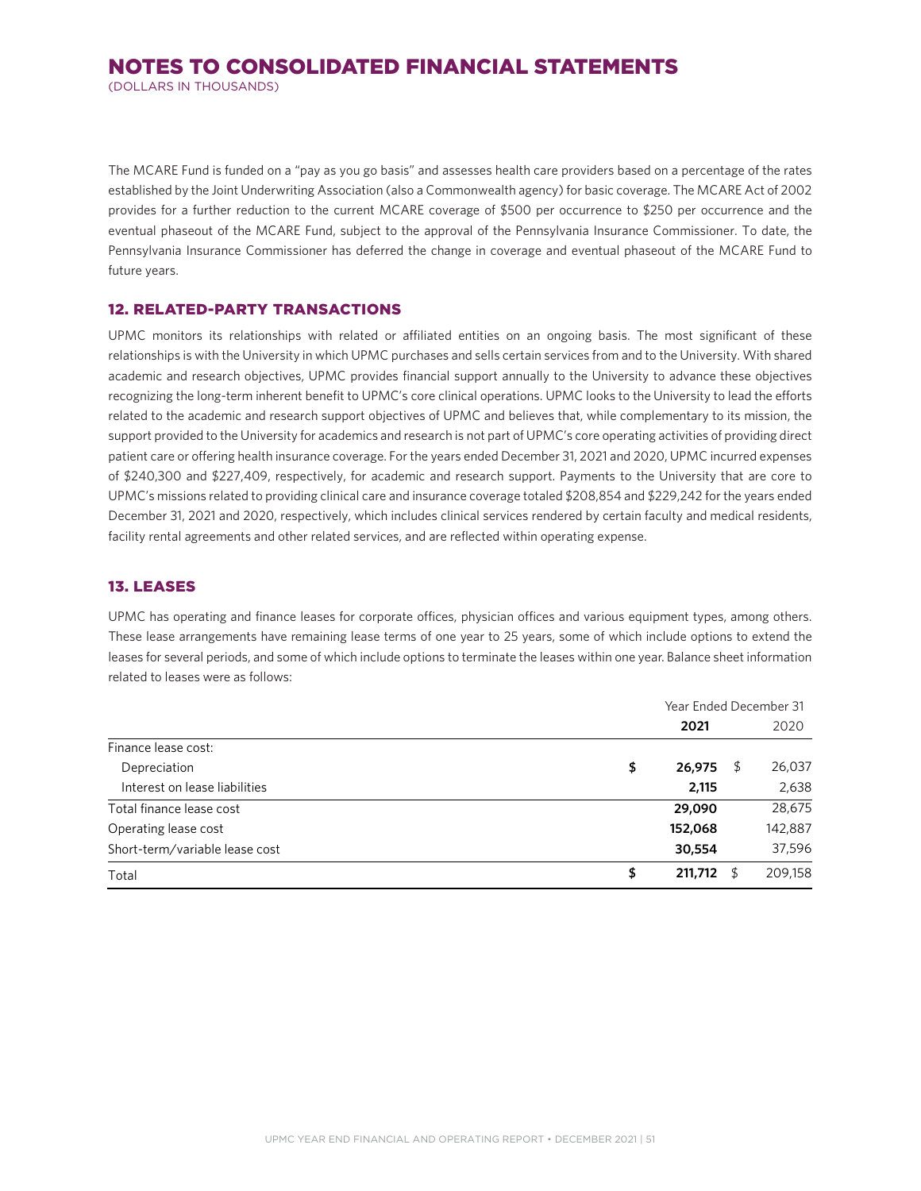The MCARE Fund is funded on a "pay as you go basis" and assesses health care providers based on a percentage of the rates established by the Joint Underwriting Association (also a Commonwealth agency) for basic coverage. The MCARE Act of 2002 provides for a further reduction to the current MCARE coverage of $500 per occurrence to $250 per occurrence and the eventual phaseout of the MCARE Fund, subject to the approval of the Pennsylvania Insurance Commissioner. To date, the Pennsylvania Insurance Commissioner has deferred the change in coverage and eventual phaseout of the MCARE Fund to future years.

## 12. RELATED-PARTY TRANSACTIONS

UPMC monitors its relationships with related or affiliated entities on an ongoing basis. The most significant of these relationships is with the University in which UPMC purchases and sells certain services from and to the University. With shared academic and research objectives, UPMC provides financial support annually to the University to advance these objectives recognizing the long-term inherent benefit to UPMC's core clinical operations. UPMC looks to the University to lead the efforts related to the academic and research support objectives of UPMC and believes that, while complementary to its mission, the support provided to the University for academics and research is not part of UPMC's core operating activities of providing direct patient care or offering health insurance coverage. For the years ended December 31, 2021 and 2020, UPMC incurred expenses of $240,300 and $227,409, respectively, for academic and research support. Payments to the University that are core to UPMC's missions related to providing clinical care and insurance coverage totaled $208,854 and $229,242 for the years ended December 31, 2021 and 2020, respectively, which includes clinical services rendered by certain faculty and medical residents, facility rental agreements and other related services, and are reflected within operating expense.

## 13. LEASES

UPMC has operating and finance leases for corporate offices, physician offices and various equipment types, among others. These lease arrangements have remaining lease terms of one year to 25 years, some of which include options to extend the leases for several periods, and some of which include options to terminate the leases within one year. Balance sheet information related to leases were as follows:

| | Year Ended December 31 | |
|---|---|---|
| | **2021** | 2020 |
| Finance lease cost: | | |
| Depreciation | **$ 26,975** | $ 26,037 |
| Interest on lease liabilities | **2,115** | 2,638 |
| Total finance lease cost | **29,090** | 28,675 |
| Operating lease cost | **152,068** | 142,887 |
| Short-term/variable lease cost | **30,554** | 37,596 |
| Total | **$ 211,712** | $ 209,158 |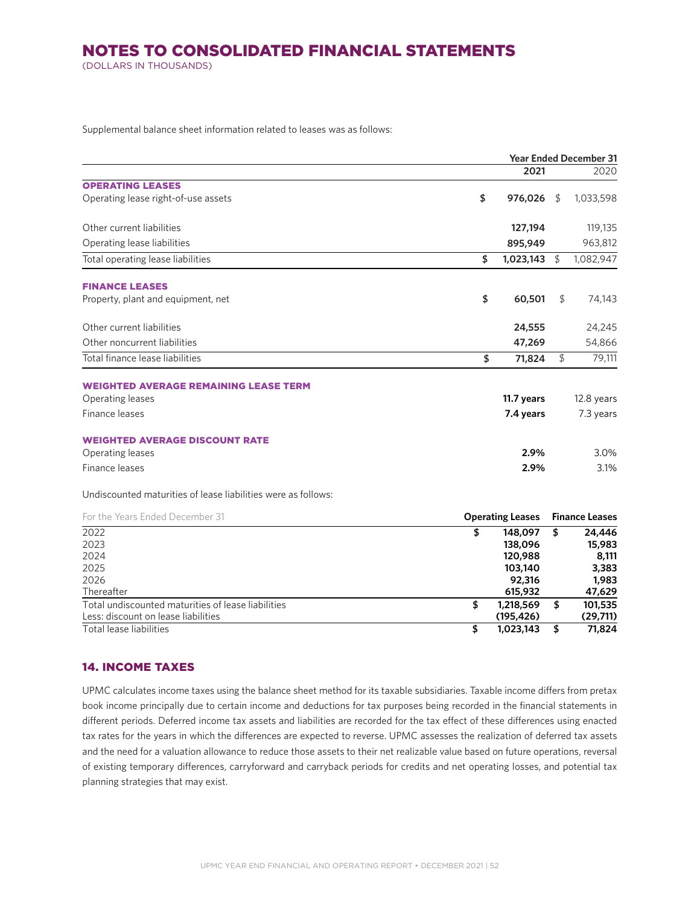Supplemental balance sheet information related to leases was as follows:

| | Year Ended December 31 | |
|---|---|---|
| | **2021** | 2020 |
| **OPERATING LEASES** | | |
| Operating lease right-of-use assets | **$ 976,026** | $ 1,033,598 |
| Other current liabilities | **127,194** | 119,135 |
| Operating lease liabilities | **895,949** | 963,812 |
| Total operating lease liabilities | **$ 1,023,143** | $ 1,082,947 |
| **FINANCE LEASES** | | |
| Property, plant and equipment, net | **$ 60,501** | $ 74,143 |
| Other current liabilities | **24,555** | 24,245 |
| Other noncurrent liabilities | **47,269** | 54,866 |
| Total finance lease liabilities | **$ 71,824** | $ 79,111 |
| **WEIGHTED AVERAGE REMAINING LEASE TERM** | | |
| Operating leases | **11.7 years** | 12.8 years |
| Finance leases | **7.4 years** | 7.3 years |
| **WEIGHTED AVERAGE DISCOUNT RATE** | | |
| Operating leases | **2.9%** | 3.0% |
| Finance leases | **2.9%** | 3.1% |

Undiscounted maturities of lease liabilities were as follows:

| For the Years Ended December 31 | Operating Leases | Finance Leases |
|---|---|---|
| 2022 | **$ 148,097** | **$ 24,446** |
| 2023 | **138,096** | **15,983** |
| 2024 | **120,988** | **8,111** |
| 2025 | **103,140** | **3,383** |
| 2026 | **92,316** | **1,983** |
| Thereafter | **615,932** | **47,629** |
| Total undiscounted maturities of lease liabilities | **$ 1,218,569** | **$ 101,535** |
| Less: discount on lease liabilities | **(195,426)** | **(29,711)** |
| Total lease liabilities | **$ 1,023,143** | **$ 71,824** |

## 14. INCOME TAXES

UPMC calculates income taxes using the balance sheet method for its taxable subsidiaries. Taxable income differs from pretax book income principally due to certain income and deductions for tax purposes being recorded in the financial statements in different periods. Deferred income tax assets and liabilities are recorded for the tax effect of these differences using enacted tax rates for the years in which the differences are expected to reverse. UPMC assesses the realization of deferred tax assets and the need for a valuation allowance to reduce those assets to their net realizable value based on future operations, reversal of existing temporary differences, carryforward and carryback periods for credits and net operating losses, and potential tax planning strategies that may exist.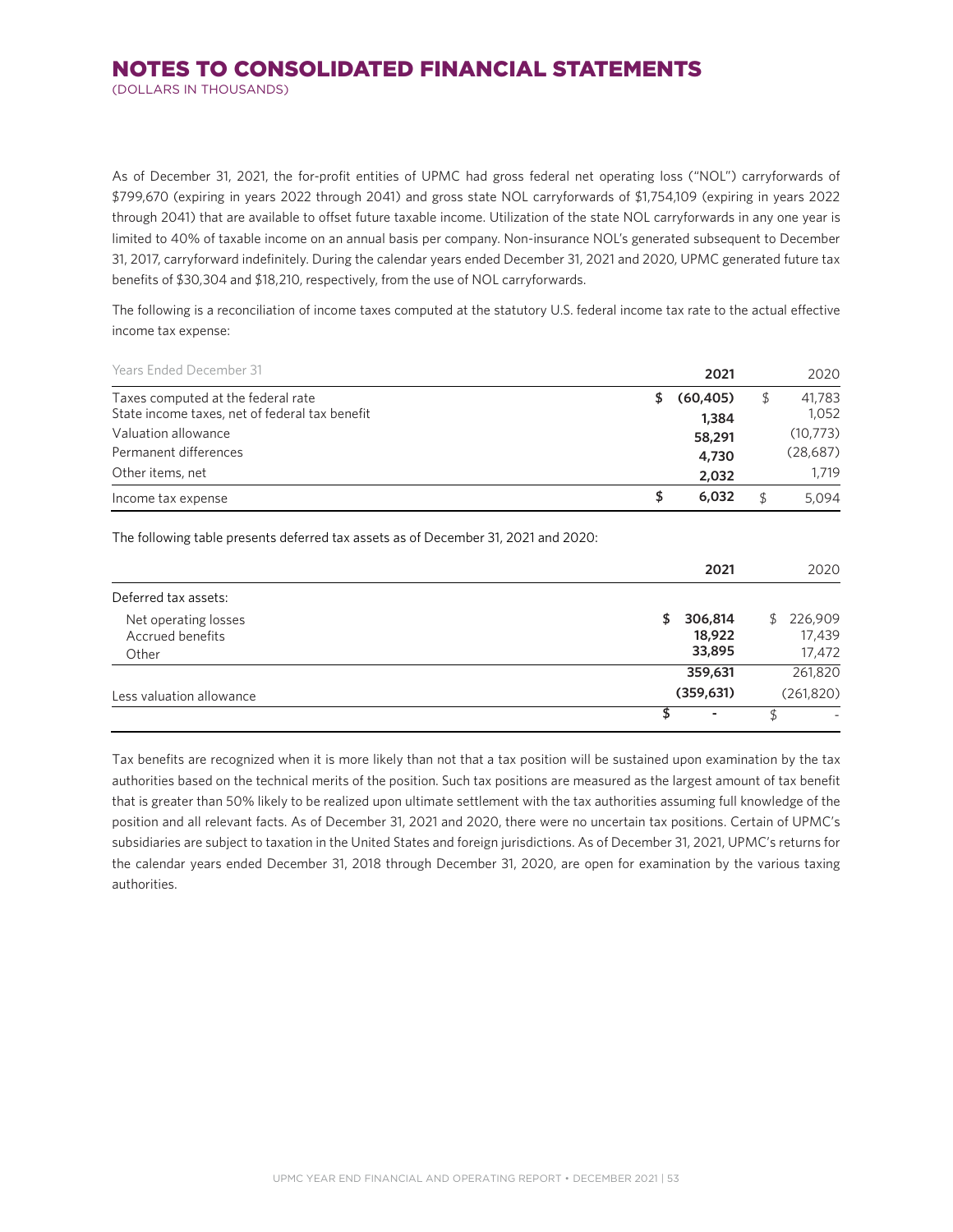# NOTES TO CONSOLIDATED FINANCIAL STATEMENTS

(DOLLARS IN THOUSANDS)

As of December 31, 2021, the for-profit entities of UPMC had gross federal net operating loss ("NOL") carryforwards of $799,670 (expiring in years 2022 through 2041) and gross state NOL carryforwards of $1,754,109 (expiring in years 2022 through 2041) that are available to offset future taxable income. Utilization of the state NOL carryforwards in any one year is limited to 40% of taxable income on an annual basis per company. Non-insurance NOL's generated subsequent to December 31, 2017, carryforward indefinitely. During the calendar years ended December 31, 2021 and 2020, UPMC generated future tax benefits of $30,304 and $18,210, respectively, from the use of NOL carryforwards.

The following is a reconciliation of income taxes computed at the statutory U.S. federal income tax rate to the actual effective income tax expense:

| Years Ended December 31 | **2021** | 2020 |
|---|---|---|
| Taxes computed at the federal rate | **$ (60,405)** | $ 41,783 |
| State income taxes, net of federal tax benefit | **1,384** | 1,052 |
| Valuation allowance | **58,291** | (10,773) |
| Permanent differences | **4,730** | (28,687) |
| Other items, net | **2,032** | 1,719 |
| Income tax expense | **$ 6,032** | $ 5,094 |

The following table presents deferred tax assets as of December 31, 2021 and 2020:

| | **2021** | 2020 |
|---|---|---|
| Deferred tax assets: | | |
| Net operating losses | **$ 306,814** | $ 226,909 |
| Accrued benefits | **18,922** | 17,439 |
| Other | **33,895** | 17,472 |
| | **359,631** | 261,820 |
| Less valuation allowance | **(359,631)** | (261,820) |
| | **$ -** | $ - |

Tax benefits are recognized when it is more likely than not that a tax position will be sustained upon examination by the tax authorities based on the technical merits of the position. Such tax positions are measured as the largest amount of tax benefit that is greater than 50% likely to be realized upon ultimate settlement with the tax authorities assuming full knowledge of the position and all relevant facts. As of December 31, 2021 and 2020, there were no uncertain tax positions. Certain of UPMC's subsidiaries are subject to taxation in the United States and foreign jurisdictions. As of December 31, 2021, UPMC's returns for the calendar years ended December 31, 2018 through December 31, 2020, are open for examination by the various taxing authorities.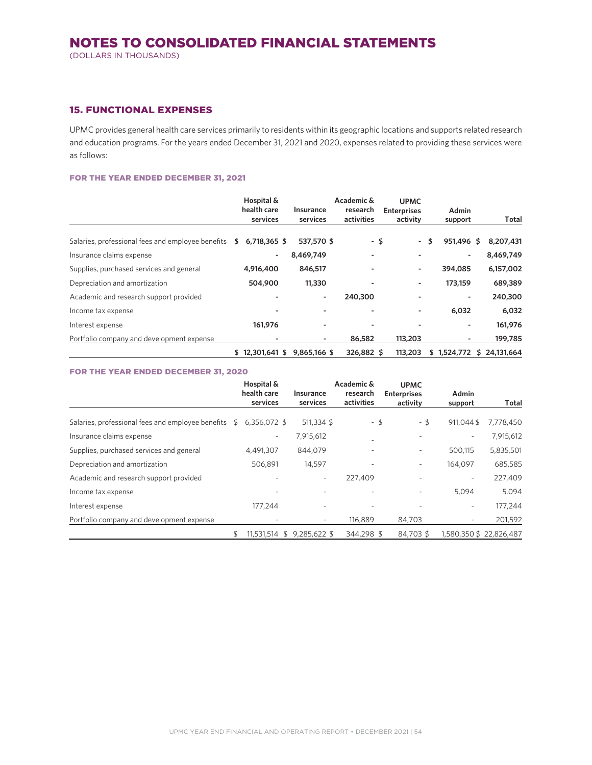# NOTES TO CONSOLIDATED FINANCIAL STATEMENTS

(DOLLARS IN THOUSANDS)

## 15. FUNCTIONAL EXPENSES

UPMC provides general health care services primarily to residents within its geographic locations and supports related research and education programs. For the years ended December 31, 2021 and 2020, expenses related to providing these services were as follows:

### FOR THE YEAR ENDED DECEMBER 31, 2021

| | Hospital & health care services | Insurance services | Academic & research activities | UPMC Enterprises activity | Admin support | Total |
|---|---|---|---|---|---|---|
| Salaries, professional fees and employee benefits | $ 6,718,365 | $ 537,570 | $ - | $ - | $ 951,496 | $ 8,207,431 |
| Insurance claims expense | - | 8,469,749 | - | - | - | 8,469,749 |
| Supplies, purchased services and general | 4,916,400 | 846,517 | - | - | 394,085 | 6,157,002 |
| Depreciation and amortization | 504,900 | 11,330 | - | - | 173,159 | 689,389 |
| Academic and research support provided | - | - | 240,300 | - | - | 240,300 |
| Income tax expense | - | - | - | - | 6,032 | 6,032 |
| Interest expense | 161,976 | - | - | - | - | 161,976 |
| Portfolio company and development expense | - | - | 86,582 | 113,203 | - | 199,785 |
| | $ 12,301,641 | $ 9,865,166 | $ 326,882 | $ 113,203 | $ 1,524,772 | $ 24,131,664 |

### FOR THE YEAR ENDED DECEMBER 31, 2020

| | Hospital & health care services | Insurance services | Academic & research activities | UPMC Enterprises activity | Admin support | Total |
|---|---|---|---|---|---|---|
| Salaries, professional fees and employee benefits | $ 6,356,072 | $ 511,334 | $ - | $ - | $ 911,044 | $ 7,778,450 |
| Insurance claims expense | - | 7,915,612 | - | - | - | 7,915,612 |
| Supplies, purchased services and general | 4,491,307 | 844,079 | - | - | 500,115 | 5,835,501 |
| Depreciation and amortization | 506,891 | 14,597 | - | - | 164,097 | 685,585 |
| Academic and research support provided | - | - | 227,409 | - | - | 227,409 |
| Income tax expense | - | - | - | - | 5,094 | 5,094 |
| Interest expense | 177,244 | - | - | - | - | 177,244 |
| Portfolio company and development expense | - | - | 116,889 | 84,703 | - | 201,592 |
| | $ 11,531,514 | $ 9,285,622 | $ 344,298 | $ 84,703 | $ 1,580,350 | $ 22,826,487 |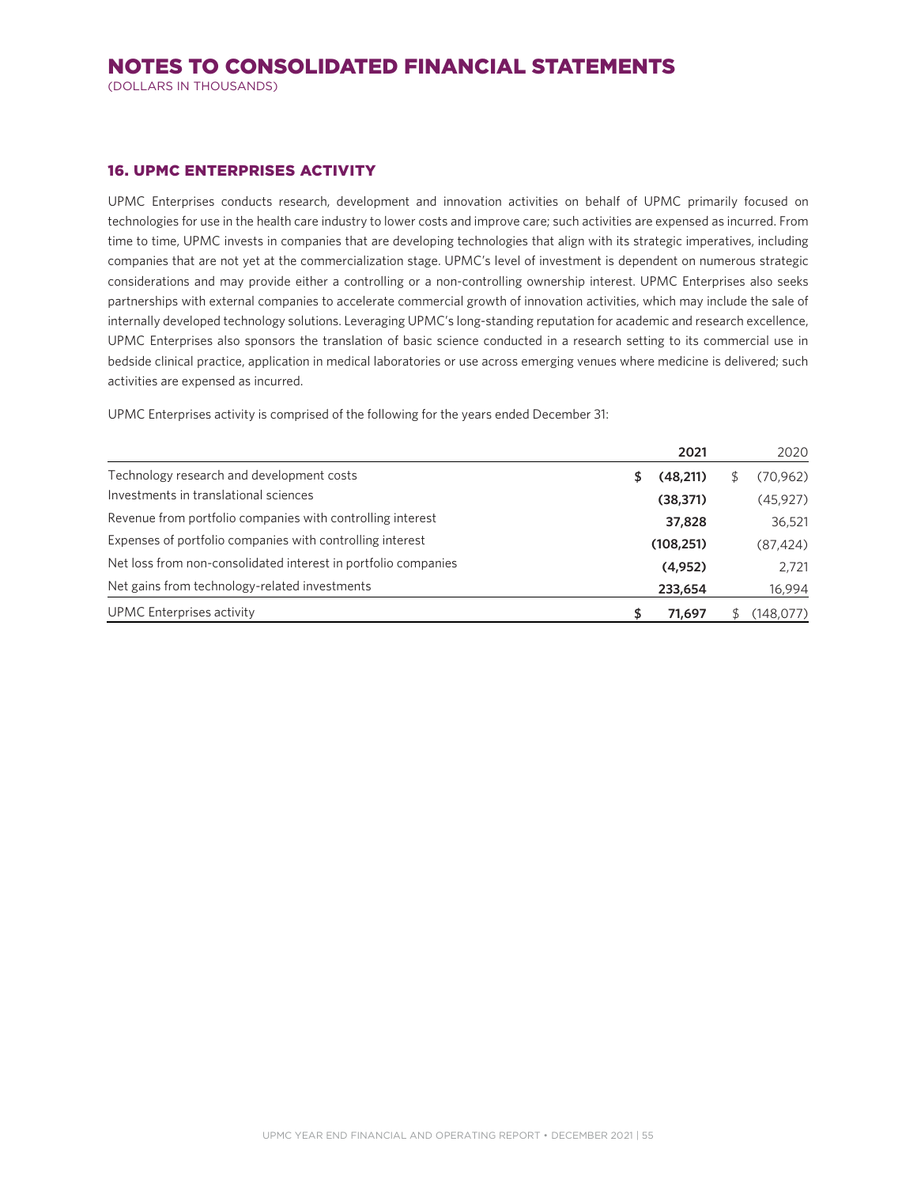# NOTES TO CONSOLIDATED FINANCIAL STATEMENTS

(DOLLARS IN THOUSANDS)

## 16. UPMC ENTERPRISES ACTIVITY

UPMC Enterprises conducts research, development and innovation activities on behalf of UPMC primarily focused on technologies for use in the health care industry to lower costs and improve care; such activities are expensed as incurred. From time to time, UPMC invests in companies that are developing technologies that align with its strategic imperatives, including companies that are not yet at the commercialization stage. UPMC's level of investment is dependent on numerous strategic considerations and may provide either a controlling or a non-controlling ownership interest. UPMC Enterprises also seeks partnerships with external companies to accelerate commercial growth of innovation activities, which may include the sale of internally developed technology solutions. Leveraging UPMC's long-standing reputation for academic and research excellence, UPMC Enterprises also sponsors the translation of basic science conducted in a research setting to its commercial use in bedside clinical practice, application in medical laboratories or use across emerging venues where medicine is delivered; such activities are expensed as incurred.

UPMC Enterprises activity is comprised of the following for the years ended December 31:

| | **2021** | 2020 |
|---|---|---|
| Technology research and development costs | **$ (48,211)** | $ (70,962) |
| Investments in translational sciences | **(38,371)** | (45,927) |
| Revenue from portfolio companies with controlling interest | **37,828** | 36,521 |
| Expenses of portfolio companies with controlling interest | **(108,251)** | (87,424) |
| Net loss from non-consolidated interest in portfolio companies | **(4,952)** | 2,721 |
| Net gains from technology-related investments | **233,654** | 16,994 |
| UPMC Enterprises activity | **$ 71,697** | $ (148,077) |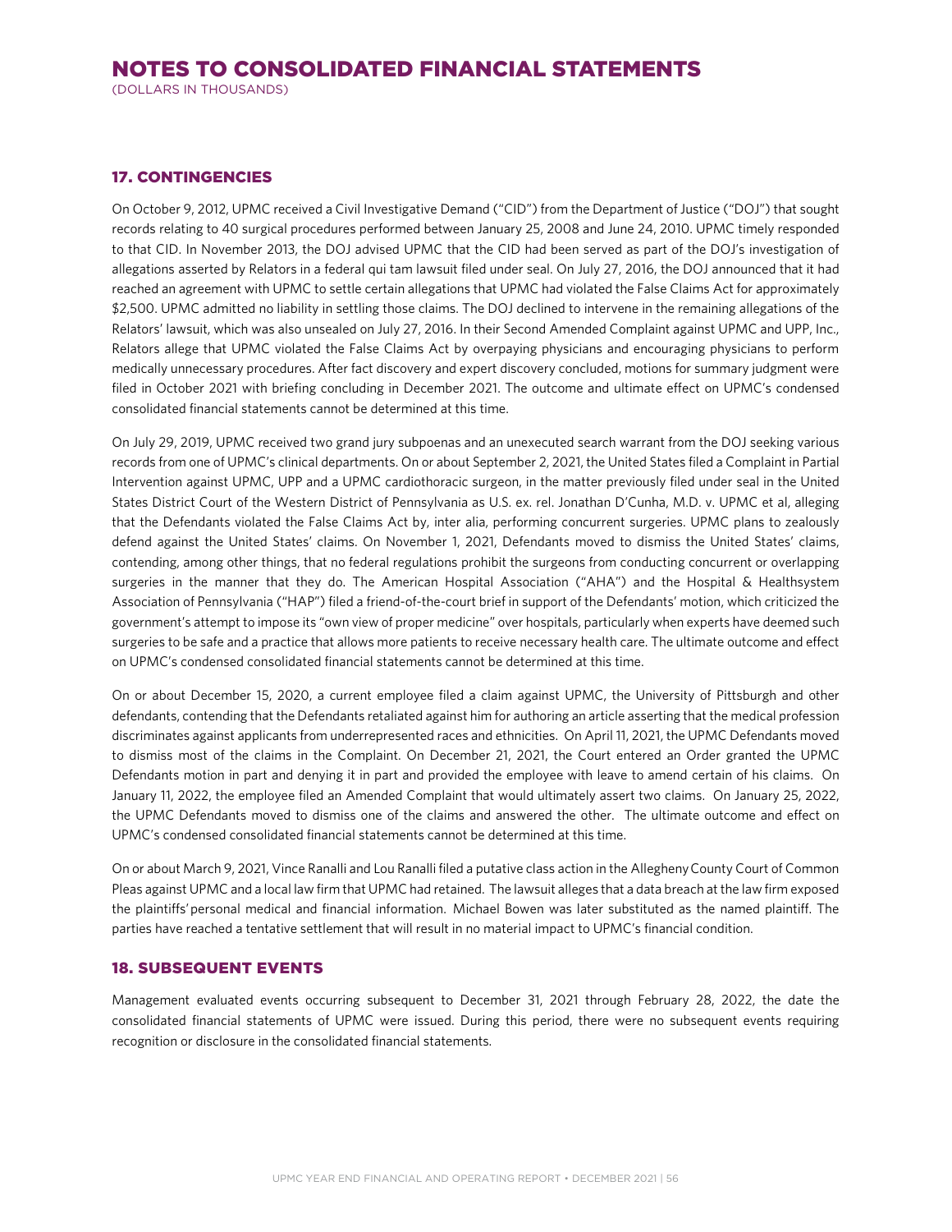# NOTES TO CONSOLIDATED FINANCIAL STATEMENTS

(DOLLARS IN THOUSANDS)

## 17. CONTINGENCIES

On October 9, 2012, UPMC received a Civil Investigative Demand ("CID") from the Department of Justice ("DOJ") that sought records relating to 40 surgical procedures performed between January 25, 2008 and June 24, 2010. UPMC timely responded to that CID. In November 2013, the DOJ advised UPMC that the CID had been served as part of the DOJ's investigation of allegations asserted by Relators in a federal qui tam lawsuit filed under seal. On July 27, 2016, the DOJ announced that it had reached an agreement with UPMC to settle certain allegations that UPMC had violated the False Claims Act for approximately $2,500. UPMC admitted no liability in settling those claims. The DOJ declined to intervene in the remaining allegations of the Relators' lawsuit, which was also unsealed on July 27, 2016. In their Second Amended Complaint against UPMC and UPP, Inc., Relators allege that UPMC violated the False Claims Act by overpaying physicians and encouraging physicians to perform medically unnecessary procedures. After fact discovery and expert discovery concluded, motions for summary judgment were filed in October 2021 with briefing concluding in December 2021. The outcome and ultimate effect on UPMC's condensed consolidated financial statements cannot be determined at this time.

On July 29, 2019, UPMC received two grand jury subpoenas and an unexecuted search warrant from the DOJ seeking various records from one of UPMC's clinical departments. On or about September 2, 2021, the United States filed a Complaint in Partial Intervention against UPMC, UPP and a UPMC cardiothoracic surgeon, in the matter previously filed under seal in the United States District Court of the Western District of Pennsylvania as U.S. ex. rel. Jonathan D'Cunha, M.D. v. UPMC et al, alleging that the Defendants violated the False Claims Act by, inter alia, performing concurrent surgeries. UPMC plans to zealously defend against the United States' claims. On November 1, 2021, Defendants moved to dismiss the United States' claims, contending, among other things, that no federal regulations prohibit the surgeons from conducting concurrent or overlapping surgeries in the manner that they do. The American Hospital Association ("AHA") and the Hospital & Healthsystem Association of Pennsylvania ("HAP") filed a friend-of-the-court brief in support of the Defendants' motion, which criticized the government's attempt to impose its "own view of proper medicine" over hospitals, particularly when experts have deemed such surgeries to be safe and a practice that allows more patients to receive necessary health care. The ultimate outcome and effect on UPMC's condensed consolidated financial statements cannot be determined at this time.

On or about December 15, 2020, a current employee filed a claim against UPMC, the University of Pittsburgh and other defendants, contending that the Defendants retaliated against him for authoring an article asserting that the medical profession discriminates against applicants from underrepresented races and ethnicities. On April 11, 2021, the UPMC Defendants moved to dismiss most of the claims in the Complaint. On December 21, 2021, the Court entered an Order granted the UPMC Defendants motion in part and denying it in part and provided the employee with leave to amend certain of his claims. On January 11, 2022, the employee filed an Amended Complaint that would ultimately assert two claims. On January 25, 2022, the UPMC Defendants moved to dismiss one of the claims and answered the other. The ultimate outcome and effect on UPMC's condensed consolidated financial statements cannot be determined at this time.

On or about March 9, 2021, Vince Ranalli and Lou Ranalli filed a putative class action in the Allegheny County Court of Common Pleas against UPMC and a local law firm that UPMC had retained. The lawsuit alleges that a data breach at the law firm exposed the plaintiffs' personal medical and financial information. Michael Bowen was later substituted as the named plaintiff. The parties have reached a tentative settlement that will result in no material impact to UPMC's financial condition.

## 18. SUBSEQUENT EVENTS

Management evaluated events occurring subsequent to December 31, 2021 through February 28, 2022, the date the consolidated financial statements of UPMC were issued. During this period, there were no subsequent events requiring recognition or disclosure in the consolidated financial statements.